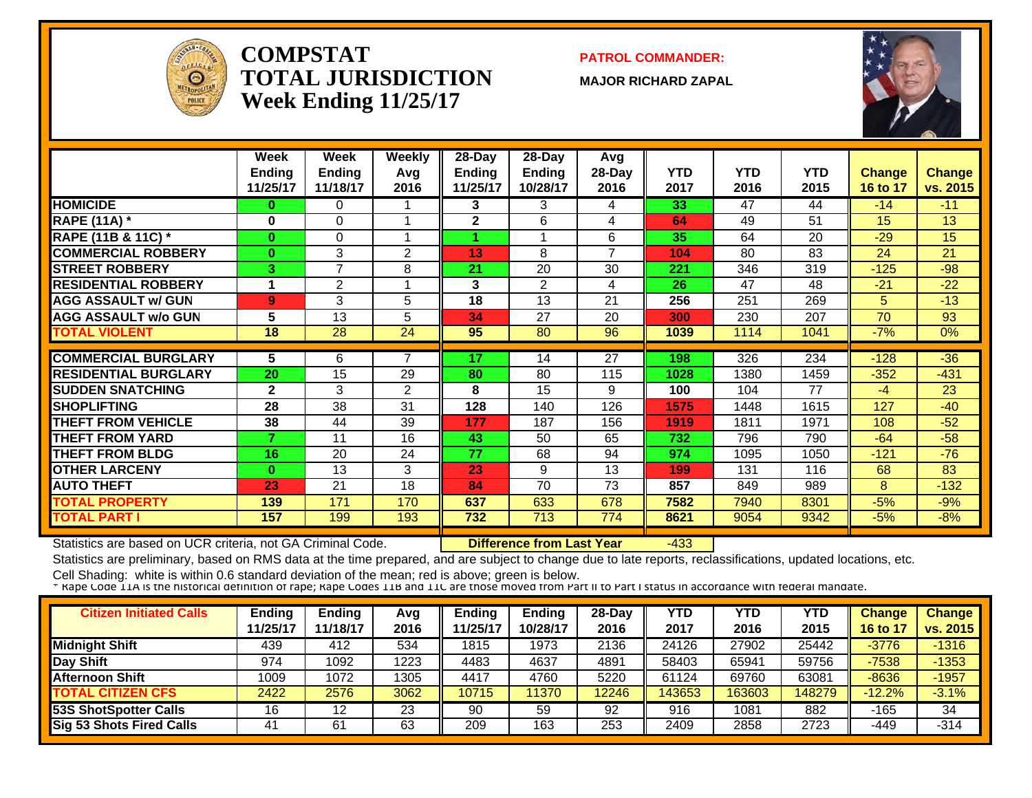# COMPSTAT
# TOTAL JURISDICTION
# Week Ending 11/25/17

**PATROL COMMANDER:**

**MAJOR RICHARD ZAPAL**

| | Week Ending 11/25/17 | Week Ending 11/18/17 | Weekly Avg 2016 | 28-Day Ending 11/25/17 | 28-Day Ending 10/28/17 | Avg 28-Day 2016 | YTD 2017 | YTD 2016 | YTD 2015 | Change 16 to 17 | Change vs. 2015 |
|---|---|---|---|---|---|---|---|---|---|---|---|
| HOMICIDE | 0 | 0 | 1 | 3 | 3 | 4 | 33 | 47 | 44 | -14 | -11 |
| RAPE (11A) * | 0 | 0 | 1 | 2 | 6 | 4 | 64 | 49 | 51 | 15 | 13 |
| RAPE (11B & 11C) * | 0 | 0 | 1 | 1 | 1 | 6 | 35 | 64 | 20 | -29 | 15 |
| COMMERCIAL ROBBERY | 0 | 3 | 2 | 13 | 8 | 7 | 104 | 80 | 83 | 24 | 21 |
| STREET ROBBERY | 3 | 7 | 8 | 21 | 20 | 30 | 221 | 346 | 319 | -125 | -98 |
| RESIDENTIAL ROBBERY | 1 | 2 | 1 | 3 | 2 | 4 | 26 | 47 | 48 | -21 | -22 |
| AGG ASSAULT w/ GUN | 9 | 3 | 5 | 18 | 13 | 21 | 256 | 251 | 269 | 5 | -13 |
| AGG ASSAULT w/o GUN | 5 | 13 | 5 | 34 | 27 | 20 | 300 | 230 | 207 | 70 | 93 |
| TOTAL VIOLENT | 18 | 28 | 24 | 95 | 80 | 96 | 1039 | 1114 | 1041 | -7% | 0% |
| COMMERCIAL BURGLARY | 5 | 6 | 7 | 17 | 14 | 27 | 198 | 326 | 234 | -128 | -36 |
| RESIDENTIAL BURGLARY | 20 | 15 | 29 | 80 | 80 | 115 | 1028 | 1380 | 1459 | -352 | -431 |
| SUDDEN SNATCHING | 2 | 3 | 2 | 8 | 15 | 9 | 100 | 104 | 77 | -4 | 23 |
| SHOPLIFTING | 28 | 38 | 31 | 128 | 140 | 126 | 1575 | 1448 | 1615 | 127 | -40 |
| THEFT FROM VEHICLE | 38 | 44 | 39 | 177 | 187 | 156 | 1919 | 1811 | 1971 | 108 | -52 |
| THEFT FROM YARD | 7 | 11 | 16 | 43 | 50 | 65 | 732 | 796 | 790 | -64 | -58 |
| THEFT FROM BLDG | 16 | 20 | 24 | 77 | 68 | 94 | 974 | 1095 | 1050 | -121 | -76 |
| OTHER LARCENY | 0 | 13 | 3 | 23 | 9 | 13 | 199 | 131 | 116 | 68 | 83 |
| AUTO THEFT | 23 | 21 | 18 | 84 | 70 | 73 | 857 | 849 | 989 | 8 | -132 |
| TOTAL PROPERTY | 139 | 171 | 170 | 637 | 633 | 678 | 7582 | 7940 | 8301 | -5% | -9% |
| TOTAL PART I | 157 | 199 | 193 | 732 | 713 | 774 | 8621 | 9054 | 9342 | -5% | -8% |

Statistics are based on UCR criteria, not GA Criminal Code.

**Difference from Last Year** -433

Statistics are preliminary, based on RMS data at the time prepared, and are subject to change due to late reports, reclassifications, updated locations, etc.

Cell Shading: white is within 0.6 standard deviation of the mean; red is above; green is below.

* Rape Code 11A is the historical definition of rape; Rape Codes 11B and 11C are those moved from Part II to Part I status in accordance with federal mandate.

| Citizen Initiated Calls | Ending 11/25/17 | Ending 11/18/17 | Avg 2016 | Ending 11/25/17 | Ending 10/28/17 | 28-Day 2016 | YTD 2017 | YTD 2016 | YTD 2015 | Change 16 to 17 | Change vs. 2015 |
|---|---|---|---|---|---|---|---|---|---|---|---|
| Midnight Shift | 439 | 412 | 534 | 1815 | 1973 | 2136 | 24126 | 27902 | 25442 | -3776 | -1316 |
| Day Shift | 974 | 1092 | 1223 | 4483 | 4637 | 4891 | 58403 | 65941 | 59756 | -7538 | -1353 |
| Afternoon Shift | 1009 | 1072 | 1305 | 4417 | 4760 | 5220 | 61124 | 69760 | 63081 | -8636 | -1957 |
| TOTAL CITIZEN CFS | 2422 | 2576 | 3062 | 10715 | 11370 | 12246 | 143653 | 163603 | 148279 | -12.2% | -3.1% |
| 53S ShotSpotter Calls | 16 | 12 | 23 | 90 | 59 | 92 | 916 | 1081 | 882 | -165 | 34 |
| Sig 53 Shots Fired Calls | 41 | 61 | 63 | 209 | 163 | 253 | 2409 | 2858 | 2723 | -449 | -314 |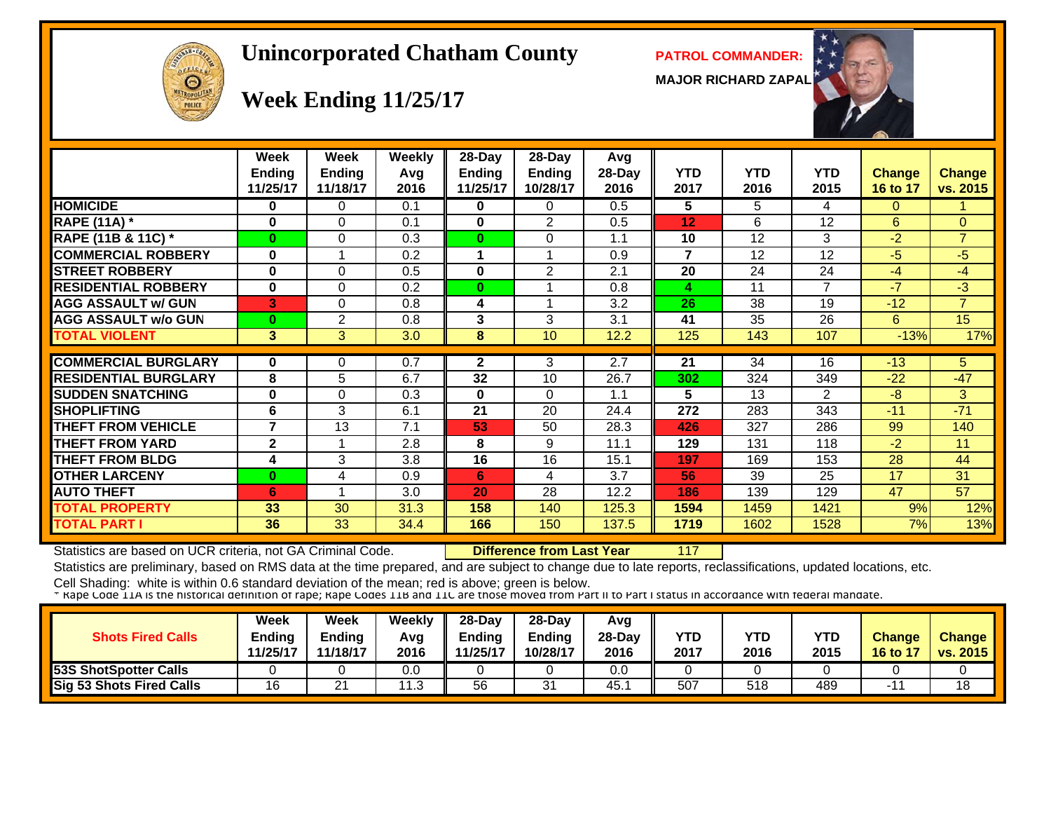# Unincorporated Chatham County

## Week Ending 11/25/17

**PATROL COMMANDER:**

**MAJOR RICHARD ZAPAL**

| | Week Ending 11/25/17 | Week Ending 11/18/17 | Weekly Avg 2016 | 28-Day Ending 11/25/17 | 28-Day Ending 10/28/17 | Avg 28-Day 2016 | YTD 2017 | YTD 2016 | YTD 2015 | Change 16 to 17 | Change vs. 2015 |
|---|---|---|---|---|---|---|---|---|---|---|---|
| HOMICIDE | 0 | 0 | 0.1 | 0 | 0 | 0.5 | 5 | 5 | 4 | 0 | 1 |
| RAPE (11A) * | 0 | 0 | 0.1 | 0 | 2 | 0.5 | 12 | 6 | 12 | 6 | 0 |
| RAPE (11B & 11C) * | 0 | 0 | 0.3 | 0 | 0 | 1.1 | 10 | 12 | 3 | -2 | 7 |
| COMMERCIAL ROBBERY | 0 | 1 | 0.2 | 1 | 1 | 0.9 | 7 | 12 | 12 | -5 | -5 |
| STREET ROBBERY | 0 | 0 | 0.5 | 0 | 2 | 2.1 | 20 | 24 | 24 | -4 | -4 |
| RESIDENTIAL ROBBERY | 0 | 0 | 0.2 | 0 | 1 | 0.8 | 4 | 11 | 7 | -7 | -3 |
| AGG ASSAULT w/ GUN | 3 | 0 | 0.8 | 4 | 1 | 3.2 | 26 | 38 | 19 | -12 | 7 |
| AGG ASSAULT w/o GUN | 0 | 2 | 0.8 | 3 | 3 | 3.1 | 41 | 35 | 26 | 6 | 15 |
| TOTAL VIOLENT | 3 | 3 | 3.0 | 8 | 10 | 12.2 | 125 | 143 | 107 | -13% | 17% |
| COMMERCIAL BURGLARY | 0 | 0 | 0.7 | 2 | 3 | 2.7 | 21 | 34 | 16 | -13 | 5 |
| RESIDENTIAL BURGLARY | 8 | 5 | 6.7 | 32 | 10 | 26.7 | 302 | 324 | 349 | -22 | -47 |
| SUDDEN SNATCHING | 0 | 0 | 0.3 | 0 | 0 | 1.1 | 5 | 13 | 2 | -8 | 3 |
| SHOPLIFTING | 6 | 3 | 6.1 | 21 | 20 | 24.4 | 272 | 283 | 343 | -11 | -71 |
| THEFT FROM VEHICLE | 7 | 13 | 7.1 | 53 | 50 | 28.3 | 426 | 327 | 286 | 99 | 140 |
| THEFT FROM YARD | 2 | 1 | 2.8 | 8 | 9 | 11.1 | 129 | 131 | 118 | -2 | 11 |
| THEFT FROM BLDG | 4 | 3 | 3.8 | 16 | 16 | 15.1 | 197 | 169 | 153 | 28 | 44 |
| OTHER LARCENY | 0 | 4 | 0.9 | 6 | 4 | 3.7 | 56 | 39 | 25 | 17 | 31 |
| AUTO THEFT | 6 | 1 | 3.0 | 20 | 28 | 12.2 | 186 | 139 | 129 | 47 | 57 |
| TOTAL PROPERTY | 33 | 30 | 31.3 | 158 | 140 | 125.3 | 1594 | 1459 | 1421 | 9% | 12% |
| TOTAL PART I | 36 | 33 | 34.4 | 166 | 150 | 137.5 | 1719 | 1602 | 1528 | 7% | 13% |

Statistics are based on UCR criteria, not GA Criminal Code. **Difference from Last Year** 117

Statistics are preliminary, based on RMS data at the time prepared, and are subject to change due to late reports, reclassifications, updated locations, etc.

Cell Shading: white is within 0.6 standard deviation of the mean; red is above; green is below.

* Rape Code 11A is the historical definition of rape; Rape Codes 11B and 11C are those moved from Part II to Part I status in accordance with federal mandate.

| Shots Fired Calls | Week Ending 11/25/17 | Week Ending 11/18/17 | Weekly Avg 2016 | 28-Day Ending 11/25/17 | 28-Day Ending 10/28/17 | Avg 28-Day 2016 | YTD 2017 | YTD 2016 | YTD 2015 | Change 16 to 17 | Change vs. 2015 |
|---|---|---|---|---|---|---|---|---|---|---|---|
| 53S ShotSpotter Calls | 0 | 0 | 0.0 | 0 | 0 | 0.0 | 0 | 0 | 0 | 0 | 0 |
| Sig 53 Shots Fired Calls | 16 | 21 | 11.3 | 56 | 31 | 45.1 | 507 | 518 | 489 | -11 | 18 |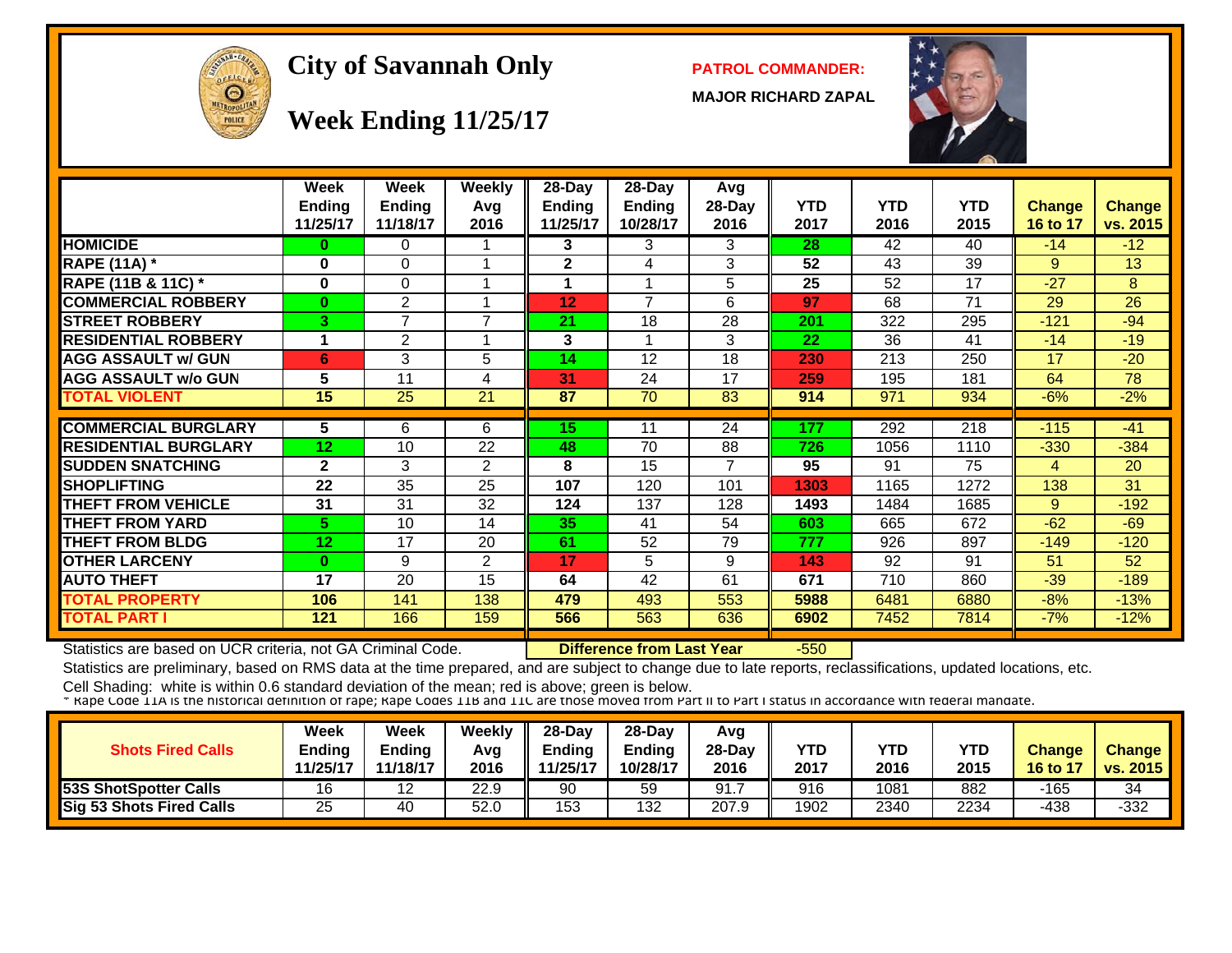# City of Savannah Only

## Week Ending 11/25/17

**PATROL COMMANDER:**

**MAJOR RICHARD ZAPAL**

| | Week Ending 11/25/17 | Week Ending 11/18/17 | Weekly Avg 2016 | 28-Day Ending 11/25/17 | 28-Day Ending 10/28/17 | Avg 28-Day 2016 | YTD 2017 | YTD 2016 | YTD 2015 | Change 16 to 17 | Change vs. 2015 |
|---|---|---|---|---|---|---|---|---|---|---|---|
| HOMICIDE | 0 | 0 | 1 | 3 | 3 | 3 | 28 | 42 | 40 | -14 | -12 |
| RAPE (11A) * | 0 | 0 | 1 | 2 | 4 | 3 | 52 | 43 | 39 | 9 | 13 |
| RAPE (11B & 11C) * | 0 | 0 | 1 | 1 | 1 | 5 | 25 | 52 | 17 | -27 | 8 |
| COMMERCIAL ROBBERY | 0 | 2 | 1 | 12 | 7 | 6 | 97 | 68 | 71 | 29 | 26 |
| STREET ROBBERY | 3 | 7 | 7 | 21 | 18 | 28 | 201 | 322 | 295 | -121 | -94 |
| RESIDENTIAL ROBBERY | 1 | 2 | 1 | 3 | 1 | 3 | 22 | 36 | 41 | -14 | -19 |
| AGG ASSAULT w/ GUN | 6 | 3 | 5 | 14 | 12 | 18 | 230 | 213 | 250 | 17 | -20 |
| AGG ASSAULT w/o GUN | 5 | 11 | 4 | 31 | 24 | 17 | 259 | 195 | 181 | 64 | 78 |
| TOTAL VIOLENT | 15 | 25 | 21 | 87 | 70 | 83 | 914 | 971 | 934 | -6% | -2% |
| COMMERCIAL BURGLARY | 5 | 6 | 6 | 15 | 11 | 24 | 177 | 292 | 218 | -115 | -41 |
| RESIDENTIAL BURGLARY | 12 | 10 | 22 | 48 | 70 | 88 | 726 | 1056 | 1110 | -330 | -384 |
| SUDDEN SNATCHING | 2 | 3 | 2 | 8 | 15 | 7 | 95 | 91 | 75 | 4 | 20 |
| SHOPLIFTING | 22 | 35 | 25 | 107 | 120 | 101 | 1303 | 1165 | 1272 | 138 | 31 |
| THEFT FROM VEHICLE | 31 | 31 | 32 | 124 | 137 | 128 | 1493 | 1484 | 1685 | 9 | -192 |
| THEFT FROM YARD | 5 | 10 | 14 | 35 | 41 | 54 | 603 | 665 | 672 | -62 | -69 |
| THEFT FROM BLDG | 12 | 17 | 20 | 61 | 52 | 79 | 777 | 926 | 897 | -149 | -120 |
| OTHER LARCENY | 0 | 9 | 2 | 17 | 5 | 9 | 143 | 92 | 91 | 51 | 52 |
| AUTO THEFT | 17 | 20 | 15 | 64 | 42 | 61 | 671 | 710 | 860 | -39 | -189 |
| TOTAL PROPERTY | 106 | 141 | 138 | 479 | 493 | 553 | 5988 | 6481 | 6880 | -8% | -13% |
| TOTAL PART I | 121 | 166 | 159 | 566 | 563 | 636 | 6902 | 7452 | 7814 | -7% | -12% |

Statistics are based on UCR criteria, not GA Criminal Code. **Difference from Last Year** -550

Statistics are preliminary, based on RMS data at the time prepared, and are subject to change due to late reports, reclassifications, updated locations, etc.

Cell Shading: white is within 0.6 standard deviation of the mean; red is above; green is below.

* Rape Code 11A is the historical definition of rape; Rape Codes 11B and 11C are those moved from Part II to Part I status in accordance with federal mandate.

| Shots Fired Calls | Week Ending 11/25/17 | Week Ending 11/18/17 | Weekly Avg 2016 | 28-Day Ending 11/25/17 | 28-Day Ending 10/28/17 | Avg 28-Day 2016 | YTD 2017 | YTD 2016 | YTD 2015 | Change 16 to 17 | Change vs. 2015 |
|---|---|---|---|---|---|---|---|---|---|---|---|
| 53S ShotSpotter Calls | 16 | 12 | 22.9 | 90 | 59 | 91.7 | 916 | 1081 | 882 | -165 | 34 |
| Sig 53 Shots Fired Calls | 25 | 40 | 52.0 | 153 | 132 | 207.9 | 1902 | 2340 | 2234 | -438 | -332 |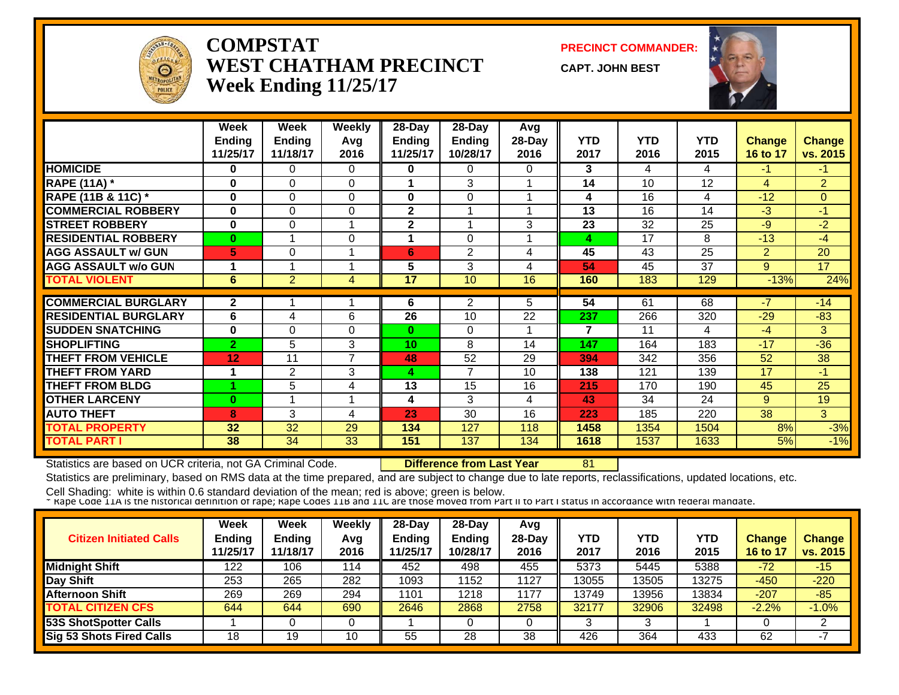# COMPSTAT
## WEST CHATHAM PRECINCT
## Week Ending 11/25/17

**PRECINCT COMMANDER:**

**CAPT. JOHN BEST**

| | Week Ending 11/25/17 | Week Ending 11/18/17 | Weekly Avg 2016 | 28-Day Ending 11/25/17 | 28-Day Ending 10/28/17 | Avg 28-Day 2016 | YTD 2017 | YTD 2016 | YTD 2015 | Change 16 to 17 | Change vs. 2015 |
|---|---|---|---|---|---|---|---|---|---|---|---|
| HOMICIDE | 0 | 0 | 0 | 0 | 0 | 0 | 3 | 4 | 4 | -1 | -1 |
| RAPE (11A) * | 0 | 0 | 0 | 1 | 3 | 1 | 14 | 10 | 12 | 4 | 2 |
| RAPE (11B & 11C) * | 0 | 0 | 0 | 0 | 0 | 1 | 4 | 16 | 4 | -12 | 0 |
| COMMERCIAL ROBBERY | 0 | 0 | 0 | 2 | 1 | 1 | 13 | 16 | 14 | -3 | -1 |
| STREET ROBBERY | 0 | 0 | 1 | 2 | 1 | 3 | 23 | 32 | 25 | -9 | -2 |
| RESIDENTIAL ROBBERY | 0 | 1 | 0 | 1 | 0 | 1 | 4 | 17 | 8 | -13 | -4 |
| AGG ASSAULT w/ GUN | 5 | 0 | 1 | 6 | 2 | 4 | 45 | 43 | 25 | 2 | 20 |
| AGG ASSAULT w/o GUN | 1 | 1 | 1 | 5 | 3 | 4 | 54 | 45 | 37 | 9 | 17 |
| TOTAL VIOLENT | 6 | 2 | 4 | 17 | 10 | 16 | 160 | 183 | 129 | -13% | 24% |
| COMMERCIAL BURGLARY | 2 | 1 | 1 | 6 | 2 | 5 | 54 | 61 | 68 | -7 | -14 |
| RESIDENTIAL BURGLARY | 6 | 4 | 6 | 26 | 10 | 22 | 237 | 266 | 320 | -29 | -83 |
| SUDDEN SNATCHING | 0 | 0 | 0 | 0 | 0 | 1 | 7 | 11 | 4 | -4 | 3 |
| SHOPLIFTING | 2 | 5 | 3 | 10 | 8 | 14 | 147 | 164 | 183 | -17 | -36 |
| THEFT FROM VEHICLE | 12 | 11 | 7 | 48 | 52 | 29 | 394 | 342 | 356 | 52 | 38 |
| THEFT FROM YARD | 1 | 2 | 3 | 4 | 7 | 10 | 138 | 121 | 139 | 17 | -1 |
| THEFT FROM BLDG | 1 | 5 | 4 | 13 | 15 | 16 | 215 | 170 | 190 | 45 | 25 |
| OTHER LARCENY | 0 | 1 | 1 | 4 | 3 | 4 | 43 | 34 | 24 | 9 | 19 |
| AUTO THEFT | 8 | 3 | 4 | 23 | 30 | 16 | 223 | 185 | 220 | 38 | 3 |
| TOTAL PROPERTY | 32 | 32 | 29 | 134 | 127 | 118 | 1458 | 1354 | 1504 | 8% | -3% |
| TOTAL PART I | 38 | 34 | 33 | 151 | 137 | 134 | 1618 | 1537 | 1633 | 5% | -1% |

Statistics are based on UCR criteria, not GA Criminal Code. **Difference from Last Year** 81

Statistics are preliminary, based on RMS data at the time prepared, and are subject to change due to late reports, reclassifications, updated locations, etc.

Cell Shading: white is within 0.6 standard deviation of the mean; red is above; green is below.

* Rape Code 11A is the historical definition of rape; Rape Codes 11B and 11C are those moved from Part II to Part I status in accordance with federal mandate.

| Citizen Initiated Calls | Week Ending 11/25/17 | Week Ending 11/18/17 | Weekly Avg 2016 | 28-Day Ending 11/25/17 | 28-Day Ending 10/28/17 | Avg 28-Day 2016 | YTD 2017 | YTD 2016 | YTD 2015 | Change 16 to 17 | Change vs. 2015 |
|---|---|---|---|---|---|---|---|---|---|---|---|
| Midnight Shift | 122 | 106 | 114 | 452 | 498 | 455 | 5373 | 5445 | 5388 | -72 | -15 |
| Day Shift | 253 | 265 | 282 | 1093 | 1152 | 1127 | 13055 | 13505 | 13275 | -450 | -220 |
| Afternoon Shift | 269 | 269 | 294 | 1101 | 1218 | 1177 | 13749 | 13956 | 13834 | -207 | -85 |
| TOTAL CITIZEN CFS | 644 | 644 | 690 | 2646 | 2868 | 2758 | 32177 | 32906 | 32498 | -2.2% | -1.0% |
| 53S ShotSpotter Calls | 1 | 0 | 0 | 1 | 0 | 0 | 3 | 3 | 1 | 0 | 2 |
| Sig 53 Shots Fired Calls | 18 | 19 | 10 | 55 | 28 | 38 | 426 | 364 | 433 | 62 | -7 |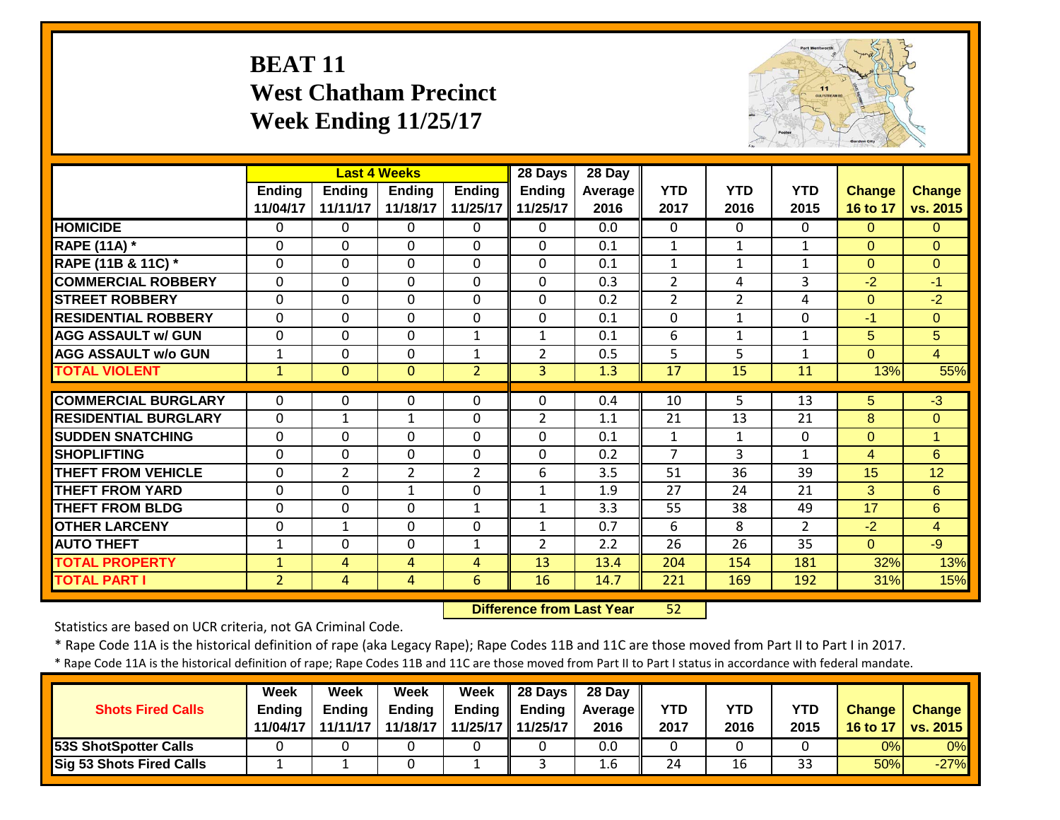# BEAT 11
## West Chatham Precinct
## Week Ending 11/25/17

| | Last 4 Weeks | | | | 28 Days | 28 Day | YTD | YTD | YTD | Change | Change |
|---|---|---|---|---|---|---|---|---|---|---|---|
| | Ending 11/04/17 | Ending 11/11/17 | Ending 11/18/17 | Ending 11/25/17 | Ending 11/25/17 | Average 2016 | YTD 2017 | YTD 2016 | YTD 2015 | 16 to 17 | vs. 2015 |
| HOMICIDE | 0 | 0 | 0 | 0 | 0 | 0.0 | 0 | 0 | 0 | 0 | 0 |
| RAPE (11A) * | 0 | 0 | 0 | 0 | 0 | 0.1 | 1 | 1 | 1 | 0 | 0 |
| RAPE (11B & 11C) * | 0 | 0 | 0 | 0 | 0 | 0.1 | 1 | 1 | 1 | 0 | 0 |
| COMMERCIAL ROBBERY | 0 | 0 | 0 | 0 | 0 | 0.3 | 2 | 4 | 3 | -2 | -1 |
| STREET ROBBERY | 0 | 0 | 0 | 0 | 0 | 0.2 | 2 | 2 | 4 | 0 | -2 |
| RESIDENTIAL ROBBERY | 0 | 0 | 0 | 0 | 0 | 0.1 | 0 | 1 | 0 | -1 | 0 |
| AGG ASSAULT w/ GUN | 0 | 0 | 0 | 1 | 1 | 0.1 | 6 | 1 | 1 | 5 | 5 |
| AGG ASSAULT w/o GUN | 1 | 0 | 0 | 1 | 2 | 0.5 | 5 | 5 | 1 | 0 | 4 |
| TOTAL VIOLENT | 1 | 0 | 0 | 2 | 3 | 1.3 | 17 | 15 | 11 | 13% | 55% |
| COMMERCIAL BURGLARY | 0 | 0 | 0 | 0 | 0 | 0.4 | 10 | 5 | 13 | 5 | -3 |
| RESIDENTIAL BURGLARY | 0 | 1 | 1 | 0 | 2 | 1.1 | 21 | 13 | 21 | 8 | 0 |
| SUDDEN SNATCHING | 0 | 0 | 0 | 0 | 0 | 0.1 | 1 | 1 | 0 | 0 | 1 |
| SHOPLIFTING | 0 | 0 | 0 | 0 | 0 | 0.2 | 7 | 3 | 1 | 4 | 6 |
| THEFT FROM VEHICLE | 0 | 2 | 2 | 2 | 6 | 3.5 | 51 | 36 | 39 | 15 | 12 |
| THEFT FROM YARD | 0 | 0 | 1 | 0 | 1 | 1.9 | 27 | 24 | 21 | 3 | 6 |
| THEFT FROM BLDG | 0 | 0 | 0 | 1 | 1 | 3.3 | 55 | 38 | 49 | 17 | 6 |
| OTHER LARCENY | 0 | 1 | 0 | 0 | 1 | 0.7 | 6 | 8 | 2 | -2 | 4 |
| AUTO THEFT | 1 | 0 | 0 | 1 | 2 | 2.2 | 26 | 26 | 35 | 0 | -9 |
| TOTAL PROPERTY | 1 | 4 | 4 | 4 | 13 | 13.4 | 204 | 154 | 181 | 32% | 13% |
| TOTAL PART I | 2 | 4 | 4 | 6 | 16 | 14.7 | 221 | 169 | 192 | 31% | 15% |

**Difference from Last Year** 52

Statistics are based on UCR criteria, not GA Criminal Code.

* Rape Code 11A is the historical definition of rape (aka Legacy Rape); Rape Codes 11B and 11C are those moved from Part II to Part I in 2017.

* Rape Code 11A is the historical definition of rape; Rape Codes 11B and 11C are those moved from Part II to Part I status in accordance with federal mandate.

| Shots Fired Calls | Week Ending 11/04/17 | Week Ending 11/11/17 | Week Ending 11/18/17 | Week Ending 11/25/17 | 28 Days Ending 11/25/17 | 28 Day Average 2016 | YTD 2017 | YTD 2016 | YTD 2015 | Change 16 to 17 | Change vs. 2015 |
|---|---|---|---|---|---|---|---|---|---|---|---|
| 53S ShotSpotter Calls | 0 | 0 | 0 | 0 | 0 | 0.0 | 0 | 0 | 0 | 0% | 0% |
| Sig 53 Shots Fired Calls | 1 | 1 | 0 | 1 | 3 | 1.6 | 24 | 16 | 33 | 50% | -27% |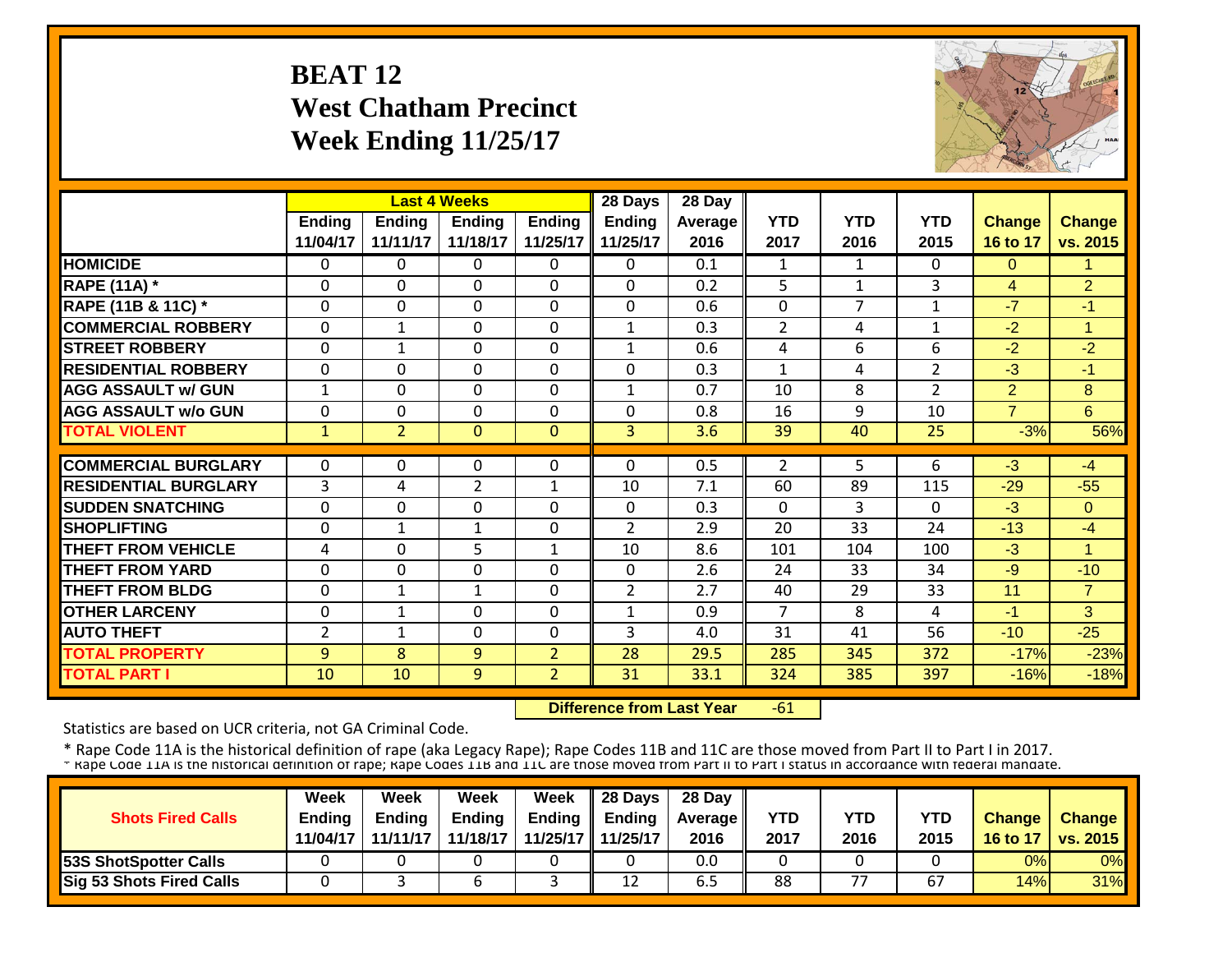# BEAT 12
## West Chatham Precinct
## Week Ending 11/25/17

| | Last 4 Weeks | | | | 28 Days | 28 Day | | | | | |
|---|---|---|---|---|---|---|---|---|---|---|---|
| | Ending 11/04/17 | Ending 11/11/17 | Ending 11/18/17 | Ending 11/25/17 | Ending 11/25/17 | Average 2016 | YTD 2017 | YTD 2016 | YTD 2015 | Change 16 to 17 | Change vs. 2015 |
| HOMICIDE | 0 | 0 | 0 | 0 | 0 | 0.1 | 1 | 1 | 0 | 0 | 1 |
| RAPE (11A) * | 0 | 0 | 0 | 0 | 0 | 0.2 | 5 | 1 | 3 | 4 | 2 |
| RAPE (11B & 11C) * | 0 | 0 | 0 | 0 | 0 | 0.6 | 0 | 7 | 1 | -7 | -1 |
| COMMERCIAL ROBBERY | 0 | 1 | 0 | 0 | 1 | 0.3 | 2 | 4 | 1 | -2 | 1 |
| STREET ROBBERY | 0 | 1 | 0 | 0 | 1 | 0.6 | 4 | 6 | 6 | -2 | -2 |
| RESIDENTIAL ROBBERY | 0 | 0 | 0 | 0 | 0 | 0.3 | 1 | 4 | 2 | -3 | -1 |
| AGG ASSAULT w/ GUN | 1 | 0 | 0 | 0 | 1 | 0.7 | 10 | 8 | 2 | 2 | 8 |
| AGG ASSAULT w/o GUN | 0 | 0 | 0 | 0 | 0 | 0.8 | 16 | 9 | 10 | 7 | 6 |
| TOTAL VIOLENT | 1 | 2 | 0 | 0 | 3 | 3.6 | 39 | 40 | 25 | -3% | 56% |
| COMMERCIAL BURGLARY | 0 | 0 | 0 | 0 | 0 | 0.5 | 2 | 5 | 6 | -3 | -4 |
| RESIDENTIAL BURGLARY | 3 | 4 | 2 | 1 | 10 | 7.1 | 60 | 89 | 115 | -29 | -55 |
| SUDDEN SNATCHING | 0 | 0 | 0 | 0 | 0 | 0.3 | 0 | 3 | 0 | -3 | 0 |
| SHOPLIFTING | 0 | 1 | 1 | 0 | 2 | 2.9 | 20 | 33 | 24 | -13 | -4 |
| THEFT FROM VEHICLE | 4 | 0 | 5 | 1 | 10 | 8.6 | 101 | 104 | 100 | -3 | 1 |
| THEFT FROM YARD | 0 | 0 | 0 | 0 | 0 | 2.6 | 24 | 33 | 34 | -9 | -10 |
| THEFT FROM BLDG | 0 | 1 | 1 | 0 | 2 | 2.7 | 40 | 29 | 33 | 11 | 7 |
| OTHER LARCENY | 0 | 1 | 0 | 0 | 1 | 0.9 | 7 | 8 | 4 | -1 | 3 |
| AUTO THEFT | 2 | 1 | 0 | 0 | 3 | 4.0 | 31 | 41 | 56 | -10 | -25 |
| TOTAL PROPERTY | 9 | 8 | 9 | 2 | 28 | 29.5 | 285 | 345 | 372 | -17% | -23% |
| TOTAL PART I | 10 | 10 | 9 | 2 | 31 | 33.1 | 324 | 385 | 397 | -16% | -18% |

**Difference from Last Year** -61

Statistics are based on UCR criteria, not GA Criminal Code.

* Rape Code 11A is the historical definition of rape (aka Legacy Rape); Rape Codes 11B and 11C are those moved from Part II to Part I in 2017.
* Rape Code 11A is the historical definition of rape; Rape Codes 11B and 11C are those moved from Part II to Part I status in accordance with federal mandate.

| Shots Fired Calls | Week Ending 11/04/17 | Week Ending 11/11/17 | Week Ending 11/18/17 | Week Ending 11/25/17 | 28 Days Ending 11/25/17 | 28 Day Average 2016 | YTD 2017 | YTD 2016 | YTD 2015 | Change 16 to 17 | Change vs. 2015 |
|---|---|---|---|---|---|---|---|---|---|---|---|
| 53S ShotSpotter Calls | 0 | 0 | 0 | 0 | 0 | 0.0 | 0 | 0 | 0 | 0% | 0% |
| Sig 53 Shots Fired Calls | 0 | 3 | 6 | 3 | 12 | 6.5 | 88 | 77 | 67 | 14% | 31% |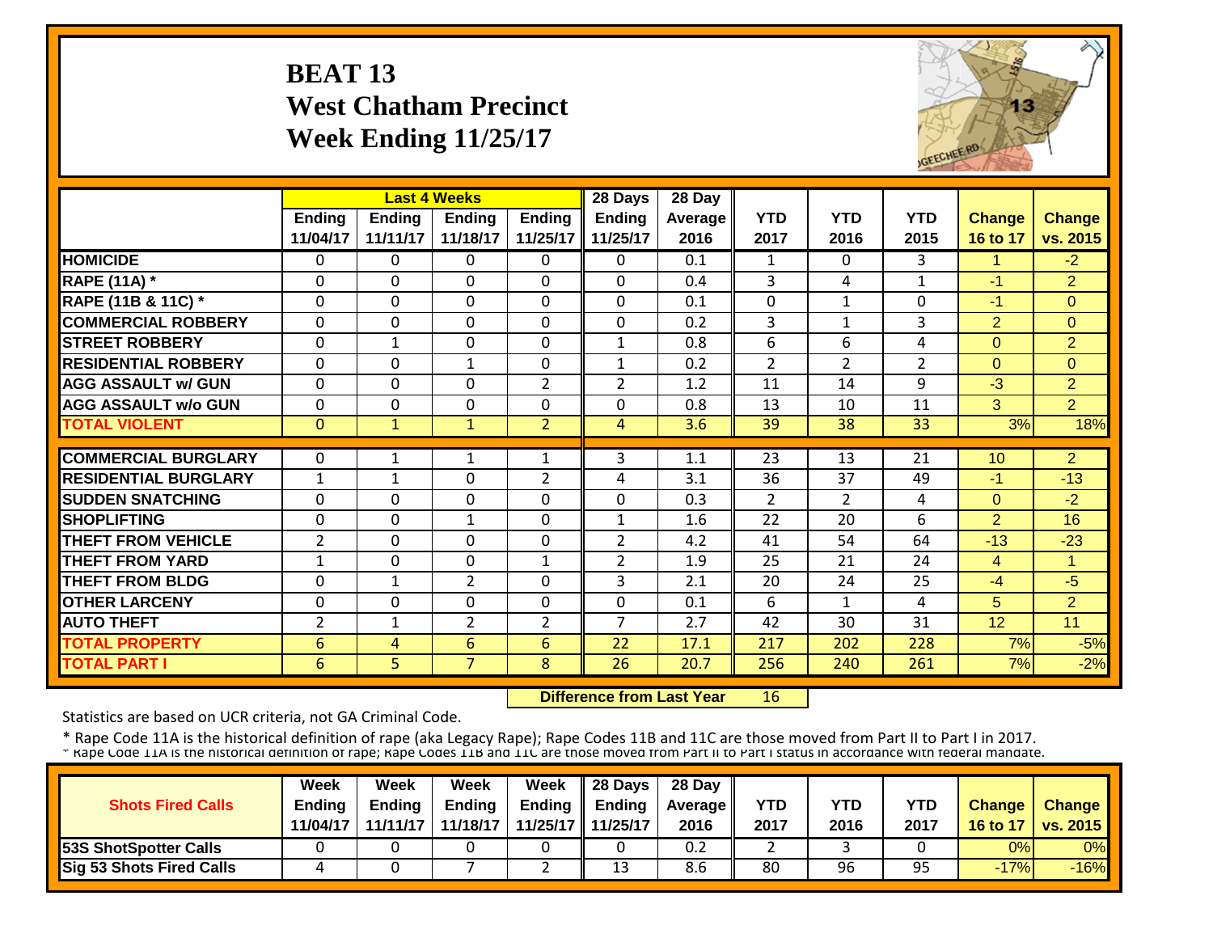# BEAT 13
## West Chatham Precinct
## Week Ending 11/25/17

| | Last 4 Weeks | | | | 28 Days | 28 Day | | | | | |
|---|---|---|---|---|---|---|---|---|---|---|---|
| | Ending 11/04/17 | Ending 11/11/17 | Ending 11/18/17 | Ending 11/25/17 | Ending 11/25/17 | Average 2016 | YTD 2017 | YTD 2016 | YTD 2015 | Change 16 to 17 | Change vs. 2015 |
| HOMICIDE | 0 | 0 | 0 | 0 | 0 | 0.1 | 1 | 0 | 3 | 1 | -2 |
| RAPE (11A) * | 0 | 0 | 0 | 0 | 0 | 0.4 | 3 | 4 | 1 | -1 | 2 |
| RAPE (11B & 11C) * | 0 | 0 | 0 | 0 | 0 | 0.1 | 0 | 1 | 0 | -1 | 0 |
| COMMERCIAL ROBBERY | 0 | 0 | 0 | 0 | 0 | 0.2 | 3 | 1 | 3 | 2 | 0 |
| STREET ROBBERY | 0 | 1 | 0 | 0 | 1 | 0.8 | 6 | 6 | 4 | 0 | 2 |
| RESIDENTIAL ROBBERY | 0 | 0 | 1 | 0 | 1 | 0.2 | 2 | 2 | 2 | 0 | 0 |
| AGG ASSAULT w/ GUN | 0 | 0 | 0 | 2 | 2 | 1.2 | 11 | 14 | 9 | -3 | 2 |
| AGG ASSAULT w/o GUN | 0 | 0 | 0 | 0 | 0 | 0.8 | 13 | 10 | 11 | 3 | 2 |
| TOTAL VIOLENT | 0 | 1 | 1 | 2 | 4 | 3.6 | 39 | 38 | 33 | 3% | 18% |
| COMMERCIAL BURGLARY | 0 | 1 | 1 | 1 | 3 | 1.1 | 23 | 13 | 21 | 10 | 2 |
| RESIDENTIAL BURGLARY | 1 | 1 | 0 | 2 | 4 | 3.1 | 36 | 37 | 49 | -1 | -13 |
| SUDDEN SNATCHING | 0 | 0 | 0 | 0 | 0 | 0.3 | 2 | 2 | 4 | 0 | -2 |
| SHOPLIFTING | 0 | 0 | 1 | 0 | 1 | 1.6 | 22 | 20 | 6 | 2 | 16 |
| THEFT FROM VEHICLE | 2 | 0 | 0 | 0 | 2 | 4.2 | 41 | 54 | 64 | -13 | -23 |
| THEFT FROM YARD | 1 | 0 | 0 | 1 | 2 | 1.9 | 25 | 21 | 24 | 4 | 1 |
| THEFT FROM BLDG | 0 | 1 | 2 | 0 | 3 | 2.1 | 20 | 24 | 25 | -4 | -5 |
| OTHER LARCENY | 0 | 0 | 0 | 0 | 0 | 0.1 | 6 | 1 | 4 | 5 | 2 |
| AUTO THEFT | 2 | 1 | 2 | 2 | 7 | 2.7 | 42 | 30 | 31 | 12 | 11 |
| TOTAL PROPERTY | 6 | 4 | 6 | 6 | 22 | 17.1 | 217 | 202 | 228 | 7% | -5% |
| TOTAL PART I | 6 | 5 | 7 | 8 | 26 | 20.7 | 256 | 240 | 261 | 7% | -2% |

**Difference from Last Year** 16

Statistics are based on UCR criteria, not GA Criminal Code.

* Rape Code 11A is the historical definition of rape (aka Legacy Rape); Rape Codes 11B and 11C are those moved from Part II to Part I in 2017.

* Rape Code 11A is the historical definition of rape; Rape Codes 11B and 11C are those moved from Part II to Part I status in accordance with federal mandate.

| Shots Fired Calls | Week Ending 11/04/17 | Week Ending 11/11/17 | Week Ending 11/18/17 | Week Ending 11/25/17 | 28 Days Ending 11/25/17 | 28 Day Average 2016 | YTD 2017 | YTD 2016 | YTD 2017 | Change 16 to 17 | Change vs. 2015 |
|---|---|---|---|---|---|---|---|---|---|---|---|
| 53S ShotSpotter Calls | 0 | 0 | 0 | 0 | 0 | 0.2 | 2 | 3 | 0 | 0% | 0% |
| Sig 53 Shots Fired Calls | 4 | 0 | 7 | 2 | 13 | 8.6 | 80 | 96 | 95 | -17% | -16% |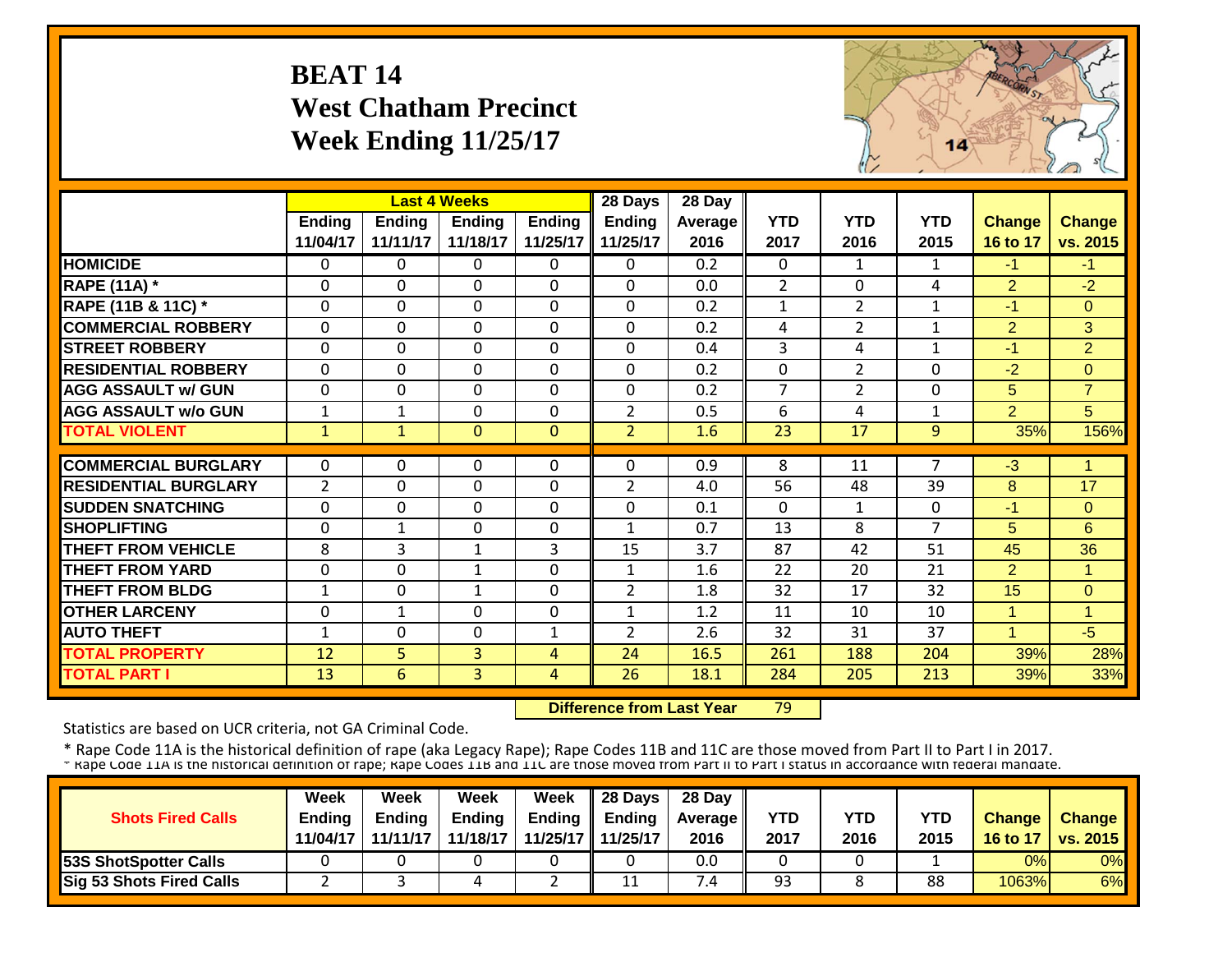**BEAT 14**
**West Chatham Precinct**
**Week Ending 11/25/17**

| | Last 4 Weeks | | | | 28 Days | 28 Day | | | | | |
|---|---|---|---|---|---|---|---|---|---|---|---|
| | Ending 11/04/17 | Ending 11/11/17 | Ending 11/18/17 | Ending 11/25/17 | Ending 11/25/17 | Average 2016 | YTD 2017 | YTD 2016 | YTD 2015 | Change 16 to 17 | Change vs. 2015 |
| HOMICIDE | 0 | 0 | 0 | 0 | 0 | 0.2 | 0 | 1 | 1 | -1 | -1 |
| RAPE (11A) * | 0 | 0 | 0 | 0 | 0 | 0.0 | 2 | 0 | 4 | 2 | -2 |
| RAPE (11B & 11C) * | 0 | 0 | 0 | 0 | 0 | 0.2 | 1 | 2 | 1 | -1 | 0 |
| COMMERCIAL ROBBERY | 0 | 0 | 0 | 0 | 0 | 0.2 | 4 | 2 | 1 | 2 | 3 |
| STREET ROBBERY | 0 | 0 | 0 | 0 | 0 | 0.4 | 3 | 4 | 1 | -1 | 2 |
| RESIDENTIAL ROBBERY | 0 | 0 | 0 | 0 | 0 | 0.2 | 0 | 2 | 0 | -2 | 0 |
| AGG ASSAULT w/ GUN | 0 | 0 | 0 | 0 | 0 | 0.2 | 7 | 2 | 0 | 5 | 7 |
| AGG ASSAULT w/o GUN | 1 | 1 | 0 | 0 | 2 | 0.5 | 6 | 4 | 1 | 2 | 5 |
| TOTAL VIOLENT | 1 | 1 | 0 | 0 | 2 | 1.6 | 23 | 17 | 9 | 35% | 156% |
| COMMERCIAL BURGLARY | 0 | 0 | 0 | 0 | 0 | 0.9 | 8 | 11 | 7 | -3 | 1 |
| RESIDENTIAL BURGLARY | 2 | 0 | 0 | 0 | 2 | 4.0 | 56 | 48 | 39 | 8 | 17 |
| SUDDEN SNATCHING | 0 | 0 | 0 | 0 | 0 | 0.1 | 0 | 1 | 0 | -1 | 0 |
| SHOPLIFTING | 0 | 1 | 0 | 0 | 1 | 0.7 | 13 | 8 | 7 | 5 | 6 |
| THEFT FROM VEHICLE | 8 | 3 | 1 | 3 | 15 | 3.7 | 87 | 42 | 51 | 45 | 36 |
| THEFT FROM YARD | 0 | 0 | 1 | 0 | 1 | 1.6 | 22 | 20 | 21 | 2 | 1 |
| THEFT FROM BLDG | 1 | 0 | 1 | 0 | 2 | 1.8 | 32 | 17 | 32 | 15 | 0 |
| OTHER LARCENY | 0 | 1 | 0 | 0 | 1 | 1.2 | 11 | 10 | 10 | 1 | 1 |
| AUTO THEFT | 1 | 0 | 0 | 1 | 2 | 2.6 | 32 | 31 | 37 | 1 | -5 |
| TOTAL PROPERTY | 12 | 5 | 3 | 4 | 24 | 16.5 | 261 | 188 | 204 | 39% | 28% |
| TOTAL PART I | 13 | 6 | 3 | 4 | 26 | 18.1 | 284 | 205 | 213 | 39% | 33% |

**Difference from Last Year** 79

Statistics are based on UCR criteria, not GA Criminal Code.

* Rape Code 11A is the historical definition of rape (aka Legacy Rape); Rape Codes 11B and 11C are those moved from Part II to Part I in 2017.
* Rape Code 11A is the historical definition of rape; Rape Codes 11B and 11C are those moved from Part II to Part I status in accordance with federal mandate.

| Shots Fired Calls | Week Ending 11/04/17 | Week Ending 11/11/17 | Week Ending 11/18/17 | Week Ending 11/25/17 | 28 Days Ending 11/25/17 | 28 Day Average 2016 | YTD 2017 | YTD 2016 | YTD 2015 | Change 16 to 17 | Change vs. 2015 |
|---|---|---|---|---|---|---|---|---|---|---|---|
| 53S ShotSpotter Calls | 0 | 0 | 0 | 0 | 0 | 0.0 | 0 | 0 | 1 | 0% | 0% |
| Sig 53 Shots Fired Calls | 2 | 3 | 4 | 2 | 11 | 7.4 | 93 | 8 | 88 | 1063% | 6% |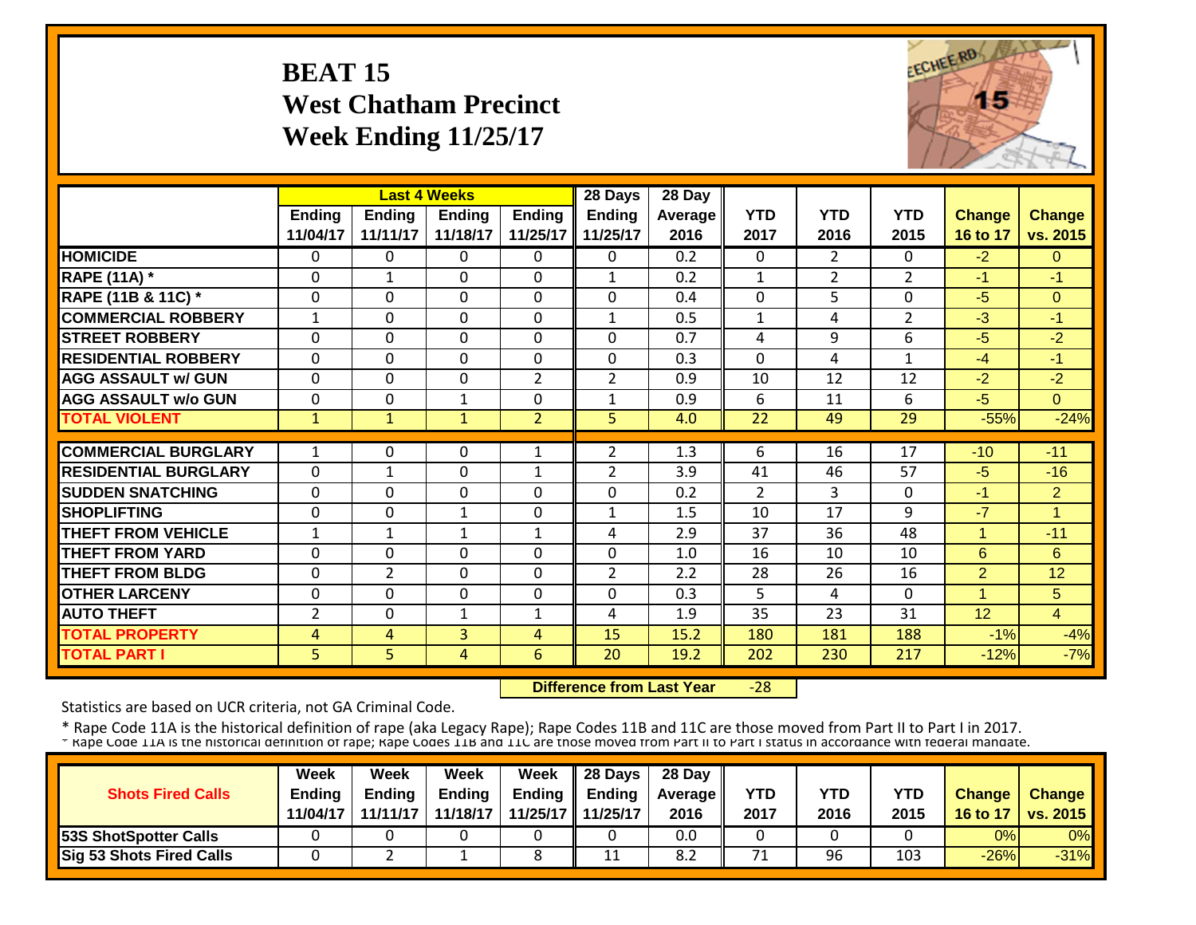# BEAT 15
## West Chatham Precinct
## Week Ending 11/25/17

| | Last 4 Weeks | | | | 28 Days | 28 Day | | | | | |
|---|---|---|---|---|---|---|---|---|---|---|---|
| | Ending 11/04/17 | Ending 11/11/17 | Ending 11/18/17 | Ending 11/25/17 | Ending 11/25/17 | Average 2016 | YTD 2017 | YTD 2016 | YTD 2015 | Change 16 to 17 | Change vs. 2015 |
| HOMICIDE | 0 | 0 | 0 | 0 | 0 | 0.2 | 0 | 2 | 0 | -2 | 0 |
| RAPE (11A) * | 0 | 1 | 0 | 0 | 1 | 0.2 | 1 | 2 | 2 | -1 | -1 |
| RAPE (11B & 11C) * | 0 | 0 | 0 | 0 | 0 | 0.4 | 0 | 5 | 0 | -5 | 0 |
| COMMERCIAL ROBBERY | 1 | 0 | 0 | 0 | 1 | 0.5 | 1 | 4 | 2 | -3 | -1 |
| STREET ROBBERY | 0 | 0 | 0 | 0 | 0 | 0.7 | 4 | 9 | 6 | -5 | -2 |
| RESIDENTIAL ROBBERY | 0 | 0 | 0 | 0 | 0 | 0.3 | 0 | 4 | 1 | -4 | -1 |
| AGG ASSAULT w/ GUN | 0 | 0 | 0 | 2 | 2 | 0.9 | 10 | 12 | 12 | -2 | -2 |
| AGG ASSAULT w/o GUN | 0 | 0 | 1 | 0 | 1 | 0.9 | 6 | 11 | 6 | -5 | 0 |
| TOTAL VIOLENT | 1 | 1 | 1 | 2 | 5 | 4.0 | 22 | 49 | 29 | -55% | -24% |
| COMMERCIAL BURGLARY | 1 | 0 | 0 | 1 | 2 | 1.3 | 6 | 16 | 17 | -10 | -11 |
| RESIDENTIAL BURGLARY | 0 | 1 | 0 | 1 | 2 | 3.9 | 41 | 46 | 57 | -5 | -16 |
| SUDDEN SNATCHING | 0 | 0 | 0 | 0 | 0 | 0.2 | 2 | 3 | 0 | -1 | 2 |
| SHOPLIFTING | 0 | 0 | 1 | 0 | 1 | 1.5 | 10 | 17 | 9 | -7 | 1 |
| THEFT FROM VEHICLE | 1 | 1 | 1 | 1 | 4 | 2.9 | 37 | 36 | 48 | 1 | -11 |
| THEFT FROM YARD | 0 | 0 | 0 | 0 | 0 | 1.0 | 16 | 10 | 10 | 6 | 6 |
| THEFT FROM BLDG | 0 | 2 | 0 | 0 | 2 | 2.2 | 28 | 26 | 16 | 2 | 12 |
| OTHER LARCENY | 0 | 0 | 0 | 0 | 0 | 0.3 | 5 | 4 | 0 | 1 | 5 |
| AUTO THEFT | 2 | 0 | 1 | 1 | 4 | 1.9 | 35 | 23 | 31 | 12 | 4 |
| TOTAL PROPERTY | 4 | 4 | 3 | 4 | 15 | 15.2 | 180 | 181 | 188 | -1% | -4% |
| TOTAL PART I | 5 | 5 | 4 | 6 | 20 | 19.2 | 202 | 230 | 217 | -12% | -7% |

**Difference from Last Year** -28

Statistics are based on UCR criteria, not GA Criminal Code.

* Rape Code 11A is the historical definition of rape (aka Legacy Rape); Rape Codes 11B and 11C are those moved from Part II to Part I in 2017.
* Rape Code 11A is the historical definition of rape; Rape Codes 11B and 11C are those moved from Part II to Part I status in accordance with federal mandate.

| Shots Fired Calls | Week Ending 11/04/17 | Week Ending 11/11/17 | Week Ending 11/18/17 | Week Ending 11/25/17 | 28 Days Ending 11/25/17 | 28 Day Average 2016 | YTD 2017 | YTD 2016 | YTD 2015 | Change 16 to 17 | Change vs. 2015 |
|---|---|---|---|---|---|---|---|---|---|---|---|
| 53S ShotSpotter Calls | 0 | 0 | 0 | 0 | 0 | 0.0 | 0 | 0 | 0 | 0% | 0% |
| Sig 53 Shots Fired Calls | 0 | 2 | 1 | 8 | 11 | 8.2 | 71 | 96 | 103 | -26% | -31% |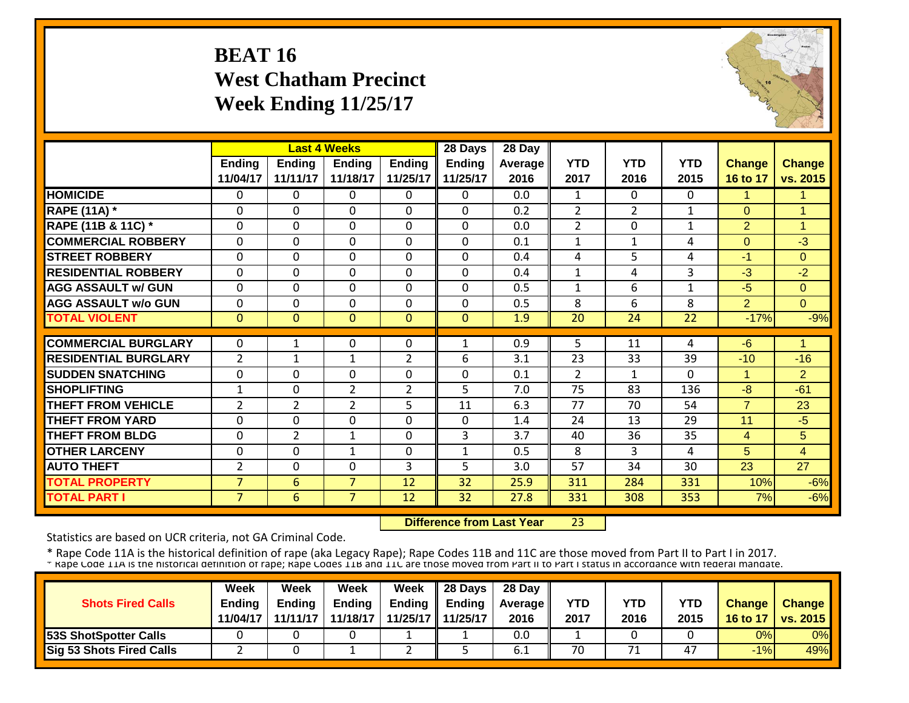# BEAT 16
# West Chatham Precinct
# Week Ending 11/25/17

| | Last 4 Weeks | | | | 28 Days | 28 Day | | | | | |
|---|---|---|---|---|---|---|---|---|---|---|---|
| | Ending 11/04/17 | Ending 11/11/17 | Ending 11/18/17 | Ending 11/25/17 | Ending 11/25/17 | Average 2016 | YTD 2017 | YTD 2016 | YTD 2015 | Change 16 to 17 | Change vs. 2015 |
| HOMICIDE | 0 | 0 | 0 | 0 | 0 | 0.0 | 1 | 0 | 0 | 1 | 1 |
| RAPE (11A) * | 0 | 0 | 0 | 0 | 0 | 0.2 | 2 | 2 | 1 | 0 | 1 |
| RAPE (11B & 11C) * | 0 | 0 | 0 | 0 | 0 | 0.0 | 2 | 0 | 1 | 2 | 1 |
| COMMERCIAL ROBBERY | 0 | 0 | 0 | 0 | 0 | 0.1 | 1 | 1 | 4 | 0 | -3 |
| STREET ROBBERY | 0 | 0 | 0 | 0 | 0 | 0.4 | 4 | 5 | 4 | -1 | 0 |
| RESIDENTIAL ROBBERY | 0 | 0 | 0 | 0 | 0 | 0.4 | 1 | 4 | 3 | -3 | -2 |
| AGG ASSAULT w/ GUN | 0 | 0 | 0 | 0 | 0 | 0.5 | 1 | 6 | 1 | -5 | 0 |
| AGG ASSAULT w/o GUN | 0 | 0 | 0 | 0 | 0 | 0.5 | 8 | 6 | 8 | 2 | 0 |
| TOTAL VIOLENT | 0 | 0 | 0 | 0 | 0 | 1.9 | 20 | 24 | 22 | -17% | -9% |
| COMMERCIAL BURGLARY | 0 | 1 | 0 | 0 | 1 | 0.9 | 5 | 11 | 4 | -6 | 1 |
| RESIDENTIAL BURGLARY | 2 | 1 | 1 | 2 | 6 | 3.1 | 23 | 33 | 39 | -10 | -16 |
| SUDDEN SNATCHING | 0 | 0 | 0 | 0 | 0 | 0.1 | 2 | 1 | 0 | 1 | 2 |
| SHOPLIFTING | 1 | 0 | 2 | 2 | 5 | 7.0 | 75 | 83 | 136 | -8 | -61 |
| THEFT FROM VEHICLE | 2 | 2 | 2 | 5 | 11 | 6.3 | 77 | 70 | 54 | 7 | 23 |
| THEFT FROM YARD | 0 | 0 | 0 | 0 | 0 | 1.4 | 24 | 13 | 29 | 11 | -5 |
| THEFT FROM BLDG | 0 | 2 | 1 | 0 | 3 | 3.7 | 40 | 36 | 35 | 4 | 5 |
| OTHER LARCENY | 0 | 0 | 1 | 0 | 1 | 0.5 | 8 | 3 | 4 | 5 | 4 |
| AUTO THEFT | 2 | 0 | 0 | 3 | 5 | 3.0 | 57 | 34 | 30 | 23 | 27 |
| TOTAL PROPERTY | 7 | 6 | 7 | 12 | 32 | 25.9 | 311 | 284 | 331 | 10% | -6% |
| TOTAL PART I | 7 | 6 | 7 | 12 | 32 | 27.8 | 331 | 308 | 353 | 7% | -6% |

**Difference from Last Year** 23

Statistics are based on UCR criteria, not GA Criminal Code.

* Rape Code 11A is the historical definition of rape (aka Legacy Rape); Rape Codes 11B and 11C are those moved from Part II to Part I in 2017.
* Rape Code 11A is the historical definition of rape; Rape Codes 11B and 11C are those moved from Part II to Part I status in accordance with federal mandate.

| Shots Fired Calls | Week Ending 11/04/17 | Week Ending 11/11/17 | Week Ending 11/18/17 | Week Ending 11/25/17 | 28 Days Ending 11/25/17 | 28 Day Average 2016 | YTD 2017 | YTD 2016 | YTD 2015 | Change 16 to 17 | Change vs. 2015 |
|---|---|---|---|---|---|---|---|---|---|---|---|
| 53S ShotSpotter Calls | 0 | 0 | 0 | 1 | 1 | 0.0 | 1 | 0 | 0 | 0% | 0% |
| Sig 53 Shots Fired Calls | 2 | 0 | 1 | 2 | 5 | 6.1 | 70 | 71 | 47 | -1% | 49% |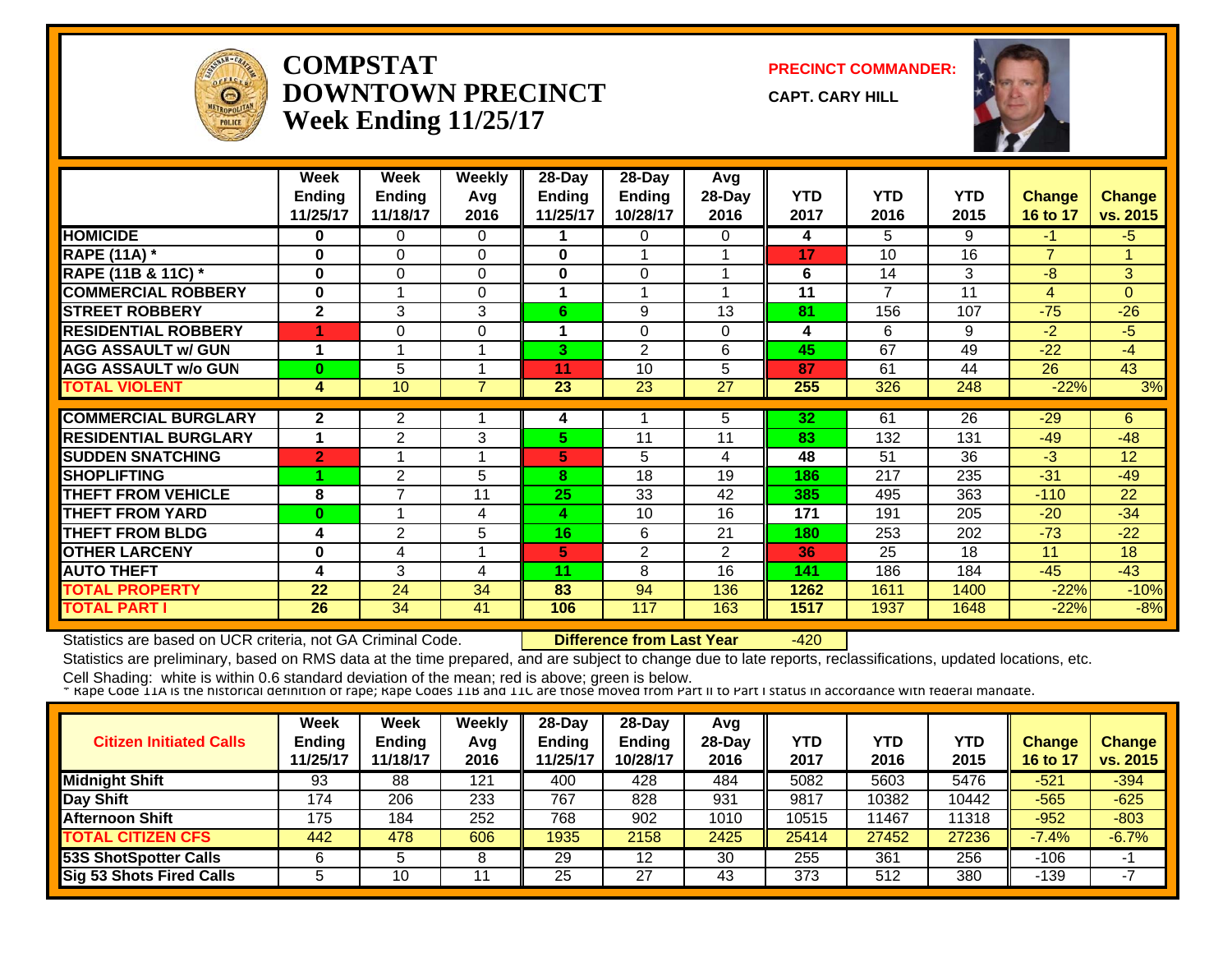# COMPSTAT
# DOWNTOWN PRECINCT
# Week Ending 11/25/17

**PRECINCT COMMANDER:**

**CAPT. CARY HILL**

| | Week Ending 11/25/17 | Week Ending 11/18/17 | Weekly Avg 2016 | 28-Day Ending 11/25/17 | 28-Day Ending 10/28/17 | Avg 28-Day 2016 | YTD 2017 | YTD 2016 | YTD 2015 | Change 16 to 17 | Change vs. 2015 |
|---|---|---|---|---|---|---|---|---|---|---|---|
| **HOMICIDE** | 0 | 0 | 0 | 1 | 0 | 0 | 4 | 5 | 9 | -1 | -5 |
| **RAPE (11A) *** | 0 | 0 | 0 | 0 | 1 | 1 | 17 | 10 | 16 | 7 | 1 |
| **RAPE (11B & 11C) *** | 0 | 0 | 0 | 0 | 0 | 1 | 6 | 14 | 3 | -8 | 3 |
| **COMMERCIAL ROBBERY** | 0 | 1 | 0 | 1 | 1 | 1 | 11 | 7 | 11 | 4 | 0 |
| **STREET ROBBERY** | 2 | 3 | 3 | 6 | 9 | 13 | 81 | 156 | 107 | -75 | -26 |
| **RESIDENTIAL ROBBERY** | 1 | 0 | 0 | 1 | 0 | 0 | 4 | 6 | 9 | -2 | -5 |
| **AGG ASSAULT w/ GUN** | 1 | 1 | 1 | 3 | 2 | 6 | 45 | 67 | 49 | -22 | -4 |
| **AGG ASSAULT w/o GUN** | 0 | 5 | 1 | 11 | 10 | 5 | 87 | 61 | 44 | 26 | 43 |
| **TOTAL VIOLENT** | 4 | 10 | 7 | 23 | 23 | 27 | 255 | 326 | 248 | -22% | 3% |
| **COMMERCIAL BURGLARY** | 2 | 2 | 1 | 4 | 1 | 5 | 32 | 61 | 26 | -29 | 6 |
| **RESIDENTIAL BURGLARY** | 1 | 2 | 3 | 5 | 11 | 11 | 83 | 132 | 131 | -49 | -48 |
| **SUDDEN SNATCHING** | 2 | 1 | 1 | 5 | 5 | 4 | 48 | 51 | 36 | -3 | 12 |
| **SHOPLIFTING** | 1 | 2 | 5 | 8 | 18 | 19 | 186 | 217 | 235 | -31 | -49 |
| **THEFT FROM VEHICLE** | 8 | 7 | 11 | 25 | 33 | 42 | 385 | 495 | 363 | -110 | 22 |
| **THEFT FROM YARD** | 0 | 1 | 4 | 4 | 10 | 16 | 171 | 191 | 205 | -20 | -34 |
| **THEFT FROM BLDG** | 4 | 2 | 5 | 16 | 6 | 21 | 180 | 253 | 202 | -73 | -22 |
| **OTHER LARCENY** | 0 | 4 | 1 | 5 | 2 | 2 | 36 | 25 | 18 | 11 | 18 |
| **AUTO THEFT** | 4 | 3 | 4 | 11 | 8 | 16 | 141 | 186 | 184 | -45 | -43 |
| **TOTAL PROPERTY** | 22 | 24 | 34 | 83 | 94 | 136 | 1262 | 1611 | 1400 | -22% | -10% |
| **TOTAL PART I** | 26 | 34 | 41 | 106 | 117 | 163 | 1517 | 1937 | 1648 | -22% | -8% |

Statistics are based on UCR criteria, not GA Criminal Code. **Difference from Last Year** -420

Statistics are preliminary, based on RMS data at the time prepared, and are subject to change due to late reports, reclassifications, updated locations, etc.

Cell Shading: white is within 0.6 standard deviation of the mean; red is above; green is below.

* Rape Code 11A is the historical definition of rape; Rape Codes 11B and 11C are those moved from Part II to Part I status in accordance with federal mandate.

| Citizen Initiated Calls | Week Ending 11/25/17 | Week Ending 11/18/17 | Weekly Avg 2016 | 28-Day Ending 11/25/17 | 28-Day Ending 10/28/17 | Avg 28-Day 2016 | YTD 2017 | YTD 2016 | YTD 2015 | Change 16 to 17 | Change vs. 2015 |
|---|---|---|---|---|---|---|---|---|---|---|---|
| **Midnight Shift** | 93 | 88 | 121 | 400 | 428 | 484 | 5082 | 5603 | 5476 | -521 | -394 |
| **Day Shift** | 174 | 206 | 233 | 767 | 828 | 931 | 9817 | 10382 | 10442 | -565 | -625 |
| **Afternoon Shift** | 175 | 184 | 252 | 768 | 902 | 1010 | 10515 | 11467 | 11318 | -952 | -803 |
| **TOTAL CITIZEN CFS** | 442 | 478 | 606 | 1935 | 2158 | 2425 | 25414 | 27452 | 27236 | -7.4% | -6.7% |
| **53S ShotSpotter Calls** | 6 | 5 | 8 | 29 | 12 | 30 | 255 | 361 | 256 | -106 | -1 |
| **Sig 53 Shots Fired Calls** | 5 | 10 | 11 | 25 | 27 | 43 | 373 | 512 | 380 | -139 | -7 |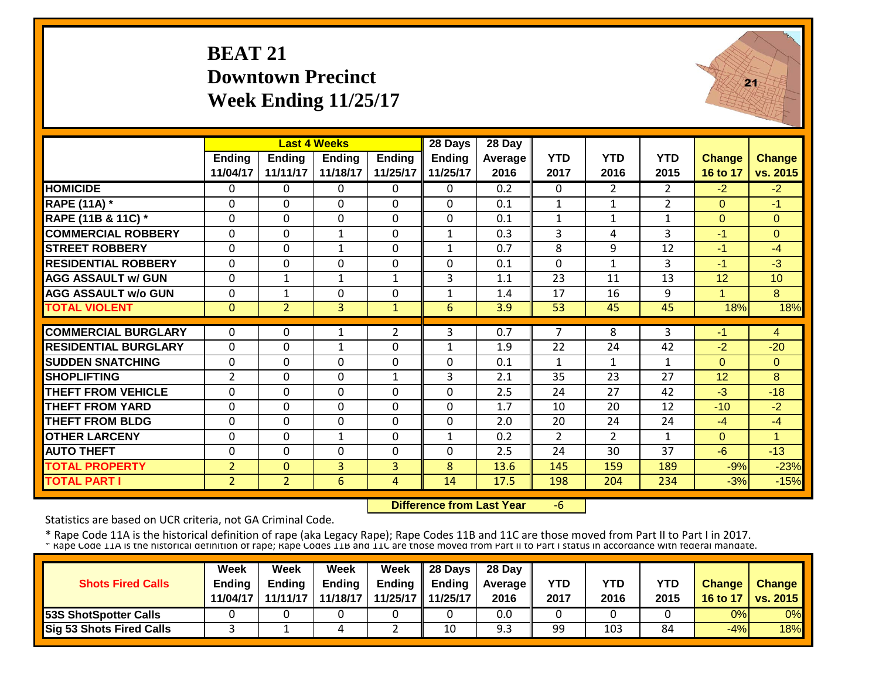# BEAT 21
## Downtown Precinct
## Week Ending 11/25/17

| | Last 4 Weeks | | | | 28 Days | 28 Day | | | | | |
|---|---|---|---|---|---|---|---|---|---|---|---|
| | Ending 11/04/17 | Ending 11/11/17 | Ending 11/18/17 | Ending 11/25/17 | Ending 11/25/17 | Average 2016 | YTD 2017 | YTD 2016 | YTD 2015 | Change 16 to 17 | Change vs. 2015 |
| HOMICIDE | 0 | 0 | 0 | 0 | 0 | 0.2 | 0 | 2 | 2 | -2 | -2 |
| RAPE (11A) * | 0 | 0 | 0 | 0 | 0 | 0.1 | 1 | 1 | 2 | 0 | -1 |
| RAPE (11B & 11C) * | 0 | 0 | 0 | 0 | 0 | 0.1 | 1 | 1 | 1 | 0 | 0 |
| COMMERCIAL ROBBERY | 0 | 0 | 1 | 0 | 1 | 0.3 | 3 | 4 | 3 | -1 | 0 |
| STREET ROBBERY | 0 | 0 | 1 | 0 | 1 | 0.7 | 8 | 9 | 12 | -1 | -4 |
| RESIDENTIAL ROBBERY | 0 | 0 | 0 | 0 | 0 | 0.1 | 0 | 1 | 3 | -1 | -3 |
| AGG ASSAULT w/ GUN | 0 | 1 | 1 | 1 | 3 | 1.1 | 23 | 11 | 13 | 12 | 10 |
| AGG ASSAULT w/o GUN | 0 | 1 | 0 | 0 | 1 | 1.4 | 17 | 16 | 9 | 1 | 8 |
| TOTAL VIOLENT | 0 | 2 | 3 | 1 | 6 | 3.9 | 53 | 45 | 45 | 18% | 18% |
| COMMERCIAL BURGLARY | 0 | 0 | 1 | 2 | 3 | 0.7 | 7 | 8 | 3 | -1 | 4 |
| RESIDENTIAL BURGLARY | 0 | 0 | 1 | 0 | 1 | 1.9 | 22 | 24 | 42 | -2 | -20 |
| SUDDEN SNATCHING | 0 | 0 | 0 | 0 | 0 | 0.1 | 1 | 1 | 1 | 0 | 0 |
| SHOPLIFTING | 2 | 0 | 0 | 1 | 3 | 2.1 | 35 | 23 | 27 | 12 | 8 |
| THEFT FROM VEHICLE | 0 | 0 | 0 | 0 | 0 | 2.5 | 24 | 27 | 42 | -3 | -18 |
| THEFT FROM YARD | 0 | 0 | 0 | 0 | 0 | 1.7 | 10 | 20 | 12 | -10 | -2 |
| THEFT FROM BLDG | 0 | 0 | 0 | 0 | 0 | 2.0 | 20 | 24 | 24 | -4 | -4 |
| OTHER LARCENY | 0 | 0 | 1 | 0 | 1 | 0.2 | 2 | 2 | 1 | 0 | 1 |
| AUTO THEFT | 0 | 0 | 0 | 0 | 0 | 2.5 | 24 | 30 | 37 | -6 | -13 |
| TOTAL PROPERTY | 2 | 0 | 3 | 3 | 8 | 13.6 | 145 | 159 | 189 | -9% | -23% |
| TOTAL PART I | 2 | 2 | 6 | 4 | 14 | 17.5 | 198 | 204 | 234 | -3% | -15% |

**Difference from Last Year** -6

Statistics are based on UCR criteria, not GA Criminal Code.

* Rape Code 11A is the historical definition of rape (aka Legacy Rape); Rape Codes 11B and 11C are those moved from Part II to Part I in 2017.
* Rape Code 11A is the historical definition of rape; Rape Codes 11B and 11C are those moved from Part II to Part I status in accordance with federal mandate.

| Shots Fired Calls | Week Ending 11/04/17 | Week Ending 11/11/17 | Week Ending 11/18/17 | Week Ending 11/25/17 | 28 Days Ending 11/25/17 | 28 Day Average 2016 | YTD 2017 | YTD 2016 | YTD 2015 | Change 16 to 17 | Change vs. 2015 |
|---|---|---|---|---|---|---|---|---|---|---|---|
| 53S ShotSpotter Calls | 0 | 0 | 0 | 0 | 0 | 0.0 | 0 | 0 | 0 | 0% | 0% |
| Sig 53 Shots Fired Calls | 3 | 1 | 4 | 2 | 10 | 9.3 | 99 | 103 | 84 | -4% | 18% |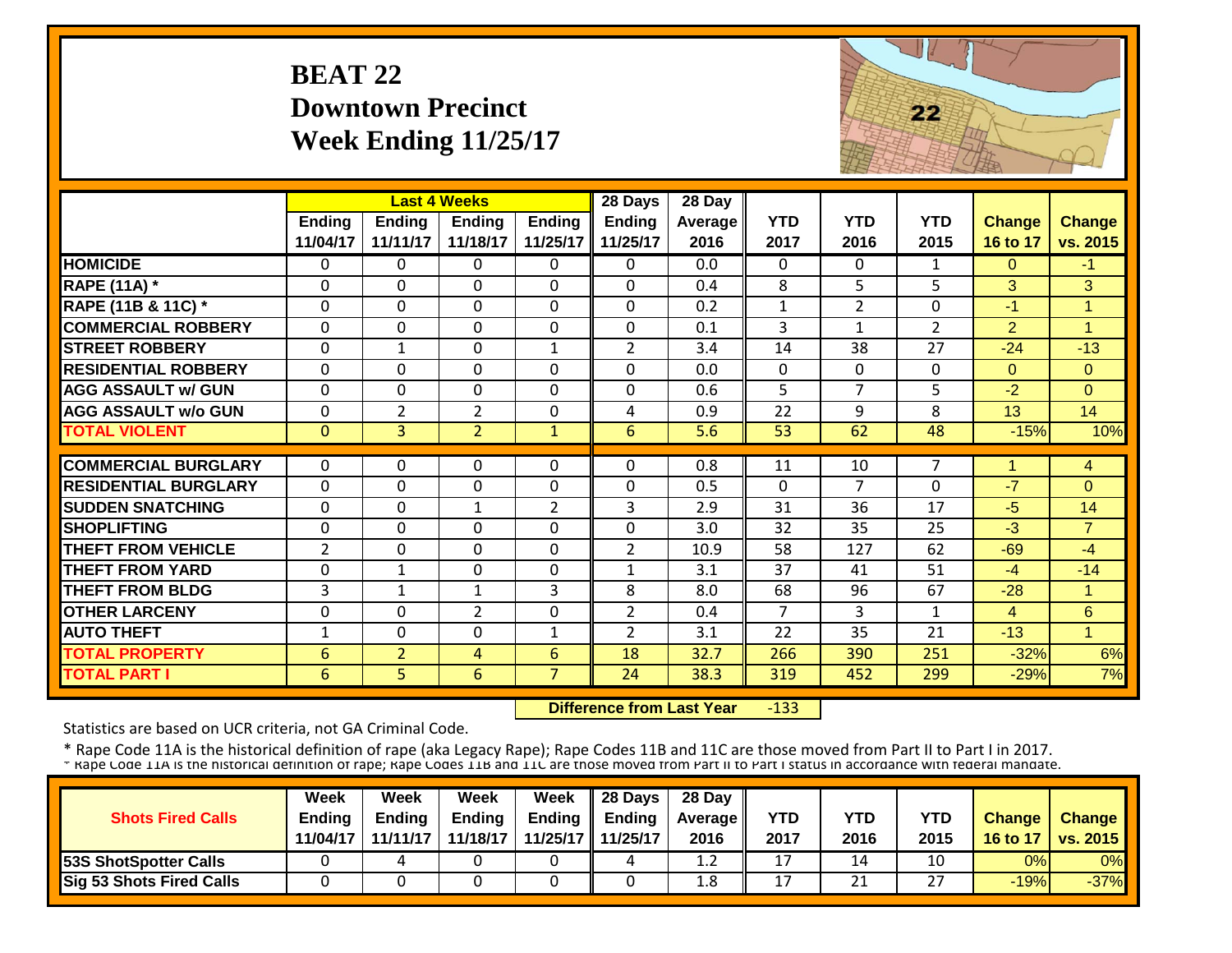# BEAT 22
## Downtown Precinct
## Week Ending 11/25/17

| | Last 4 Weeks | | | | 28 Days | 28 Day | | | | | |
|---|---|---|---|---|---|---|---|---|---|---|---|
| | Ending 11/04/17 | Ending 11/11/17 | Ending 11/18/17 | Ending 11/25/17 | Ending 11/25/17 | Average 2016 | YTD 2017 | YTD 2016 | YTD 2015 | Change 16 to 17 | Change vs. 2015 |
| HOMICIDE | 0 | 0 | 0 | 0 | 0 | 0.0 | 0 | 0 | 1 | 0 | -1 |
| RAPE (11A) * | 0 | 0 | 0 | 0 | 0 | 0.4 | 8 | 5 | 5 | 3 | 3 |
| RAPE (11B & 11C) * | 0 | 0 | 0 | 0 | 0 | 0.2 | 1 | 2 | 0 | -1 | 1 |
| COMMERCIAL ROBBERY | 0 | 0 | 0 | 0 | 0 | 0.1 | 3 | 1 | 2 | 2 | 1 |
| STREET ROBBERY | 0 | 1 | 0 | 1 | 2 | 3.4 | 14 | 38 | 27 | -24 | -13 |
| RESIDENTIAL ROBBERY | 0 | 0 | 0 | 0 | 0 | 0.0 | 0 | 0 | 0 | 0 | 0 |
| AGG ASSAULT w/ GUN | 0 | 0 | 0 | 0 | 0 | 0.6 | 5 | 7 | 5 | -2 | 0 |
| AGG ASSAULT w/o GUN | 0 | 2 | 2 | 0 | 4 | 0.9 | 22 | 9 | 8 | 13 | 14 |
| TOTAL VIOLENT | 0 | 3 | 2 | 1 | 6 | 5.6 | 53 | 62 | 48 | -15% | 10% |
| COMMERCIAL BURGLARY | 0 | 0 | 0 | 0 | 0 | 0.8 | 11 | 10 | 7 | 1 | 4 |
| RESIDENTIAL BURGLARY | 0 | 0 | 0 | 0 | 0 | 0.5 | 0 | 7 | 0 | -7 | 0 |
| SUDDEN SNATCHING | 0 | 0 | 1 | 2 | 3 | 2.9 | 31 | 36 | 17 | -5 | 14 |
| SHOPLIFTING | 0 | 0 | 0 | 0 | 0 | 3.0 | 32 | 35 | 25 | -3 | 7 |
| THEFT FROM VEHICLE | 2 | 0 | 0 | 0 | 2 | 10.9 | 58 | 127 | 62 | -69 | -4 |
| THEFT FROM YARD | 0 | 1 | 0 | 0 | 1 | 3.1 | 37 | 41 | 51 | -4 | -14 |
| THEFT FROM BLDG | 3 | 1 | 1 | 3 | 8 | 8.0 | 68 | 96 | 67 | -28 | 1 |
| OTHER LARCENY | 0 | 0 | 2 | 0 | 2 | 0.4 | 7 | 3 | 1 | 4 | 6 |
| AUTO THEFT | 1 | 0 | 0 | 1 | 2 | 3.1 | 22 | 35 | 21 | -13 | 1 |
| TOTAL PROPERTY | 6 | 2 | 4 | 6 | 18 | 32.7 | 266 | 390 | 251 | -32% | 6% |
| TOTAL PART I | 6 | 5 | 6 | 7 | 24 | 38.3 | 319 | 452 | 299 | -29% | 7% |

**Difference from Last Year** -133

Statistics are based on UCR criteria, not GA Criminal Code.

\* Rape Code 11A is the historical definition of rape (aka Legacy Rape); Rape Codes 11B and 11C are those moved from Part II to Part I in 2017.

| Shots Fired Calls | Week Ending 11/04/17 | Week Ending 11/11/17 | Week Ending 11/18/17 | Week Ending 11/25/17 | 28 Days Ending 11/25/17 | 28 Day Average 2016 | YTD 2017 | YTD 2016 | YTD 2015 | Change 16 to 17 | Change vs. 2015 |
|---|---|---|---|---|---|---|---|---|---|---|---|
| 53S ShotSpotter Calls | 0 | 4 | 0 | 0 | 4 | 1.2 | 17 | 14 | 10 | 0% | 0% |
| Sig 53 Shots Fired Calls | 0 | 0 | 0 | 0 | 0 | 1.8 | 17 | 21 | 27 | -19% | -37% |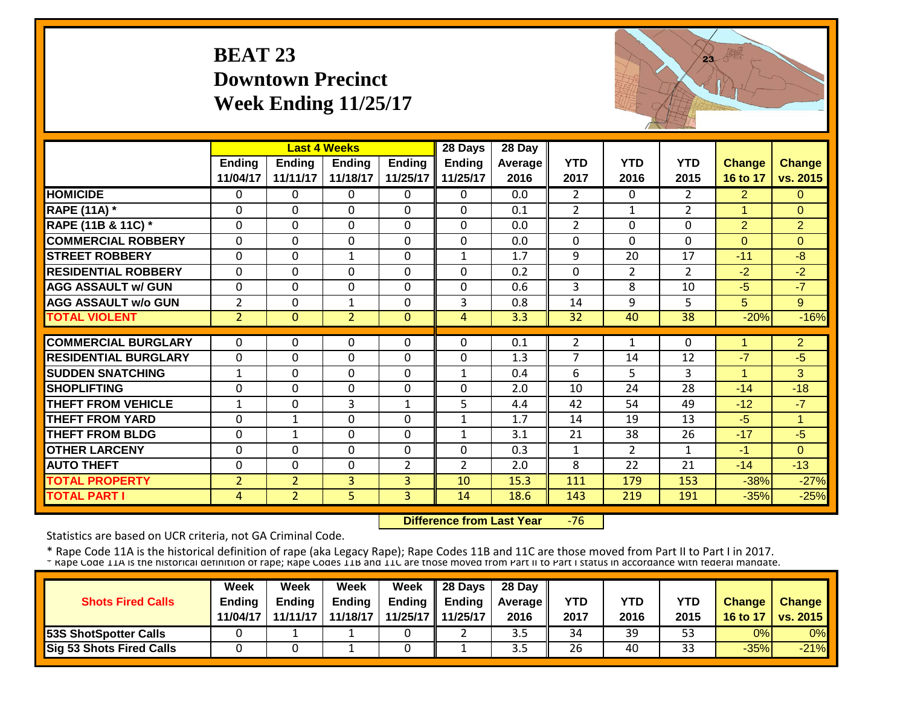# BEAT 23
## Downtown Precinct
## Week Ending 11/25/17

| | Last 4 Weeks | | | | 28 Days | 28 Day | | | | | |
|---|---|---|---|---|---|---|---|---|---|---|---|
| | Ending 11/04/17 | Ending 11/11/17 | Ending 11/18/17 | Ending 11/25/17 | Ending 11/25/17 | Average 2016 | YTD 2017 | YTD 2016 | YTD 2015 | Change 16 to 17 | Change vs. 2015 |
| HOMICIDE | 0 | 0 | 0 | 0 | 0 | 0.0 | 2 | 0 | 2 | 2 | 0 |
| RAPE (11A) * | 0 | 0 | 0 | 0 | 0 | 0.1 | 2 | 1 | 2 | 1 | 0 |
| RAPE (11B & 11C) * | 0 | 0 | 0 | 0 | 0 | 0.0 | 2 | 0 | 0 | 2 | 2 |
| COMMERCIAL ROBBERY | 0 | 0 | 0 | 0 | 0 | 0.0 | 0 | 0 | 0 | 0 | 0 |
| STREET ROBBERY | 0 | 0 | 1 | 0 | 1 | 1.7 | 9 | 20 | 17 | -11 | -8 |
| RESIDENTIAL ROBBERY | 0 | 0 | 0 | 0 | 0 | 0.2 | 0 | 2 | 2 | -2 | -2 |
| AGG ASSAULT w/ GUN | 0 | 0 | 0 | 0 | 0 | 0.6 | 3 | 8 | 10 | -5 | -7 |
| AGG ASSAULT w/o GUN | 2 | 0 | 1 | 0 | 3 | 0.8 | 14 | 9 | 5 | 5 | 9 |
| TOTAL VIOLENT | 2 | 0 | 2 | 0 | 4 | 3.3 | 32 | 40 | 38 | -20% | -16% |
| COMMERCIAL BURGLARY | 0 | 0 | 0 | 0 | 0 | 0.1 | 2 | 1 | 0 | 1 | 2 |
| RESIDENTIAL BURGLARY | 0 | 0 | 0 | 0 | 0 | 1.3 | 7 | 14 | 12 | -7 | -5 |
| SUDDEN SNATCHING | 1 | 0 | 0 | 0 | 1 | 0.4 | 6 | 5 | 3 | 1 | 3 |
| SHOPLIFTING | 0 | 0 | 0 | 0 | 0 | 2.0 | 10 | 24 | 28 | -14 | -18 |
| THEFT FROM VEHICLE | 1 | 0 | 3 | 1 | 5 | 4.4 | 42 | 54 | 49 | -12 | -7 |
| THEFT FROM YARD | 0 | 1 | 0 | 0 | 1 | 1.7 | 14 | 19 | 13 | -5 | 1 |
| THEFT FROM BLDG | 0 | 1 | 0 | 0 | 1 | 3.1 | 21 | 38 | 26 | -17 | -5 |
| OTHER LARCENY | 0 | 0 | 0 | 0 | 0 | 0.3 | 1 | 2 | 1 | -1 | 0 |
| AUTO THEFT | 0 | 0 | 0 | 2 | 2 | 2.0 | 8 | 22 | 21 | -14 | -13 |
| TOTAL PROPERTY | 2 | 2 | 3 | 3 | 10 | 15.3 | 111 | 179 | 153 | -38% | -27% |
| TOTAL PART I | 4 | 2 | 5 | 3 | 14 | 18.6 | 143 | 219 | 191 | -35% | -25% |

**Difference from Last Year** -76

Statistics are based on UCR criteria, not GA Criminal Code.

* Rape Code 11A is the historical definition of rape (aka Legacy Rape); Rape Codes 11B and 11C are those moved from Part II to Part I in 2017.

| Shots Fired Calls | Week Ending 11/04/17 | Week Ending 11/11/17 | Week Ending 11/18/17 | Week Ending 11/25/17 | 28 Days Ending 11/25/17 | 28 Day Average 2016 | YTD 2017 | YTD 2016 | YTD 2015 | Change 16 to 17 | Change vs. 2015 |
|---|---|---|---|---|---|---|---|---|---|---|---|
| 53S ShotSpotter Calls | 0 | 1 | 1 | 0 | 2 | 3.5 | 34 | 39 | 53 | 0% | 0% |
| Sig 53 Shots Fired Calls | 0 | 0 | 1 | 0 | 1 | 3.5 | 26 | 40 | 33 | -35% | -21% |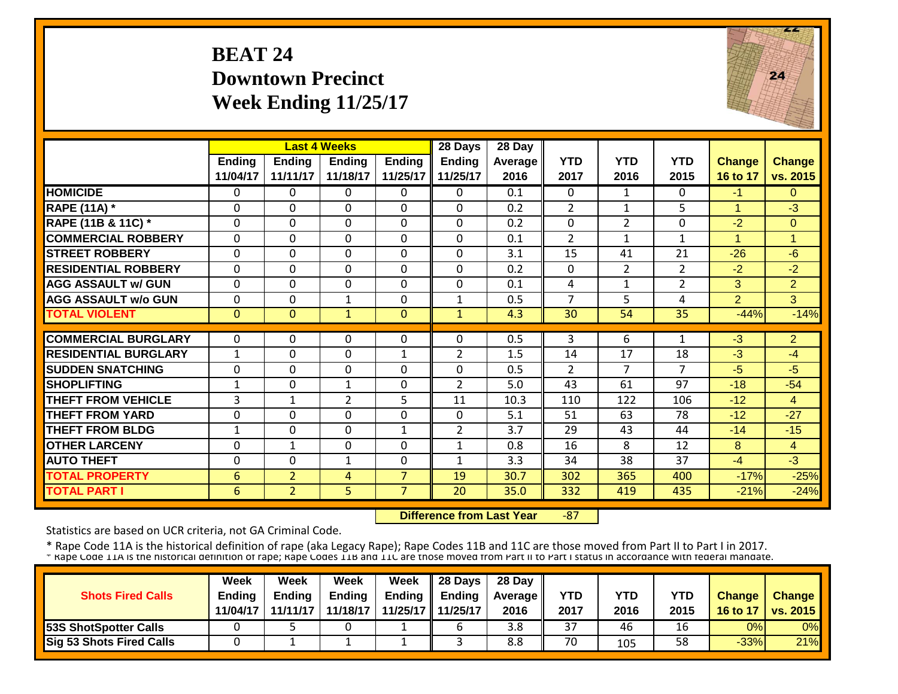# BEAT 24
## Downtown Precinct
## Week Ending 11/25/17

| | Last 4 Weeks | | | | 28 Days | 28 Day | | | | | |
|---|---|---|---|---|---|---|---|---|---|---|---|
| | Ending 11/04/17 | Ending 11/11/17 | Ending 11/18/17 | Ending 11/25/17 | Ending 11/25/17 | Average 2016 | YTD 2017 | YTD 2016 | YTD 2015 | Change 16 to 17 | Change vs. 2015 |
| HOMICIDE | 0 | 0 | 0 | 0 | 0 | 0.1 | 0 | 1 | 0 | -1 | 0 |
| RAPE (11A) * | 0 | 0 | 0 | 0 | 0 | 0.2 | 2 | 1 | 5 | 1 | -3 |
| RAPE (11B & 11C) * | 0 | 0 | 0 | 0 | 0 | 0.2 | 0 | 2 | 0 | -2 | 0 |
| COMMERCIAL ROBBERY | 0 | 0 | 0 | 0 | 0 | 0.1 | 2 | 1 | 1 | 1 | 1 |
| STREET ROBBERY | 0 | 0 | 0 | 0 | 0 | 3.1 | 15 | 41 | 21 | -26 | -6 |
| RESIDENTIAL ROBBERY | 0 | 0 | 0 | 0 | 0 | 0.2 | 0 | 2 | 2 | -2 | -2 |
| AGG ASSAULT w/ GUN | 0 | 0 | 0 | 0 | 0 | 0.1 | 4 | 1 | 2 | 3 | 2 |
| AGG ASSAULT w/o GUN | 0 | 0 | 1 | 0 | 1 | 0.5 | 7 | 5 | 4 | 2 | 3 |
| TOTAL VIOLENT | 0 | 0 | 1 | 0 | 1 | 4.3 | 30 | 54 | 35 | -44% | -14% |
| COMMERCIAL BURGLARY | 0 | 0 | 0 | 0 | 0 | 0.5 | 3 | 6 | 1 | -3 | 2 |
| RESIDENTIAL BURGLARY | 1 | 0 | 0 | 1 | 2 | 1.5 | 14 | 17 | 18 | -3 | -4 |
| SUDDEN SNATCHING | 0 | 0 | 0 | 0 | 0 | 0.5 | 2 | 7 | 7 | -5 | -5 |
| SHOPLIFTING | 1 | 0 | 1 | 0 | 2 | 5.0 | 43 | 61 | 97 | -18 | -54 |
| THEFT FROM VEHICLE | 3 | 1 | 2 | 5 | 11 | 10.3 | 110 | 122 | 106 | -12 | 4 |
| THEFT FROM YARD | 0 | 0 | 0 | 0 | 0 | 5.1 | 51 | 63 | 78 | -12 | -27 |
| THEFT FROM BLDG | 1 | 0 | 0 | 1 | 2 | 3.7 | 29 | 43 | 44 | -14 | -15 |
| OTHER LARCENY | 0 | 1 | 0 | 0 | 1 | 0.8 | 16 | 8 | 12 | 8 | 4 |
| AUTO THEFT | 0 | 0 | 1 | 0 | 1 | 3.3 | 34 | 38 | 37 | -4 | -3 |
| TOTAL PROPERTY | 6 | 2 | 4 | 7 | 19 | 30.7 | 302 | 365 | 400 | -17% | -25% |
| TOTAL PART I | 6 | 2 | 5 | 7 | 20 | 35.0 | 332 | 419 | 435 | -21% | -24% |

**Difference from Last Year** -87

Statistics are based on UCR criteria, not GA Criminal Code.

* Rape Code 11A is the historical definition of rape (aka Legacy Rape); Rape Codes 11B and 11C are those moved from Part II to Part I in 2017.
* Rape Code 11A is the historical definition of rape; Rape Codes 11B and 11C are those moved from Part II to Part I status in accordance with federal mandate.

| Shots Fired Calls | Week Ending 11/04/17 | Week Ending 11/11/17 | Week Ending 11/18/17 | Week Ending 11/25/17 | 28 Days Ending 11/25/17 | 28 Day Average 2016 | YTD 2017 | YTD 2016 | YTD 2015 | Change 16 to 17 | Change vs. 2015 |
|---|---|---|---|---|---|---|---|---|---|---|---|
| 53S ShotSpotter Calls | 0 | 5 | 0 | 1 | 6 | 3.8 | 37 | 46 | 16 | 0% | 0% |
| Sig 53 Shots Fired Calls | 0 | 1 | 1 | 1 | 3 | 8.8 | 70 | 105 | 58 | -33% | 21% |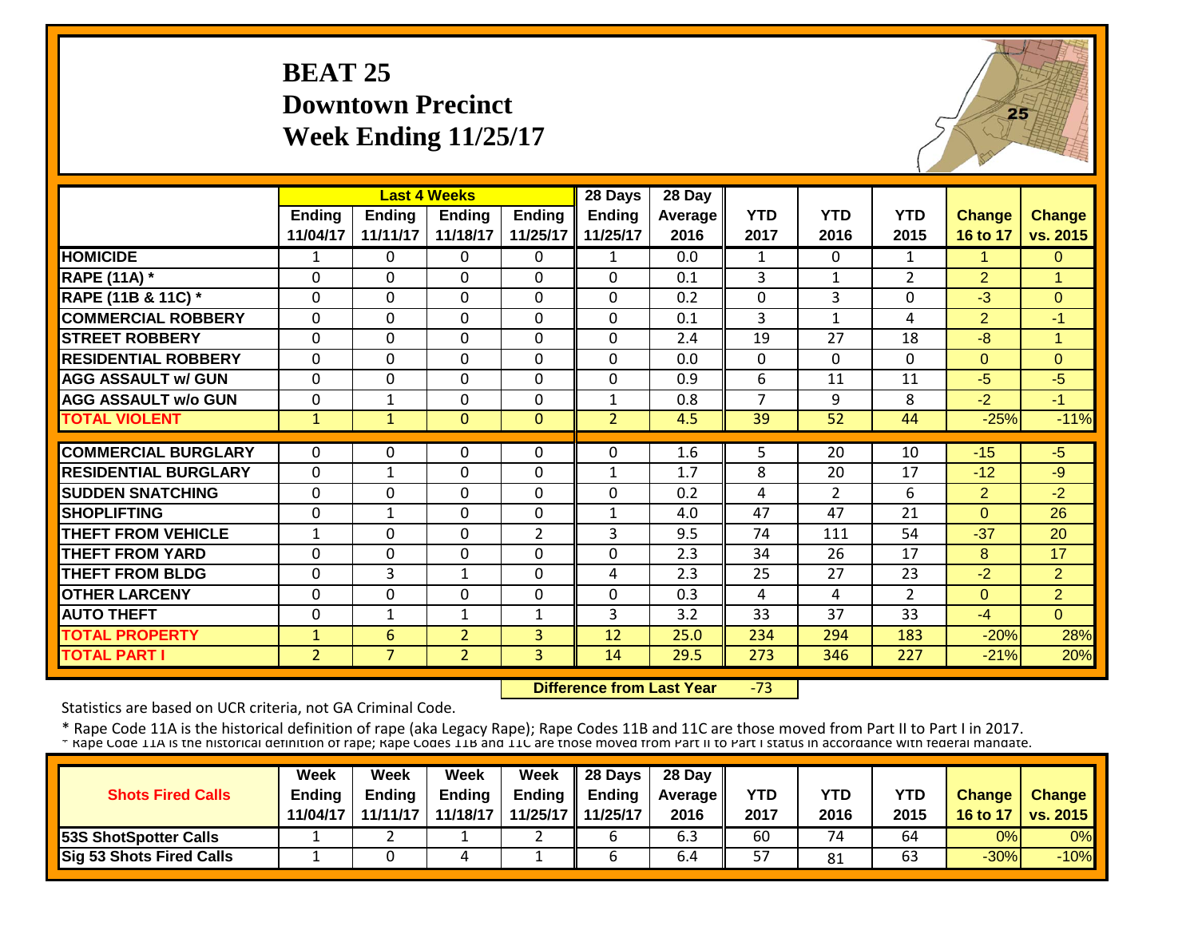# BEAT 25
## Downtown Precinct
## Week Ending 11/25/17

| | Last 4 Weeks | | | | 28 Days | 28 Day | | | | | |
|---|---|---|---|---|---|---|---|---|---|---|---|
| | Ending 11/04/17 | Ending 11/11/17 | Ending 11/18/17 | Ending 11/25/17 | Ending 11/25/17 | Average 2016 | YTD 2017 | YTD 2016 | YTD 2015 | Change 16 to 17 | Change vs. 2015 |
| HOMICIDE | 1 | 0 | 0 | 0 | 1 | 0.0 | 1 | 0 | 1 | 1 | 0 |
| RAPE (11A) * | 0 | 0 | 0 | 0 | 0 | 0.1 | 3 | 1 | 2 | 2 | 1 |
| RAPE (11B & 11C) * | 0 | 0 | 0 | 0 | 0 | 0.2 | 0 | 3 | 0 | -3 | 0 |
| COMMERCIAL ROBBERY | 0 | 0 | 0 | 0 | 0 | 0.1 | 3 | 1 | 4 | 2 | -1 |
| STREET ROBBERY | 0 | 0 | 0 | 0 | 0 | 2.4 | 19 | 27 | 18 | -8 | 1 |
| RESIDENTIAL ROBBERY | 0 | 0 | 0 | 0 | 0 | 0.0 | 0 | 0 | 0 | 0 | 0 |
| AGG ASSAULT w/ GUN | 0 | 0 | 0 | 0 | 0 | 0.9 | 6 | 11 | 11 | -5 | -5 |
| AGG ASSAULT w/o GUN | 0 | 1 | 0 | 0 | 1 | 0.8 | 7 | 9 | 8 | -2 | -1 |
| TOTAL VIOLENT | 1 | 1 | 0 | 0 | 2 | 4.5 | 39 | 52 | 44 | -25% | -11% |
| COMMERCIAL BURGLARY | 0 | 0 | 0 | 0 | 0 | 1.6 | 5 | 20 | 10 | -15 | -5 |
| RESIDENTIAL BURGLARY | 0 | 1 | 0 | 0 | 1 | 1.7 | 8 | 20 | 17 | -12 | -9 |
| SUDDEN SNATCHING | 0 | 0 | 0 | 0 | 0 | 0.2 | 4 | 2 | 6 | 2 | -2 |
| SHOPLIFTING | 0 | 1 | 0 | 0 | 1 | 4.0 | 47 | 47 | 21 | 0 | 26 |
| THEFT FROM VEHICLE | 1 | 0 | 0 | 2 | 3 | 9.5 | 74 | 111 | 54 | -37 | 20 |
| THEFT FROM YARD | 0 | 0 | 0 | 0 | 0 | 2.3 | 34 | 26 | 17 | 8 | 17 |
| THEFT FROM BLDG | 0 | 3 | 1 | 0 | 4 | 2.3 | 25 | 27 | 23 | -2 | 2 |
| OTHER LARCENY | 0 | 0 | 0 | 0 | 0 | 0.3 | 4 | 4 | 2 | 0 | 2 |
| AUTO THEFT | 0 | 1 | 1 | 1 | 3 | 3.2 | 33 | 37 | 33 | -4 | 0 |
| TOTAL PROPERTY | 1 | 6 | 2 | 3 | 12 | 25.0 | 234 | 294 | 183 | -20% | 28% |
| TOTAL PART I | 2 | 7 | 2 | 3 | 14 | 29.5 | 273 | 346 | 227 | -21% | 20% |

**Difference from Last Year** -73

Statistics are based on UCR criteria, not GA Criminal Code.

* Rape Code 11A is the historical definition of rape (aka Legacy Rape); Rape Codes 11B and 11C are those moved from Part II to Part I in 2017.
* Rape Code 11A is the historical definition of rape; Rape Codes 11B and 11C are those moved from Part II to Part I status in accordance with federal mandate.

| Shots Fired Calls | Week Ending 11/04/17 | Week Ending 11/11/17 | Week Ending 11/18/17 | Week Ending 11/25/17 | 28 Days Ending 11/25/17 | 28 Day Average 2016 | YTD 2017 | YTD 2016 | YTD 2015 | Change 16 to 17 | Change vs. 2015 |
|---|---|---|---|---|---|---|---|---|---|---|---|
| 53S ShotSpotter Calls | 1 | 2 | 1 | 2 | 6 | 6.3 | 60 | 74 | 64 | 0% | 0% |
| Sig 53 Shots Fired Calls | 1 | 0 | 4 | 1 | 6 | 6.4 | 57 | 81 | 63 | -30% | -10% |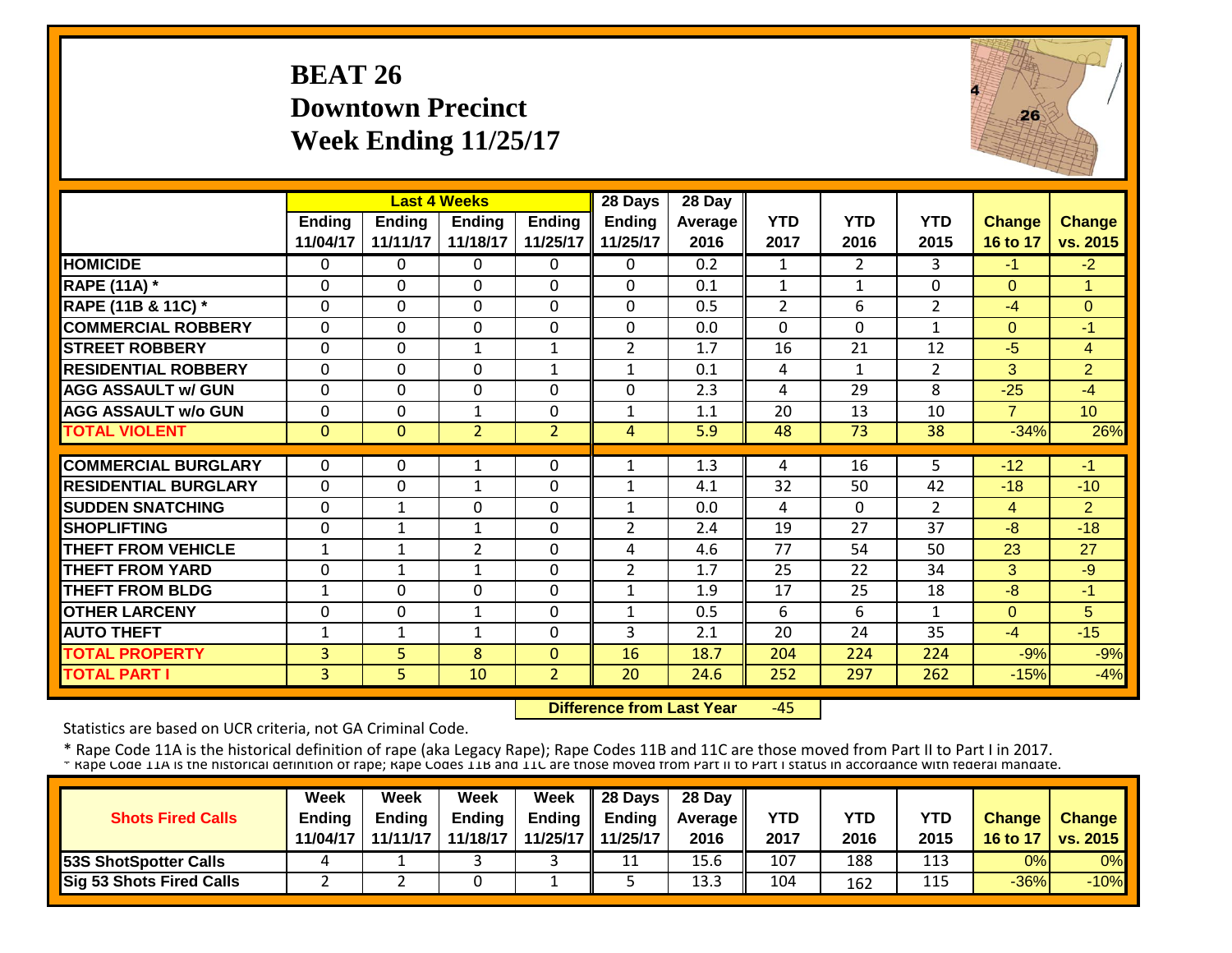# BEAT 26
## Downtown Precinct
## Week Ending 11/25/17

| | Last 4 Weeks | | | | 28 Days | 28 Day | | | | | |
|---|---|---|---|---|---|---|---|---|---|---|---|
| | Ending 11/04/17 | Ending 11/11/17 | Ending 11/18/17 | Ending 11/25/17 | Ending 11/25/17 | Average 2016 | YTD 2017 | YTD 2016 | YTD 2015 | Change 16 to 17 | Change vs. 2015 |
| HOMICIDE | 0 | 0 | 0 | 0 | 0 | 0.2 | 1 | 2 | 3 | -1 | -2 |
| RAPE (11A) * | 0 | 0 | 0 | 0 | 0 | 0.1 | 1 | 1 | 0 | 0 | 1 |
| RAPE (11B & 11C) * | 0 | 0 | 0 | 0 | 0 | 0.5 | 2 | 6 | 2 | -4 | 0 |
| COMMERCIAL ROBBERY | 0 | 0 | 0 | 0 | 0 | 0.0 | 0 | 0 | 1 | 0 | -1 |
| STREET ROBBERY | 0 | 0 | 1 | 1 | 2 | 1.7 | 16 | 21 | 12 | -5 | 4 |
| RESIDENTIAL ROBBERY | 0 | 0 | 0 | 1 | 1 | 0.1 | 4 | 1 | 2 | 3 | 2 |
| AGG ASSAULT w/ GUN | 0 | 0 | 0 | 0 | 0 | 2.3 | 4 | 29 | 8 | -25 | -4 |
| AGG ASSAULT w/o GUN | 0 | 0 | 1 | 0 | 1 | 1.1 | 20 | 13 | 10 | 7 | 10 |
| TOTAL VIOLENT | 0 | 0 | 2 | 2 | 4 | 5.9 | 48 | 73 | 38 | -34% | 26% |
| COMMERCIAL BURGLARY | 0 | 0 | 1 | 0 | 1 | 1.3 | 4 | 16 | 5 | -12 | -1 |
| RESIDENTIAL BURGLARY | 0 | 0 | 1 | 0 | 1 | 4.1 | 32 | 50 | 42 | -18 | -10 |
| SUDDEN SNATCHING | 0 | 1 | 0 | 0 | 1 | 0.0 | 4 | 0 | 2 | 4 | 2 |
| SHOPLIFTING | 0 | 1 | 1 | 0 | 2 | 2.4 | 19 | 27 | 37 | -8 | -18 |
| THEFT FROM VEHICLE | 1 | 1 | 2 | 0 | 4 | 4.6 | 77 | 54 | 50 | 23 | 27 |
| THEFT FROM YARD | 0 | 1 | 1 | 0 | 2 | 1.7 | 25 | 22 | 34 | 3 | -9 |
| THEFT FROM BLDG | 1 | 0 | 0 | 0 | 1 | 1.9 | 17 | 25 | 18 | -8 | -1 |
| OTHER LARCENY | 0 | 0 | 1 | 0 | 1 | 0.5 | 6 | 6 | 1 | 0 | 5 |
| AUTO THEFT | 1 | 1 | 1 | 0 | 3 | 2.1 | 20 | 24 | 35 | -4 | -15 |
| TOTAL PROPERTY | 3 | 5 | 8 | 0 | 16 | 18.7 | 204 | 224 | 224 | -9% | -9% |
| TOTAL PART I | 3 | 5 | 10 | 2 | 20 | 24.6 | 252 | 297 | 262 | -15% | -4% |

**Difference from Last Year** -45

Statistics are based on UCR criteria, not GA Criminal Code.

* Rape Code 11A is the historical definition of rape (aka Legacy Rape); Rape Codes 11B and 11C are those moved from Part II to Part I in 2017.
* Rape Code 11A is the historical definition of rape; Rape Codes 11B and 11C are those moved from Part II to Part I status in accordance with federal mandate.

| Shots Fired Calls | Week Ending 11/04/17 | Week Ending 11/11/17 | Week Ending 11/18/17 | Week Ending 11/25/17 | 28 Days Ending 11/25/17 | 28 Day Average 2016 | YTD 2017 | YTD 2016 | YTD 2015 | Change 16 to 17 | Change vs. 2015 |
|---|---|---|---|---|---|---|---|---|---|---|---|
| 53S ShotSpotter Calls | 4 | 1 | 3 | 3 | 11 | 15.6 | 107 | 188 | 113 | 0% | 0% |
| Sig 53 Shots Fired Calls | 2 | 2 | 0 | 1 | 5 | 13.3 | 104 | 162 | 115 | -36% | -10% |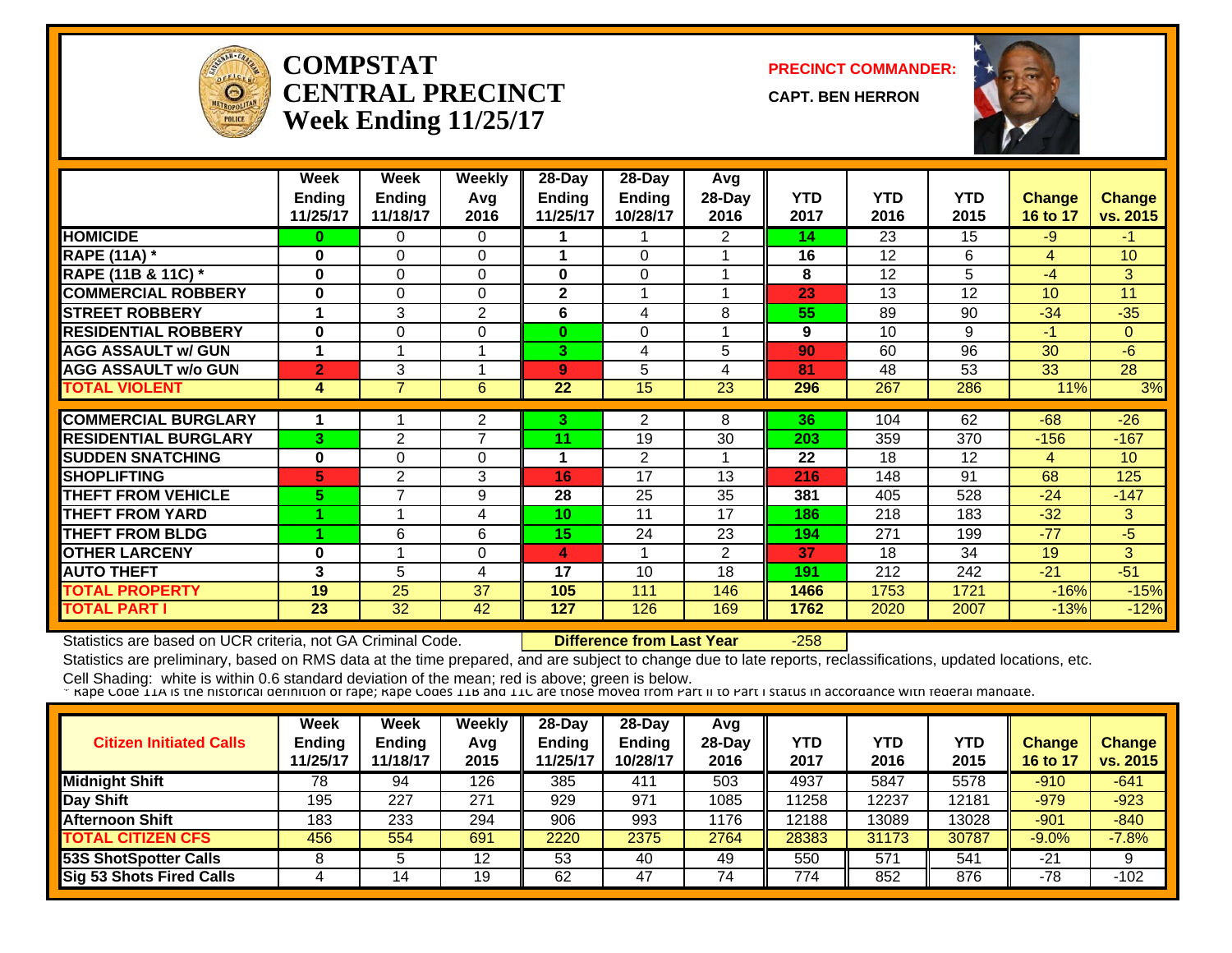# COMPSTAT CENTRAL PRECINCT Week Ending 11/25/17

**PRECINCT COMMANDER:** CAPT. BEN HERRON

| | Week Ending 11/25/17 | Week Ending 11/18/17 | Weekly Avg 2016 | 28-Day Ending 11/25/17 | 28-Day Ending 10/28/17 | Avg 28-Day 2016 | YTD 2017 | YTD 2016 | YTD 2015 | Change 16 to 17 | Change vs. 2015 |
|---|---|---|---|---|---|---|---|---|---|---|---|
| HOMICIDE | 0 | 0 | 0 | 1 | 1 | 2 | 14 | 23 | 15 | -9 | -1 |
| RAPE (11A) * | 0 | 0 | 0 | 1 | 0 | 1 | 16 | 12 | 6 | 4 | 10 |
| RAPE (11B & 11C) * | 0 | 0 | 0 | 0 | 0 | 1 | 8 | 12 | 5 | -4 | 3 |
| COMMERCIAL ROBBERY | 0 | 0 | 0 | 2 | 1 | 1 | 23 | 13 | 12 | 10 | 11 |
| STREET ROBBERY | 1 | 3 | 2 | 6 | 4 | 8 | 55 | 89 | 90 | -34 | -35 |
| RESIDENTIAL ROBBERY | 0 | 0 | 0 | 0 | 0 | 1 | 9 | 10 | 9 | -1 | 0 |
| AGG ASSAULT w/ GUN | 1 | 1 | 1 | 3 | 4 | 5 | 90 | 60 | 96 | 30 | -6 |
| AGG ASSAULT w/o GUN | 2 | 3 | 1 | 9 | 5 | 4 | 81 | 48 | 53 | 33 | 28 |
| TOTAL VIOLENT | 4 | 7 | 6 | 22 | 15 | 23 | 296 | 267 | 286 | 11% | 3% |
| COMMERCIAL BURGLARY | 1 | 1 | 2 | 3 | 2 | 8 | 36 | 104 | 62 | -68 | -26 |
| RESIDENTIAL BURGLARY | 3 | 2 | 7 | 11 | 19 | 30 | 203 | 359 | 370 | -156 | -167 |
| SUDDEN SNATCHING | 0 | 0 | 0 | 1 | 2 | 1 | 22 | 18 | 12 | 4 | 10 |
| SHOPLIFTING | 5 | 2 | 3 | 16 | 17 | 13 | 216 | 148 | 91 | 68 | 125 |
| THEFT FROM VEHICLE | 5 | 7 | 9 | 28 | 25 | 35 | 381 | 405 | 528 | -24 | -147 |
| THEFT FROM YARD | 1 | 1 | 4 | 10 | 11 | 17 | 186 | 218 | 183 | -32 | 3 |
| THEFT FROM BLDG | 1 | 6 | 6 | 15 | 24 | 23 | 194 | 271 | 199 | -77 | -5 |
| OTHER LARCENY | 0 | 1 | 0 | 4 | 1 | 2 | 37 | 18 | 34 | 19 | 3 |
| AUTO THEFT | 3 | 5 | 4 | 17 | 10 | 18 | 191 | 212 | 242 | -21 | -51 |
| TOTAL PROPERTY | 19 | 25 | 37 | 105 | 111 | 146 | 1466 | 1753 | 1721 | -16% | -15% |
| TOTAL PART I | 23 | 32 | 42 | 127 | 126 | 169 | 1762 | 2020 | 2007 | -13% | -12% |

Statistics are based on UCR criteria, not GA Criminal Code. **Difference from Last Year** -258

Statistics are preliminary, based on RMS data at the time prepared, and are subject to change due to late reports, reclassifications, updated locations, etc.

Cell Shading: white is within 0.6 standard deviation of the mean; red is above; green is below.

* Rape Code 11A is the historical definition of rape; Rape Codes 11B and 11C are those moved from Part II to Part I status in accordance with federal mandate.

| Citizen Initiated Calls | Week Ending 11/25/17 | Week Ending 11/18/17 | Weekly Avg 2015 | 28-Day Ending 11/25/17 | 28-Day Ending 10/28/17 | Avg 28-Day 2016 | YTD 2017 | YTD 2016 | YTD 2015 | Change 16 to 17 | Change vs. 2015 |
|---|---|---|---|---|---|---|---|---|---|---|---|
| Midnight Shift | 78 | 94 | 126 | 385 | 411 | 503 | 4937 | 5847 | 5578 | -910 | -641 |
| Day Shift | 195 | 227 | 271 | 929 | 971 | 1085 | 11258 | 12237 | 12181 | -979 | -923 |
| Afternoon Shift | 183 | 233 | 294 | 906 | 993 | 1176 | 12188 | 13089 | 13028 | -901 | -840 |
| TOTAL CITIZEN CFS | 456 | 554 | 691 | 2220 | 2375 | 2764 | 28383 | 31173 | 30787 | -9.0% | -7.8% |
| 53S ShotSpotter Calls | 8 | 5 | 12 | 53 | 40 | 49 | 550 | 571 | 541 | -21 | 9 |
| Sig 53 Shots Fired Calls | 4 | 14 | 19 | 62 | 47 | 74 | 774 | 852 | 876 | -78 | -102 |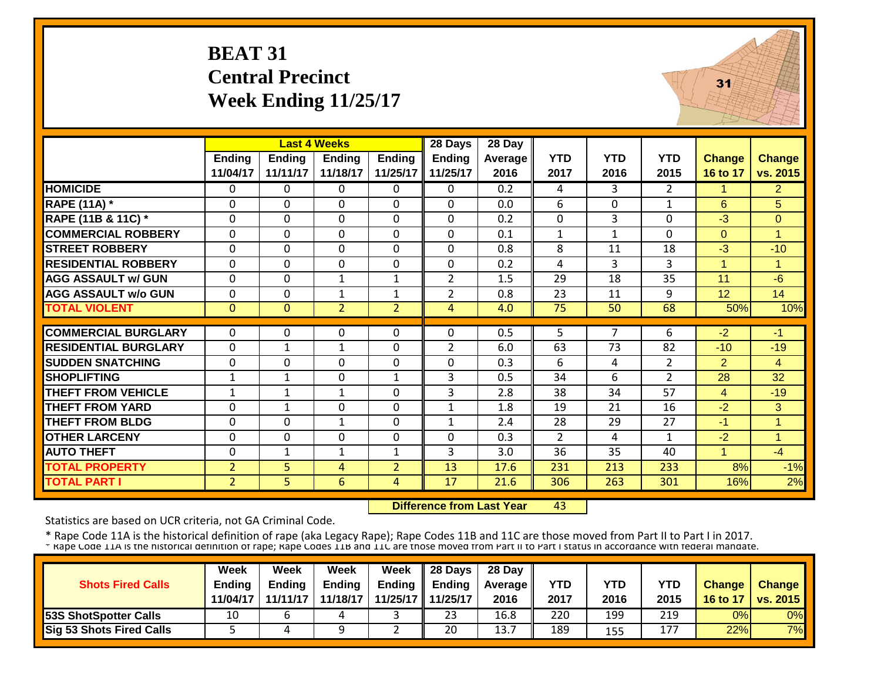# BEAT 31
## Central Precinct
## Week Ending 11/25/17

| | Last 4 Weeks | | | | 28 Days | 28 Day | | | | | |
|---|---|---|---|---|---|---|---|---|---|---|---|
| | Ending 11/04/17 | Ending 11/11/17 | Ending 11/18/17 | Ending 11/25/17 | Ending 11/25/17 | Average 2016 | YTD 2017 | YTD 2016 | YTD 2015 | Change 16 to 17 | Change vs. 2015 |
| HOMICIDE | 0 | 0 | 0 | 0 | 0 | 0.2 | 4 | 3 | 2 | 1 | 2 |
| RAPE (11A) * | 0 | 0 | 0 | 0 | 0 | 0.0 | 6 | 0 | 1 | 6 | 5 |
| RAPE (11B & 11C) * | 0 | 0 | 0 | 0 | 0 | 0.2 | 0 | 3 | 0 | -3 | 0 |
| COMMERCIAL ROBBERY | 0 | 0 | 0 | 0 | 0 | 0.1 | 1 | 1 | 0 | 0 | 1 |
| STREET ROBBERY | 0 | 0 | 0 | 0 | 0 | 0.8 | 8 | 11 | 18 | -3 | -10 |
| RESIDENTIAL ROBBERY | 0 | 0 | 0 | 0 | 0 | 0.2 | 4 | 3 | 3 | 1 | 1 |
| AGG ASSAULT w/ GUN | 0 | 0 | 1 | 1 | 2 | 1.5 | 29 | 18 | 35 | 11 | -6 |
| AGG ASSAULT w/o GUN | 0 | 0 | 1 | 1 | 2 | 0.8 | 23 | 11 | 9 | 12 | 14 |
| TOTAL VIOLENT | 0 | 0 | 2 | 2 | 4 | 4.0 | 75 | 50 | 68 | 50% | 10% |
| COMMERCIAL BURGLARY | 0 | 0 | 0 | 0 | 0 | 0.5 | 5 | 7 | 6 | -2 | -1 |
| RESIDENTIAL BURGLARY | 0 | 1 | 1 | 0 | 2 | 6.0 | 63 | 73 | 82 | -10 | -19 |
| SUDDEN SNATCHING | 0 | 0 | 0 | 0 | 0 | 0.3 | 6 | 4 | 2 | 2 | 4 |
| SHOPLIFTING | 1 | 1 | 0 | 1 | 3 | 0.5 | 34 | 6 | 2 | 28 | 32 |
| THEFT FROM VEHICLE | 1 | 1 | 1 | 0 | 3 | 2.8 | 38 | 34 | 57 | 4 | -19 |
| THEFT FROM YARD | 0 | 1 | 0 | 0 | 1 | 1.8 | 19 | 21 | 16 | -2 | 3 |
| THEFT FROM BLDG | 0 | 0 | 1 | 0 | 1 | 2.4 | 28 | 29 | 27 | -1 | 1 |
| OTHER LARCENY | 0 | 0 | 0 | 0 | 0 | 0.3 | 2 | 4 | 1 | -2 | 1 |
| AUTO THEFT | 0 | 1 | 1 | 1 | 3 | 3.0 | 36 | 35 | 40 | 1 | -4 |
| TOTAL PROPERTY | 2 | 5 | 4 | 2 | 13 | 17.6 | 231 | 213 | 233 | 8% | -1% |
| TOTAL PART I | 2 | 5 | 6 | 4 | 17 | 21.6 | 306 | 263 | 301 | 16% | 2% |

**Difference from Last Year** 43

Statistics are based on UCR criteria, not GA Criminal Code.

* Rape Code 11A is the historical definition of rape (aka Legacy Rape); Rape Codes 11B and 11C are those moved from Part II to Part I in 2017.

* Rape Code 11A is the historical definition of rape; Rape Codes 11B and 11C are those moved from Part II to Part I status in accordance with federal mandate.

| Shots Fired Calls | Week Ending 11/04/17 | Week Ending 11/11/17 | Week Ending 11/18/17 | Week Ending 11/25/17 | 28 Days Ending 11/25/17 | 28 Day Average 2016 | YTD 2017 | YTD 2016 | YTD 2015 | Change 16 to 17 | Change vs. 2015 |
|---|---|---|---|---|---|---|---|---|---|---|---|
| 53S ShotSpotter Calls | 10 | 6 | 4 | 3 | 23 | 16.8 | 220 | 199 | 219 | 0% | 0% |
| Sig 53 Shots Fired Calls | 5 | 4 | 9 | 2 | 20 | 13.7 | 189 | 155 | 177 | 22% | 7% |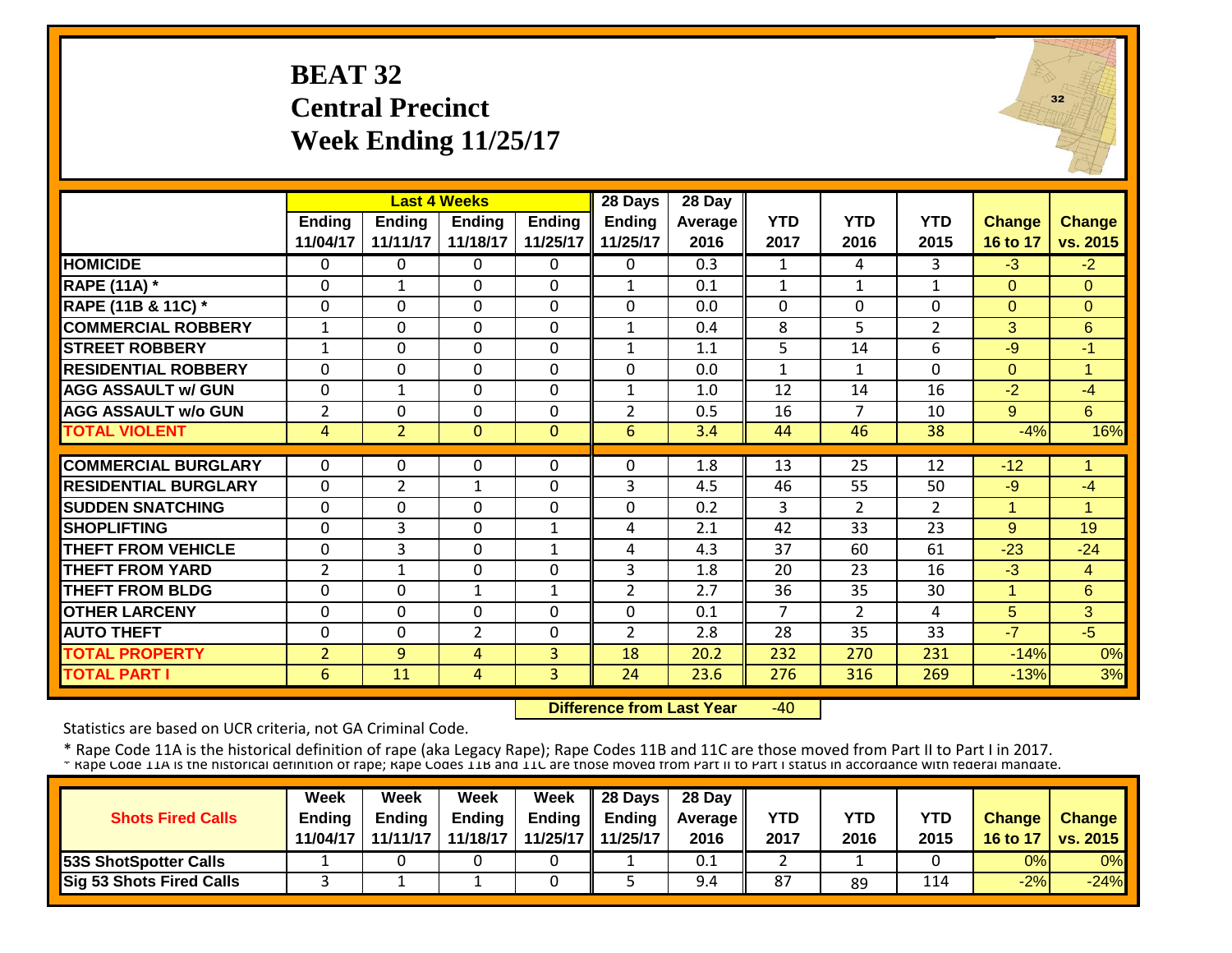# BEAT 32
## Central Precinct
## Week Ending 11/25/17

| | Last 4 Weeks | | | | 28 Days | 28 Day | | | | | |
|---|---|---|---|---|---|---|---|---|---|---|---|
| | Ending 11/04/17 | Ending 11/11/17 | Ending 11/18/17 | Ending 11/25/17 | Ending 11/25/17 | Average 2016 | YTD 2017 | YTD 2016 | YTD 2015 | Change 16 to 17 | Change vs. 2015 |
| HOMICIDE | 0 | 0 | 0 | 0 | 0 | 0.3 | 1 | 4 | 3 | -3 | -2 |
| RAPE (11A) * | 0 | 1 | 0 | 0 | 1 | 0.1 | 1 | 1 | 1 | 0 | 0 |
| RAPE (11B & 11C) * | 0 | 0 | 0 | 0 | 0 | 0.0 | 0 | 0 | 0 | 0 | 0 |
| COMMERCIAL ROBBERY | 1 | 0 | 0 | 0 | 1 | 0.4 | 8 | 5 | 2 | 3 | 6 |
| STREET ROBBERY | 1 | 0 | 0 | 0 | 1 | 1.1 | 5 | 14 | 6 | -9 | -1 |
| RESIDENTIAL ROBBERY | 0 | 0 | 0 | 0 | 0 | 0.0 | 1 | 1 | 0 | 0 | 1 |
| AGG ASSAULT w/ GUN | 0 | 1 | 0 | 0 | 1 | 1.0 | 12 | 14 | 16 | -2 | -4 |
| AGG ASSAULT w/o GUN | 2 | 0 | 0 | 0 | 2 | 0.5 | 16 | 7 | 10 | 9 | 6 |
| TOTAL VIOLENT | 4 | 2 | 0 | 0 | 6 | 3.4 | 44 | 46 | 38 | -4% | 16% |
| COMMERCIAL BURGLARY | 0 | 0 | 0 | 0 | 0 | 1.8 | 13 | 25 | 12 | -12 | 1 |
| RESIDENTIAL BURGLARY | 0 | 2 | 1 | 0 | 3 | 4.5 | 46 | 55 | 50 | -9 | -4 |
| SUDDEN SNATCHING | 0 | 0 | 0 | 0 | 0 | 0.2 | 3 | 2 | 2 | 1 | 1 |
| SHOPLIFTING | 0 | 3 | 0 | 1 | 4 | 2.1 | 42 | 33 | 23 | 9 | 19 |
| THEFT FROM VEHICLE | 0 | 3 | 0 | 1 | 4 | 4.3 | 37 | 60 | 61 | -23 | -24 |
| THEFT FROM YARD | 2 | 1 | 0 | 0 | 3 | 1.8 | 20 | 23 | 16 | -3 | 4 |
| THEFT FROM BLDG | 0 | 0 | 1 | 1 | 2 | 2.7 | 36 | 35 | 30 | 1 | 6 |
| OTHER LARCENY | 0 | 0 | 0 | 0 | 0 | 0.1 | 7 | 2 | 4 | 5 | 3 |
| AUTO THEFT | 0 | 0 | 2 | 0 | 2 | 2.8 | 28 | 35 | 33 | -7 | -5 |
| TOTAL PROPERTY | 2 | 9 | 4 | 3 | 18 | 20.2 | 232 | 270 | 231 | -14% | 0% |
| TOTAL PART I | 6 | 11 | 4 | 3 | 24 | 23.6 | 276 | 316 | 269 | -13% | 3% |

**Difference from Last Year** -40

Statistics are based on UCR criteria, not GA Criminal Code.

\* Rape Code 11A is the historical definition of rape (aka Legacy Rape); Rape Codes 11B and 11C are those moved from Part II to Part I in 2017.
\* Rape Code 11A is the historical definition of rape; Rape Codes 11B and 11C are those moved from Part II to Part I status in accordance with federal mandate.

| Shots Fired Calls | Week Ending 11/04/17 | Week Ending 11/11/17 | Week Ending 11/18/17 | Week Ending 11/25/17 | 28 Days Ending 11/25/17 | 28 Day Average 2016 | YTD 2017 | YTD 2016 | YTD 2015 | Change 16 to 17 | Change vs. 2015 |
|---|---|---|---|---|---|---|---|---|---|---|---|
| 53S ShotSpotter Calls | 1 | 0 | 0 | 0 | 1 | 0.1 | 2 | 1 | 0 | 0% | 0% |
| Sig 53 Shots Fired Calls | 3 | 1 | 1 | 0 | 5 | 9.4 | 87 | 89 | 114 | -2% | -24% |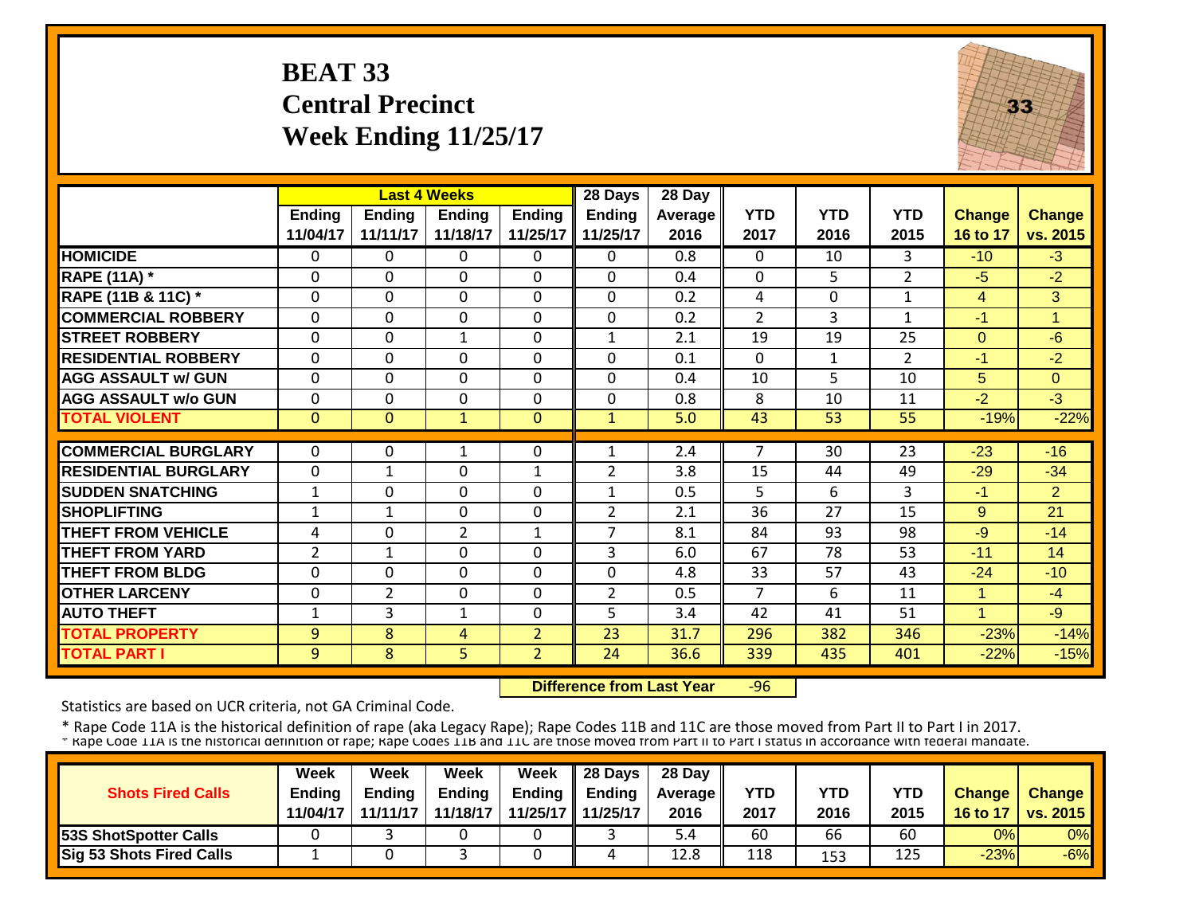# BEAT 33
## Central Precinct
## Week Ending 11/25/17

| | Last 4 Weeks | | | | 28 Days | 28 Day | | | | | |
|---|---|---|---|---|---|---|---|---|---|---|---|
| | Ending 11/04/17 | Ending 11/11/17 | Ending 11/18/17 | Ending 11/25/17 | Ending 11/25/17 | Average 2016 | YTD 2017 | YTD 2016 | YTD 2015 | Change 16 to 17 | Change vs. 2015 |
| HOMICIDE | 0 | 0 | 0 | 0 | 0 | 0.8 | 0 | 10 | 3 | -10 | -3 |
| RAPE (11A) * | 0 | 0 | 0 | 0 | 0 | 0.4 | 0 | 5 | 2 | -5 | -2 |
| RAPE (11B & 11C) * | 0 | 0 | 0 | 0 | 0 | 0.2 | 4 | 0 | 1 | 4 | 3 |
| COMMERCIAL ROBBERY | 0 | 0 | 0 | 0 | 0 | 0.2 | 2 | 3 | 1 | -1 | 1 |
| STREET ROBBERY | 0 | 0 | 1 | 0 | 1 | 2.1 | 19 | 19 | 25 | 0 | -6 |
| RESIDENTIAL ROBBERY | 0 | 0 | 0 | 0 | 0 | 0.1 | 0 | 1 | 2 | -1 | -2 |
| AGG ASSAULT w/ GUN | 0 | 0 | 0 | 0 | 0 | 0.4 | 10 | 5 | 10 | 5 | 0 |
| AGG ASSAULT w/o GUN | 0 | 0 | 0 | 0 | 0 | 0.8 | 8 | 10 | 11 | -2 | -3 |
| TOTAL VIOLENT | 0 | 0 | 1 | 0 | 1 | 5.0 | 43 | 53 | 55 | -19% | -22% |
| COMMERCIAL BURGLARY | 0 | 0 | 1 | 0 | 1 | 2.4 | 7 | 30 | 23 | -23 | -16 |
| RESIDENTIAL BURGLARY | 0 | 1 | 0 | 1 | 2 | 3.8 | 15 | 44 | 49 | -29 | -34 |
| SUDDEN SNATCHING | 1 | 0 | 0 | 0 | 1 | 0.5 | 5 | 6 | 3 | -1 | 2 |
| SHOPLIFTING | 1 | 1 | 0 | 0 | 2 | 2.1 | 36 | 27 | 15 | 9 | 21 |
| THEFT FROM VEHICLE | 4 | 0 | 2 | 1 | 7 | 8.1 | 84 | 93 | 98 | -9 | -14 |
| THEFT FROM YARD | 2 | 1 | 0 | 0 | 3 | 6.0 | 67 | 78 | 53 | -11 | 14 |
| THEFT FROM BLDG | 0 | 0 | 0 | 0 | 0 | 4.8 | 33 | 57 | 43 | -24 | -10 |
| OTHER LARCENY | 0 | 2 | 0 | 0 | 2 | 0.5 | 7 | 6 | 11 | 1 | -4 |
| AUTO THEFT | 1 | 3 | 1 | 0 | 5 | 3.4 | 42 | 41 | 51 | 1 | -9 |
| TOTAL PROPERTY | 9 | 8 | 4 | 2 | 23 | 31.7 | 296 | 382 | 346 | -23% | -14% |
| TOTAL PART I | 9 | 8 | 5 | 2 | 24 | 36.6 | 339 | 435 | 401 | -22% | -15% |

**Difference from Last Year** -96

Statistics are based on UCR criteria, not GA Criminal Code.

* Rape Code 11A is the historical definition of rape (aka Legacy Rape); Rape Codes 11B and 11C are those moved from Part II to Part I in 2017.
* Rape Code 11A is the historical definition of rape; Rape Codes 11B and 11C are those moved from Part II to Part I status in accordance with federal mandate.

| Shots Fired Calls | Week Ending 11/04/17 | Week Ending 11/11/17 | Week Ending 11/18/17 | Week Ending 11/25/17 | 28 Days Ending 11/25/17 | 28 Day Average 2016 | YTD 2017 | YTD 2016 | YTD 2015 | Change 16 to 17 | Change vs. 2015 |
|---|---|---|---|---|---|---|---|---|---|---|---|
| 53S ShotSpotter Calls | 0 | 3 | 0 | 0 | 3 | 5.4 | 60 | 66 | 60 | 0% | 0% |
| Sig 53 Shots Fired Calls | 1 | 0 | 3 | 0 | 4 | 12.8 | 118 | 153 | 125 | -23% | -6% |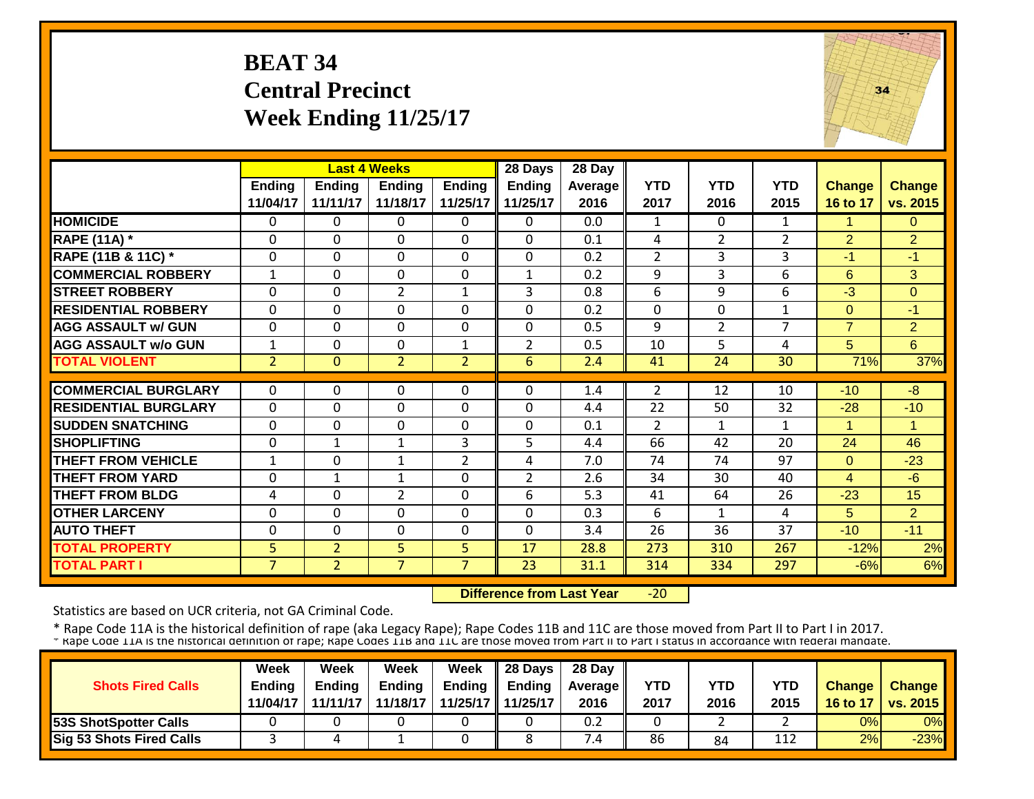# BEAT 34
## Central Precinct
## Week Ending 11/25/17

| | Last 4 Weeks | | | | 28 Days | 28 Day | | | | | |
|---|---|---|---|---|---|---|---|---|---|---|---|
| | Ending 11/04/17 | Ending 11/11/17 | Ending 11/18/17 | Ending 11/25/17 | Ending 11/25/17 | Average 2016 | YTD 2017 | YTD 2016 | YTD 2015 | Change 16 to 17 | Change vs. 2015 |
| HOMICIDE | 0 | 0 | 0 | 0 | 0 | 0.0 | 1 | 0 | 1 | 1 | 0 |
| RAPE (11A) * | 0 | 0 | 0 | 0 | 0 | 0.1 | 4 | 2 | 2 | 2 | 2 |
| RAPE (11B & 11C) * | 0 | 0 | 0 | 0 | 0 | 0.2 | 2 | 3 | 3 | -1 | -1 |
| COMMERCIAL ROBBERY | 1 | 0 | 0 | 0 | 1 | 0.2 | 9 | 3 | 6 | 6 | 3 |
| STREET ROBBERY | 0 | 0 | 2 | 1 | 3 | 0.8 | 6 | 9 | 6 | -3 | 0 |
| RESIDENTIAL ROBBERY | 0 | 0 | 0 | 0 | 0 | 0.2 | 0 | 0 | 1 | 0 | -1 |
| AGG ASSAULT w/ GUN | 0 | 0 | 0 | 0 | 0 | 0.5 | 9 | 2 | 7 | 7 | 2 |
| AGG ASSAULT w/o GUN | 1 | 0 | 0 | 1 | 2 | 0.5 | 10 | 5 | 4 | 5 | 6 |
| TOTAL VIOLENT | 2 | 0 | 2 | 2 | 6 | 2.4 | 41 | 24 | 30 | 71% | 37% |
| COMMERCIAL BURGLARY | 0 | 0 | 0 | 0 | 0 | 1.4 | 2 | 12 | 10 | -10 | -8 |
| RESIDENTIAL BURGLARY | 0 | 0 | 0 | 0 | 0 | 4.4 | 22 | 50 | 32 | -28 | -10 |
| SUDDEN SNATCHING | 0 | 0 | 0 | 0 | 0 | 0.1 | 2 | 1 | 1 | 1 | 1 |
| SHOPLIFTING | 0 | 1 | 1 | 3 | 5 | 4.4 | 66 | 42 | 20 | 24 | 46 |
| THEFT FROM VEHICLE | 1 | 0 | 1 | 2 | 4 | 7.0 | 74 | 74 | 97 | 0 | -23 |
| THEFT FROM YARD | 0 | 1 | 1 | 0 | 2 | 2.6 | 34 | 30 | 40 | 4 | -6 |
| THEFT FROM BLDG | 4 | 0 | 2 | 0 | 6 | 5.3 | 41 | 64 | 26 | -23 | 15 |
| OTHER LARCENY | 0 | 0 | 0 | 0 | 0 | 0.3 | 6 | 1 | 4 | 5 | 2 |
| AUTO THEFT | 0 | 0 | 0 | 0 | 0 | 3.4 | 26 | 36 | 37 | -10 | -11 |
| TOTAL PROPERTY | 5 | 2 | 5 | 5 | 17 | 28.8 | 273 | 310 | 267 | -12% | 2% |
| TOTAL PART I | 7 | 2 | 7 | 7 | 23 | 31.1 | 314 | 334 | 297 | -6% | 6% |

**Difference from Last Year** -20

Statistics are based on UCR criteria, not GA Criminal Code.

* Rape Code 11A is the historical definition of rape (aka Legacy Rape); Rape Codes 11B and 11C are those moved from Part II to Part I in 2017.
* Rape Code 11A is the historical definition of rape; Rape Codes 11B and 11C are those moved from Part II to Part I status in accordance with federal mandate.

| Shots Fired Calls | Week Ending 11/04/17 | Week Ending 11/11/17 | Week Ending 11/18/17 | Week Ending 11/25/17 | 28 Days Ending 11/25/17 | 28 Day Average 2016 | YTD 2017 | YTD 2016 | YTD 2015 | Change 16 to 17 | Change vs. 2015 |
|---|---|---|---|---|---|---|---|---|---|---|---|
| 53S ShotSpotter Calls | 0 | 0 | 0 | 0 | 0 | 0.2 | 0 | 2 | 2 | 0% | 0% |
| Sig 53 Shots Fired Calls | 3 | 4 | 1 | 0 | 8 | 7.4 | 86 | 84 | 112 | 2% | -23% |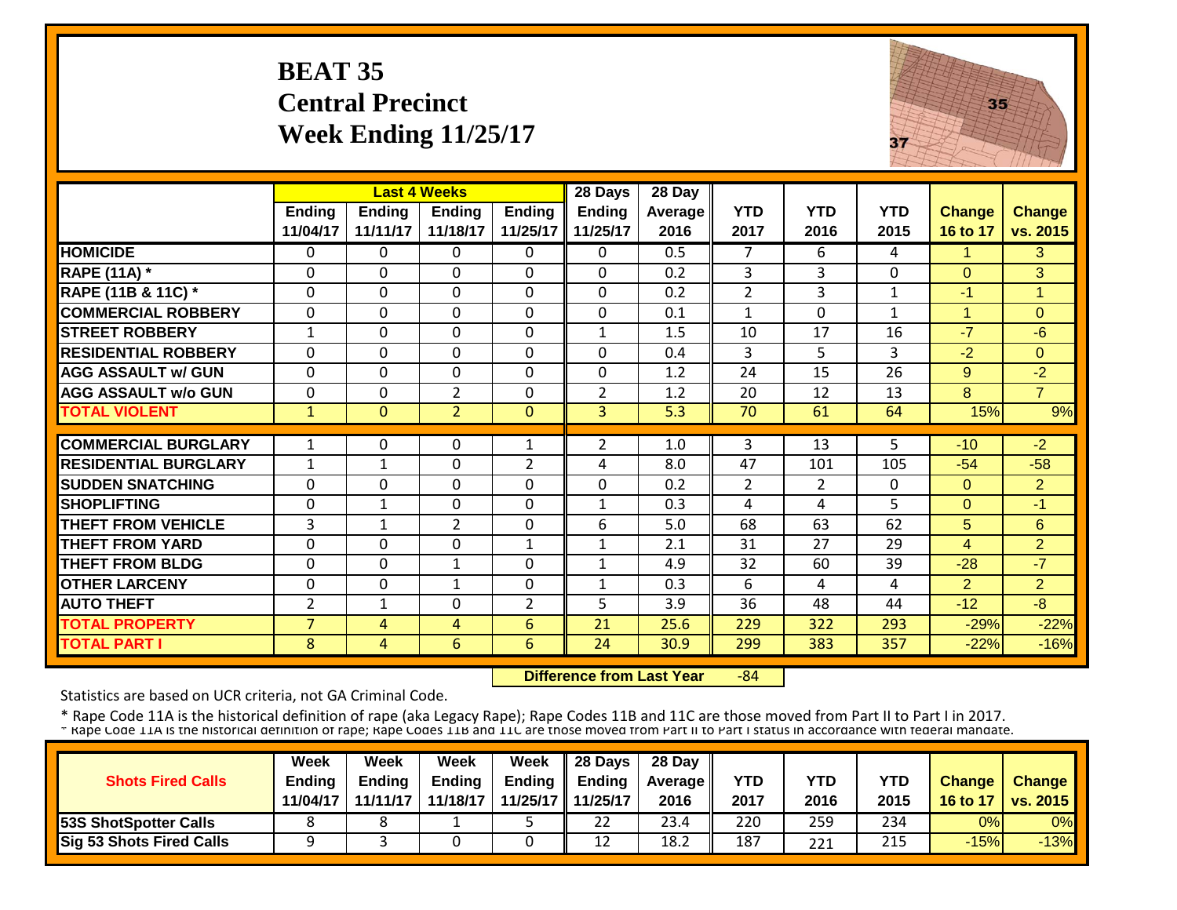# BEAT 35
## Central Precinct
## Week Ending 11/25/17

| | Last 4 Weeks | | | | 28 Days | 28 Day | | | | | |
|---|---|---|---|---|---|---|---|---|---|---|---|
| | Ending 11/04/17 | Ending 11/11/17 | Ending 11/18/17 | Ending 11/25/17 | Ending 11/25/17 | Average 2016 | YTD 2017 | YTD 2016 | YTD 2015 | Change 16 to 17 | Change vs. 2015 |
| HOMICIDE | 0 | 0 | 0 | 0 | 0 | 0.5 | 7 | 6 | 4 | 1 | 3 |
| RAPE (11A) * | 0 | 0 | 0 | 0 | 0 | 0.2 | 3 | 3 | 0 | 0 | 3 |
| RAPE (11B & 11C) * | 0 | 0 | 0 | 0 | 0 | 0.2 | 2 | 3 | 1 | -1 | 1 |
| COMMERCIAL ROBBERY | 0 | 0 | 0 | 0 | 0 | 0.1 | 1 | 0 | 1 | 1 | 0 |
| STREET ROBBERY | 1 | 0 | 0 | 0 | 1 | 1.5 | 10 | 17 | 16 | -7 | -6 |
| RESIDENTIAL ROBBERY | 0 | 0 | 0 | 0 | 0 | 0.4 | 3 | 5 | 3 | -2 | 0 |
| AGG ASSAULT w/ GUN | 0 | 0 | 0 | 0 | 0 | 1.2 | 24 | 15 | 26 | 9 | -2 |
| AGG ASSAULT w/o GUN | 0 | 0 | 2 | 0 | 2 | 1.2 | 20 | 12 | 13 | 8 | 7 |
| TOTAL VIOLENT | 1 | 0 | 2 | 0 | 3 | 5.3 | 70 | 61 | 64 | 15% | 9% |
| COMMERCIAL BURGLARY | 1 | 0 | 0 | 1 | 2 | 1.0 | 3 | 13 | 5 | -10 | -2 |
| RESIDENTIAL BURGLARY | 1 | 1 | 0 | 2 | 4 | 8.0 | 47 | 101 | 105 | -54 | -58 |
| SUDDEN SNATCHING | 0 | 0 | 0 | 0 | 0 | 0.2 | 2 | 2 | 0 | 0 | 2 |
| SHOPLIFTING | 0 | 1 | 0 | 0 | 1 | 0.3 | 4 | 4 | 5 | 0 | -1 |
| THEFT FROM VEHICLE | 3 | 1 | 2 | 0 | 6 | 5.0 | 68 | 63 | 62 | 5 | 6 |
| THEFT FROM YARD | 0 | 0 | 0 | 1 | 1 | 2.1 | 31 | 27 | 29 | 4 | 2 |
| THEFT FROM BLDG | 0 | 0 | 1 | 0 | 1 | 4.9 | 32 | 60 | 39 | -28 | -7 |
| OTHER LARCENY | 0 | 0 | 1 | 0 | 1 | 0.3 | 6 | 4 | 4 | 2 | 2 |
| AUTO THEFT | 2 | 1 | 0 | 2 | 5 | 3.9 | 36 | 48 | 44 | -12 | -8 |
| TOTAL PROPERTY | 7 | 4 | 4 | 6 | 21 | 25.6 | 229 | 322 | 293 | -29% | -22% |
| TOTAL PART I | 8 | 4 | 6 | 6 | 24 | 30.9 | 299 | 383 | 357 | -22% | -16% |

**Difference from Last Year** -84

Statistics are based on UCR criteria, not GA Criminal Code.

* Rape Code 11A is the historical definition of rape (aka Legacy Rape); Rape Codes 11B and 11C are those moved from Part II to Part I in 2017.
* Rape Code 11A is the historical definition of rape; Rape Codes 11B and 11C are those moved from Part II to Part I status in accordance with federal mandate.

| Shots Fired Calls | Week Ending 11/04/17 | Week Ending 11/11/17 | Week Ending 11/18/17 | Week Ending 11/25/17 | 28 Days Ending 11/25/17 | 28 Day Average 2016 | YTD 2017 | YTD 2016 | YTD 2015 | Change 16 to 17 | Change vs. 2015 |
|---|---|---|---|---|---|---|---|---|---|---|---|
| 53S ShotSpotter Calls | 8 | 8 | 1 | 5 | 22 | 23.4 | 220 | 259 | 234 | 0% | 0% |
| Sig 53 Shots Fired Calls | 9 | 3 | 0 | 0 | 12 | 18.2 | 187 | 221 | 215 | -15% | -13% |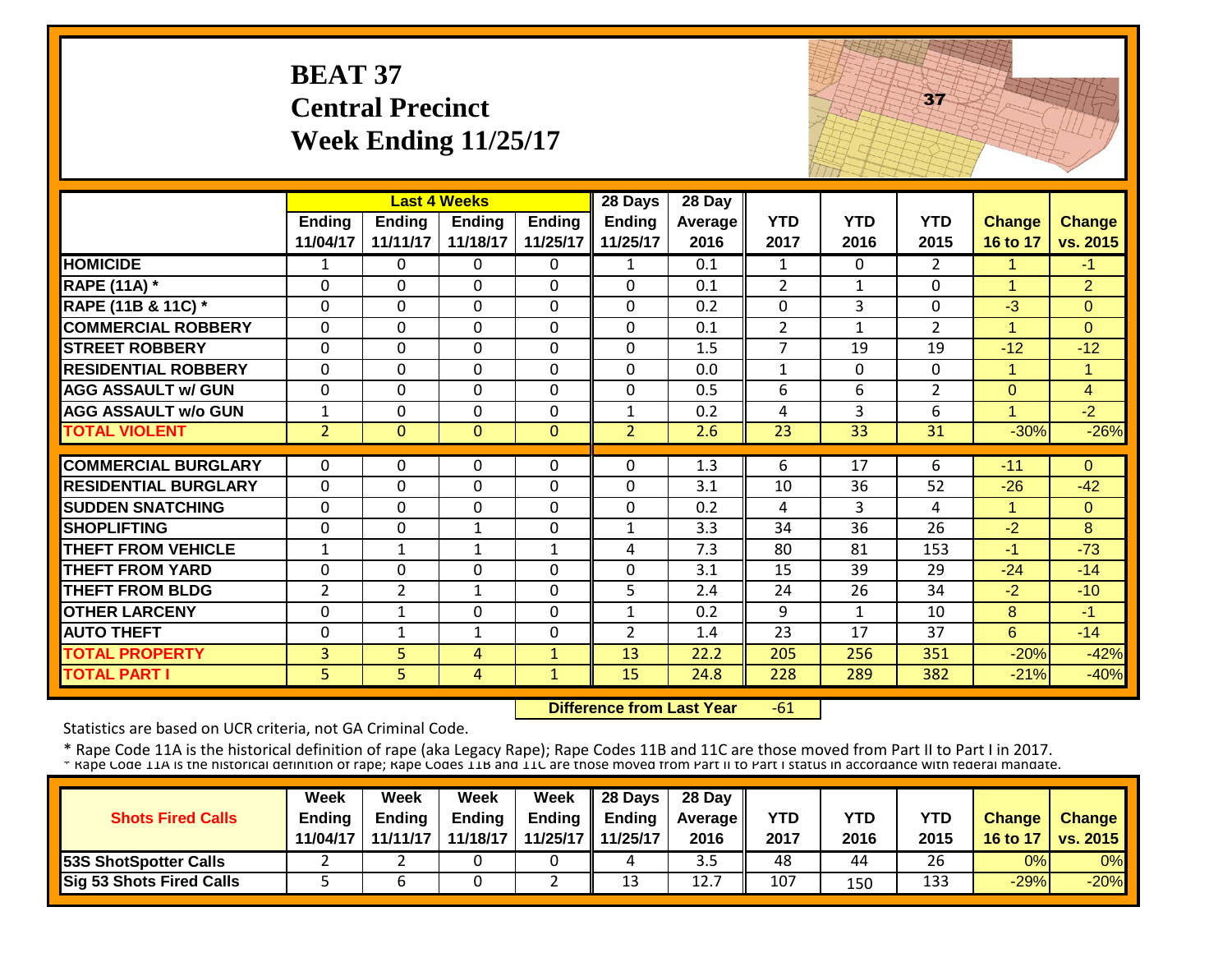# BEAT 37
## Central Precinct
## Week Ending 11/25/17

| | Last 4 Weeks | | | | 28 Days | 28 Day | | | | | |
|---|---|---|---|---|---|---|---|---|---|---|---|
| | Ending 11/04/17 | Ending 11/11/17 | Ending 11/18/17 | Ending 11/25/17 | Ending 11/25/17 | Average 2016 | YTD 2017 | YTD 2016 | YTD 2015 | Change 16 to 17 | Change vs. 2015 |
| HOMICIDE | 1 | 0 | 0 | 0 | 1 | 0.1 | 1 | 0 | 2 | 1 | -1 |
| RAPE (11A) * | 0 | 0 | 0 | 0 | 0 | 0.1 | 2 | 1 | 0 | 1 | 2 |
| RAPE (11B & 11C) * | 0 | 0 | 0 | 0 | 0 | 0.2 | 0 | 3 | 0 | -3 | 0 |
| COMMERCIAL ROBBERY | 0 | 0 | 0 | 0 | 0 | 0.1 | 2 | 1 | 2 | 1 | 0 |
| STREET ROBBERY | 0 | 0 | 0 | 0 | 0 | 1.5 | 7 | 19 | 19 | -12 | -12 |
| RESIDENTIAL ROBBERY | 0 | 0 | 0 | 0 | 0 | 0.0 | 1 | 0 | 0 | 1 | 1 |
| AGG ASSAULT w/ GUN | 0 | 0 | 0 | 0 | 0 | 0.5 | 6 | 6 | 2 | 0 | 4 |
| AGG ASSAULT w/o GUN | 1 | 0 | 0 | 0 | 1 | 0.2 | 4 | 3 | 6 | 1 | -2 |
| TOTAL VIOLENT | 2 | 0 | 0 | 0 | 2 | 2.6 | 23 | 33 | 31 | -30% | -26% |
| COMMERCIAL BURGLARY | 0 | 0 | 0 | 0 | 0 | 1.3 | 6 | 17 | 6 | -11 | 0 |
| RESIDENTIAL BURGLARY | 0 | 0 | 0 | 0 | 0 | 3.1 | 10 | 36 | 52 | -26 | -42 |
| SUDDEN SNATCHING | 0 | 0 | 0 | 0 | 0 | 0.2 | 4 | 3 | 4 | 1 | 0 |
| SHOPLIFTING | 0 | 0 | 1 | 0 | 1 | 3.3 | 34 | 36 | 26 | -2 | 8 |
| THEFT FROM VEHICLE | 1 | 1 | 1 | 1 | 4 | 7.3 | 80 | 81 | 153 | -1 | -73 |
| THEFT FROM YARD | 0 | 0 | 0 | 0 | 0 | 3.1 | 15 | 39 | 29 | -24 | -14 |
| THEFT FROM BLDG | 2 | 2 | 1 | 0 | 5 | 2.4 | 24 | 26 | 34 | -2 | -10 |
| OTHER LARCENY | 0 | 1 | 0 | 0 | 1 | 0.2 | 9 | 1 | 10 | 8 | -1 |
| AUTO THEFT | 0 | 1 | 1 | 0 | 2 | 1.4 | 23 | 17 | 37 | 6 | -14 |
| TOTAL PROPERTY | 3 | 5 | 4 | 1 | 13 | 22.2 | 205 | 256 | 351 | -20% | -42% |
| TOTAL PART I | 5 | 5 | 4 | 1 | 15 | 24.8 | 228 | 289 | 382 | -21% | -40% |

**Difference from Last Year** -61

Statistics are based on UCR criteria, not GA Criminal Code.

* Rape Code 11A is the historical definition of rape (aka Legacy Rape); Rape Codes 11B and 11C are those moved from Part II to Part I in 2017.

| Shots Fired Calls | Week Ending 11/04/17 | Week Ending 11/11/17 | Week Ending 11/18/17 | Week Ending 11/25/17 | 28 Days Ending 11/25/17 | 28 Day Average 2016 | YTD 2017 | YTD 2016 | YTD 2015 | Change 16 to 17 | Change vs. 2015 |
|---|---|---|---|---|---|---|---|---|---|---|---|
| 53S ShotSpotter Calls | 2 | 2 | 0 | 0 | 4 | 3.5 | 48 | 44 | 26 | 0% | 0% |
| Sig 53 Shots Fired Calls | 5 | 6 | 0 | 2 | 13 | 12.7 | 107 | 150 | 133 | -29% | -20% |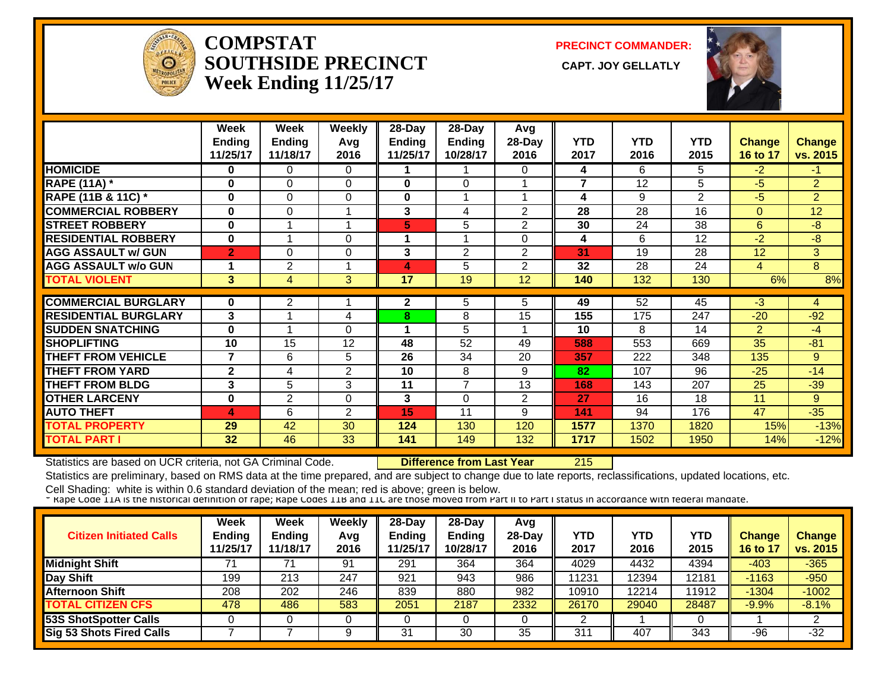# COMPSTAT SOUTHSIDE PRECINCT Week Ending 11/25/17

**PRECINCT COMMANDER:**

**CAPT. JOY GELLATLY**

| | Week Ending 11/25/17 | Week Ending 11/18/17 | Weekly Avg 2016 | 28-Day Ending 11/25/17 | 28-Day Ending 10/28/17 | Avg 28-Day 2016 | YTD 2017 | YTD 2016 | YTD 2015 | Change 16 to 17 | Change vs. 2015 |
|---|---|---|---|---|---|---|---|---|---|---|---|
| HOMICIDE | 0 | 0 | 0 | 1 | 1 | 0 | 4 | 6 | 5 | -2 | -1 |
| RAPE (11A) * | 0 | 0 | 0 | 0 | 0 | 1 | 7 | 12 | 5 | -5 | 2 |
| RAPE (11B & 11C) * | 0 | 0 | 0 | 0 | 1 | 1 | 4 | 9 | 2 | -5 | 2 |
| COMMERCIAL ROBBERY | 0 | 0 | 1 | 3 | 4 | 2 | 28 | 28 | 16 | 0 | 12 |
| STREET ROBBERY | 0 | 1 | 1 | 5 | 5 | 2 | 30 | 24 | 38 | 6 | -8 |
| RESIDENTIAL ROBBERY | 0 | 1 | 0 | 1 | 1 | 0 | 4 | 6 | 12 | -2 | -8 |
| AGG ASSAULT w/ GUN | 2 | 0 | 0 | 3 | 2 | 2 | 31 | 19 | 28 | 12 | 3 |
| AGG ASSAULT w/o GUN | 1 | 2 | 1 | 4 | 5 | 2 | 32 | 28 | 24 | 4 | 8 |
| TOTAL VIOLENT | 3 | 4 | 3 | 17 | 19 | 12 | 140 | 132 | 130 | 6% | 8% |
| COMMERCIAL BURGLARY | 0 | 2 | 1 | 2 | 5 | 5 | 49 | 52 | 45 | -3 | 4 |
| RESIDENTIAL BURGLARY | 3 | 1 | 4 | 8 | 8 | 15 | 155 | 175 | 247 | -20 | -92 |
| SUDDEN SNATCHING | 0 | 1 | 0 | 1 | 5 | 1 | 10 | 8 | 14 | 2 | -4 |
| SHOPLIFTING | 10 | 15 | 12 | 48 | 52 | 49 | 588 | 553 | 669 | 35 | -81 |
| THEFT FROM VEHICLE | 7 | 6 | 5 | 26 | 34 | 20 | 357 | 222 | 348 | 135 | 9 |
| THEFT FROM YARD | 2 | 4 | 2 | 10 | 8 | 9 | 82 | 107 | 96 | -25 | -14 |
| THEFT FROM BLDG | 3 | 5 | 3 | 11 | 7 | 13 | 168 | 143 | 207 | 25 | -39 |
| OTHER LARCENY | 0 | 2 | 0 | 3 | 0 | 2 | 27 | 16 | 18 | 11 | 9 |
| AUTO THEFT | 4 | 6 | 2 | 15 | 11 | 9 | 141 | 94 | 176 | 47 | -35 |
| TOTAL PROPERTY | 29 | 42 | 30 | 124 | 130 | 120 | 1577 | 1370 | 1820 | 15% | -13% |
| TOTAL PART I | 32 | 46 | 33 | 141 | 149 | 132 | 1717 | 1502 | 1950 | 14% | -12% |

Statistics are based on UCR criteria, not GA Criminal Code. **Difference from Last Year** 215

Statistics are preliminary, based on RMS data at the time prepared, and are subject to change due to late reports, reclassifications, updated locations, etc.

Cell Shading: white is within 0.6 standard deviation of the mean; red is above; green is below.

* Rape Code 11A is the historical definition of rape; Rape Codes 11B and 11C are those moved from Part II to Part I status in accordance with federal mandate.

| Citizen Initiated Calls | Week Ending 11/25/17 | Week Ending 11/18/17 | Weekly Avg 2016 | 28-Day Ending 11/25/17 | 28-Day Ending 10/28/17 | Avg 28-Day 2016 | YTD 2017 | YTD 2016 | YTD 2015 | Change 16 to 17 | Change vs. 2015 |
|---|---|---|---|---|---|---|---|---|---|---|---|
| Midnight Shift | 71 | 71 | 91 | 291 | 364 | 364 | 4029 | 4432 | 4394 | -403 | -365 |
| Day Shift | 199 | 213 | 247 | 921 | 943 | 986 | 11231 | 12394 | 12181 | -1163 | -950 |
| Afternoon Shift | 208 | 202 | 246 | 839 | 880 | 982 | 10910 | 12214 | 11912 | -1304 | -1002 |
| TOTAL CITIZEN CFS | 478 | 486 | 583 | 2051 | 2187 | 2332 | 26170 | 29040 | 28487 | -9.9% | -8.1% |
| 53S ShotSpotter Calls | 0 | 0 | 0 | 0 | 0 | 0 | 2 | 1 | 0 | 1 | 2 |
| Sig 53 Shots Fired Calls | 7 | 7 | 9 | 31 | 30 | 35 | 311 | 407 | 343 | -96 | -32 |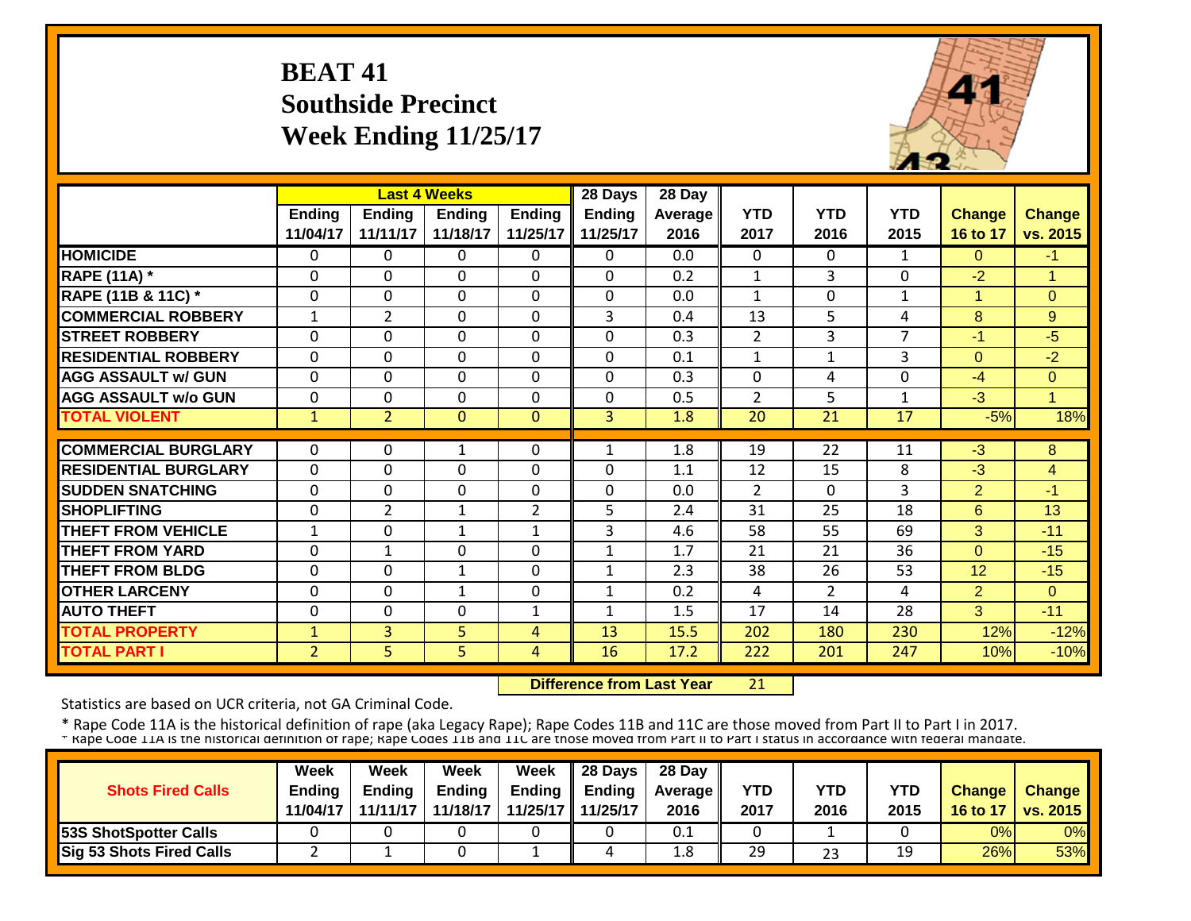# BEAT 41
## Southside Precinct
## Week Ending 11/25/17

| | Last 4 Weeks | | | | 28 Days | 28 Day | | | | | |
|---|---|---|---|---|---|---|---|---|---|---|---|
| | Ending 11/04/17 | Ending 11/11/17 | Ending 11/18/17 | Ending 11/25/17 | Ending 11/25/17 | Average 2016 | YTD 2017 | YTD 2016 | YTD 2015 | Change 16 to 17 | Change vs. 2015 |
| HOMICIDE | 0 | 0 | 0 | 0 | 0 | 0.0 | 0 | 0 | 1 | 0 | -1 |
| RAPE (11A) * | 0 | 0 | 0 | 0 | 0 | 0.2 | 1 | 3 | 0 | -2 | 1 |
| RAPE (11B & 11C) * | 0 | 0 | 0 | 0 | 0 | 0.0 | 1 | 0 | 1 | 1 | 0 |
| COMMERCIAL ROBBERY | 1 | 2 | 0 | 0 | 3 | 0.4 | 13 | 5 | 4 | 8 | 9 |
| STREET ROBBERY | 0 | 0 | 0 | 0 | 0 | 0.3 | 2 | 3 | 7 | -1 | -5 |
| RESIDENTIAL ROBBERY | 0 | 0 | 0 | 0 | 0 | 0.1 | 1 | 1 | 3 | 0 | -2 |
| AGG ASSAULT w/ GUN | 0 | 0 | 0 | 0 | 0 | 0.3 | 0 | 4 | 0 | -4 | 0 |
| AGG ASSAULT w/o GUN | 0 | 0 | 0 | 0 | 0 | 0.5 | 2 | 5 | 1 | -3 | 1 |
| TOTAL VIOLENT | 1 | 2 | 0 | 0 | 3 | 1.8 | 20 | 21 | 17 | -5% | 18% |
| COMMERCIAL BURGLARY | 0 | 0 | 1 | 0 | 1 | 1.8 | 19 | 22 | 11 | -3 | 8 |
| RESIDENTIAL BURGLARY | 0 | 0 | 0 | 0 | 0 | 1.1 | 12 | 15 | 8 | -3 | 4 |
| SUDDEN SNATCHING | 0 | 0 | 0 | 0 | 0 | 0.0 | 2 | 0 | 3 | 2 | -1 |
| SHOPLIFTING | 0 | 2 | 1 | 2 | 5 | 2.4 | 31 | 25 | 18 | 6 | 13 |
| THEFT FROM VEHICLE | 1 | 0 | 1 | 1 | 3 | 4.6 | 58 | 55 | 69 | 3 | -11 |
| THEFT FROM YARD | 0 | 1 | 0 | 0 | 1 | 1.7 | 21 | 21 | 36 | 0 | -15 |
| THEFT FROM BLDG | 0 | 0 | 1 | 0 | 1 | 2.3 | 38 | 26 | 53 | 12 | -15 |
| OTHER LARCENY | 0 | 0 | 1 | 0 | 1 | 0.2 | 4 | 2 | 4 | 2 | 0 |
| AUTO THEFT | 0 | 0 | 0 | 1 | 1 | 1.5 | 17 | 14 | 28 | 3 | -11 |
| TOTAL PROPERTY | 1 | 3 | 5 | 4 | 13 | 15.5 | 202 | 180 | 230 | 12% | -12% |
| TOTAL PART I | 2 | 5 | 5 | 4 | 16 | 17.2 | 222 | 201 | 247 | 10% | -10% |

**Difference from Last Year** 21

Statistics are based on UCR criteria, not GA Criminal Code.

* Rape Code 11A is the historical definition of rape (aka Legacy Rape); Rape Codes 11B and 11C are those moved from Part II to Part I in 2017.

* Rape Code 11A is the historical definition of rape; Rape Codes 11B and 11C are those moved from Part II to Part I status in accordance with federal mandate.

| Shots Fired Calls | Week Ending 11/04/17 | Week Ending 11/11/17 | Week Ending 11/18/17 | Week Ending 11/25/17 | 28 Days Ending 11/25/17 | 28 Day Average 2016 | YTD 2017 | YTD 2016 | YTD 2015 | Change 16 to 17 | Change vs. 2015 |
|---|---|---|---|---|---|---|---|---|---|---|---|
| 53S ShotSpotter Calls | 0 | 0 | 0 | 0 | 0 | 0.1 | 0 | 1 | 0 | 0% | 0% |
| Sig 53 Shots Fired Calls | 2 | 1 | 0 | 1 | 4 | 1.8 | 29 | 23 | 19 | 26% | 53% |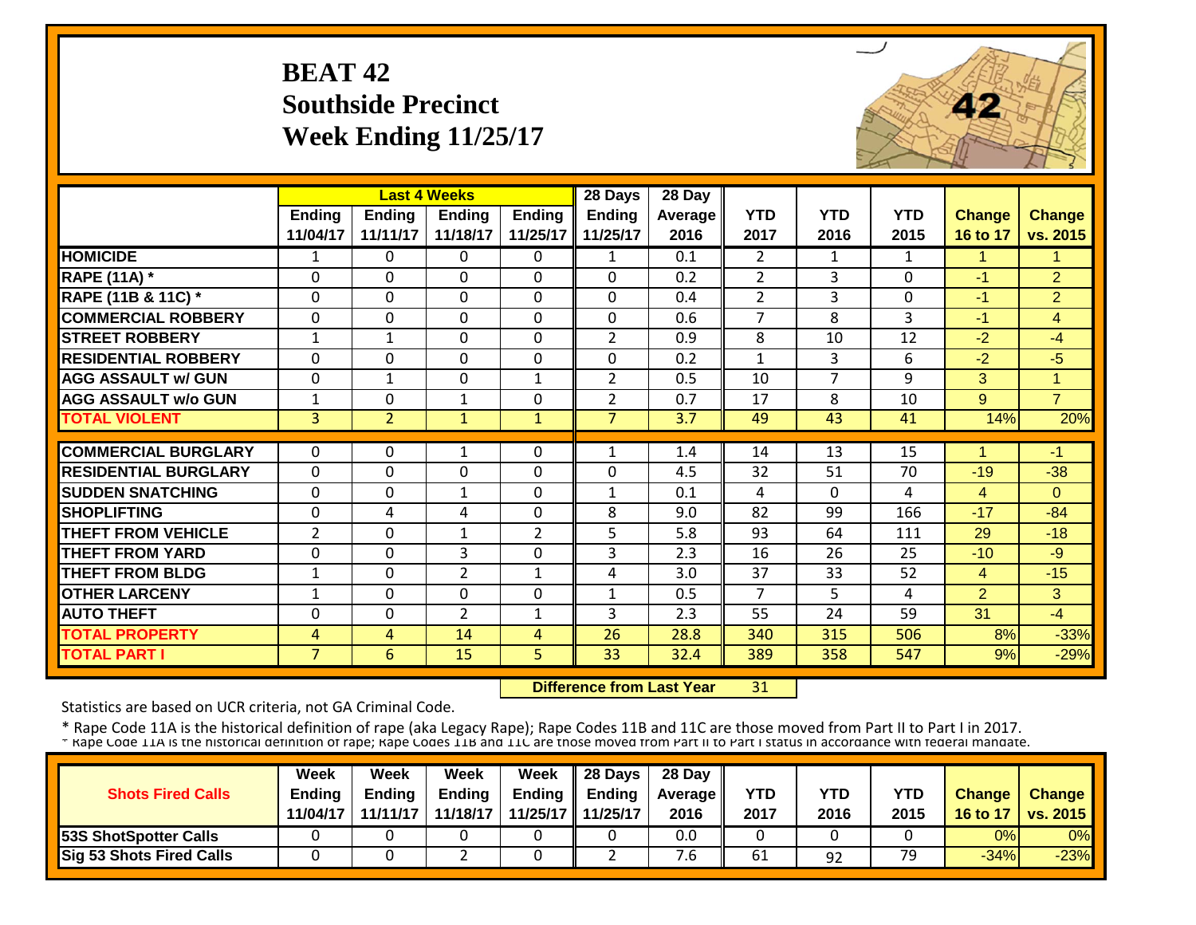# BEAT 42
## Southside Precinct
## Week Ending 11/25/17

| | Last 4 Weeks | | | | 28 Days | 28 Day | | | | | |
|---|---|---|---|---|---|---|---|---|---|---|---|
| | Ending 11/04/17 | Ending 11/11/17 | Ending 11/18/17 | Ending 11/25/17 | Ending 11/25/17 | Average 2016 | YTD 2017 | YTD 2016 | YTD 2015 | Change 16 to 17 | Change vs. 2015 |
| HOMICIDE | 1 | 0 | 0 | 0 | 1 | 0.1 | 2 | 1 | 1 | 1 | 1 |
| RAPE (11A) * | 0 | 0 | 0 | 0 | 0 | 0.2 | 2 | 3 | 0 | -1 | 2 |
| RAPE (11B & 11C) * | 0 | 0 | 0 | 0 | 0 | 0.4 | 2 | 3 | 0 | -1 | 2 |
| COMMERCIAL ROBBERY | 0 | 0 | 0 | 0 | 0 | 0.6 | 7 | 8 | 3 | -1 | 4 |
| STREET ROBBERY | 1 | 1 | 0 | 0 | 2 | 0.9 | 8 | 10 | 12 | -2 | -4 |
| RESIDENTIAL ROBBERY | 0 | 0 | 0 | 0 | 0 | 0.2 | 1 | 3 | 6 | -2 | -5 |
| AGG ASSAULT w/ GUN | 0 | 1 | 0 | 1 | 2 | 0.5 | 10 | 7 | 9 | 3 | 1 |
| AGG ASSAULT w/o GUN | 1 | 0 | 1 | 0 | 2 | 0.7 | 17 | 8 | 10 | 9 | 7 |
| TOTAL VIOLENT | 3 | 2 | 1 | 1 | 7 | 3.7 | 49 | 43 | 41 | 14% | 20% |
| COMMERCIAL BURGLARY | 0 | 0 | 1 | 0 | 1 | 1.4 | 14 | 13 | 15 | 1 | -1 |
| RESIDENTIAL BURGLARY | 0 | 0 | 0 | 0 | 0 | 4.5 | 32 | 51 | 70 | -19 | -38 |
| SUDDEN SNATCHING | 0 | 0 | 1 | 0 | 1 | 0.1 | 4 | 0 | 4 | 4 | 0 |
| SHOPLIFTING | 0 | 4 | 4 | 0 | 8 | 9.0 | 82 | 99 | 166 | -17 | -84 |
| THEFT FROM VEHICLE | 2 | 0 | 1 | 2 | 5 | 5.8 | 93 | 64 | 111 | 29 | -18 |
| THEFT FROM YARD | 0 | 0 | 3 | 0 | 3 | 2.3 | 16 | 26 | 25 | -10 | -9 |
| THEFT FROM BLDG | 1 | 0 | 2 | 1 | 4 | 3.0 | 37 | 33 | 52 | 4 | -15 |
| OTHER LARCENY | 1 | 0 | 0 | 0 | 1 | 0.5 | 7 | 5 | 4 | 2 | 3 |
| AUTO THEFT | 0 | 0 | 2 | 1 | 3 | 2.3 | 55 | 24 | 59 | 31 | -4 |
| TOTAL PROPERTY | 4 | 4 | 14 | 4 | 26 | 28.8 | 340 | 315 | 506 | 8% | -33% |
| TOTAL PART I | 7 | 6 | 15 | 5 | 33 | 32.4 | 389 | 358 | 547 | 9% | -29% |

**Difference from Last Year** 31

Statistics are based on UCR criteria, not GA Criminal Code.

* Rape Code 11A is the historical definition of rape (aka Legacy Rape); Rape Codes 11B and 11C are those moved from Part II to Part I in 2017.
* Rape Code 11A is the historical definition of rape; Rape Codes 11B and 11C are those moved from Part II to Part I status in accordance with federal mandate.

| Shots Fired Calls | Week Ending 11/04/17 | Week Ending 11/11/17 | Week Ending 11/18/17 | Week Ending 11/25/17 | 28 Days Ending 11/25/17 | 28 Day Average 2016 | YTD 2017 | YTD 2016 | YTD 2015 | Change 16 to 17 | Change vs. 2015 |
|---|---|---|---|---|---|---|---|---|---|---|---|
| 53S ShotSpotter Calls | 0 | 0 | 0 | 0 | 0 | 0.0 | 0 | 0 | 0 | 0% | 0% |
| Sig 53 Shots Fired Calls | 0 | 0 | 2 | 0 | 2 | 7.6 | 61 | 92 | 79 | -34% | -23% |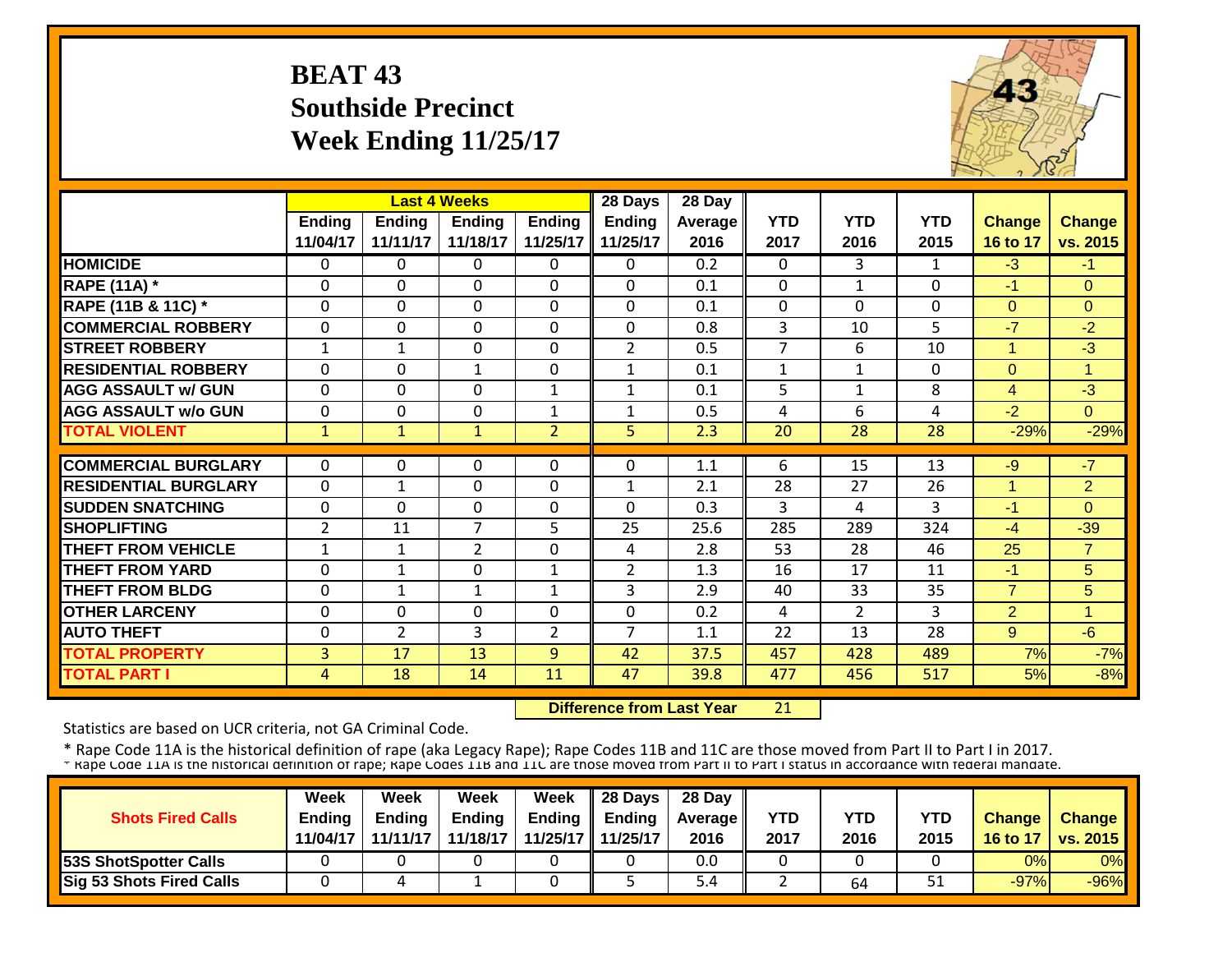# BEAT 43
## Southside Precinct
## Week Ending 11/25/17

| | Last 4 Weeks | | | | 28 Days | 28 Day | | | | | |
|---|---|---|---|---|---|---|---|---|---|---|---|
| | Ending 11/04/17 | Ending 11/11/17 | Ending 11/18/17 | Ending 11/25/17 | Ending 11/25/17 | Average 2016 | YTD 2017 | YTD 2016 | YTD 2015 | Change 16 to 17 | Change vs. 2015 |
| HOMICIDE | 0 | 0 | 0 | 0 | 0 | 0.2 | 0 | 3 | 1 | -3 | -1 |
| RAPE (11A) * | 0 | 0 | 0 | 0 | 0 | 0.1 | 0 | 1 | 0 | -1 | 0 |
| RAPE (11B & 11C) * | 0 | 0 | 0 | 0 | 0 | 0.1 | 0 | 0 | 0 | 0 | 0 |
| COMMERCIAL ROBBERY | 0 | 0 | 0 | 0 | 0 | 0.8 | 3 | 10 | 5 | -7 | -2 |
| STREET ROBBERY | 1 | 1 | 0 | 0 | 2 | 0.5 | 7 | 6 | 10 | 1 | -3 |
| RESIDENTIAL ROBBERY | 0 | 0 | 1 | 0 | 1 | 0.1 | 1 | 1 | 0 | 0 | 1 |
| AGG ASSAULT w/ GUN | 0 | 0 | 0 | 1 | 1 | 0.1 | 5 | 1 | 8 | 4 | -3 |
| AGG ASSAULT w/o GUN | 0 | 0 | 0 | 1 | 1 | 0.5 | 4 | 6 | 4 | -2 | 0 |
| TOTAL VIOLENT | 1 | 1 | 1 | 2 | 5 | 2.3 | 20 | 28 | 28 | -29% | -29% |
| COMMERCIAL BURGLARY | 0 | 0 | 0 | 0 | 0 | 1.1 | 6 | 15 | 13 | -9 | -7 |
| RESIDENTIAL BURGLARY | 0 | 1 | 0 | 0 | 1 | 2.1 | 28 | 27 | 26 | 1 | 2 |
| SUDDEN SNATCHING | 0 | 0 | 0 | 0 | 0 | 0.3 | 3 | 4 | 3 | -1 | 0 |
| SHOPLIFTING | 2 | 11 | 7 | 5 | 25 | 25.6 | 285 | 289 | 324 | -4 | -39 |
| THEFT FROM VEHICLE | 1 | 1 | 2 | 0 | 4 | 2.8 | 53 | 28 | 46 | 25 | 7 |
| THEFT FROM YARD | 0 | 1 | 0 | 1 | 2 | 1.3 | 16 | 17 | 11 | -1 | 5 |
| THEFT FROM BLDG | 0 | 1 | 1 | 1 | 3 | 2.9 | 40 | 33 | 35 | 7 | 5 |
| OTHER LARCENY | 0 | 0 | 0 | 0 | 0 | 0.2 | 4 | 2 | 3 | 2 | 1 |
| AUTO THEFT | 0 | 2 | 3 | 2 | 7 | 1.1 | 22 | 13 | 28 | 9 | -6 |
| TOTAL PROPERTY | 3 | 17 | 13 | 9 | 42 | 37.5 | 457 | 428 | 489 | 7% | -7% |
| TOTAL PART I | 4 | 18 | 14 | 11 | 47 | 39.8 | 477 | 456 | 517 | 5% | -8% |

**Difference from Last Year** 21

Statistics are based on UCR criteria, not GA Criminal Code.

* Rape Code 11A is the historical definition of rape (aka Legacy Rape); Rape Codes 11B and 11C are those moved from Part II to Part I in 2017.
* Rape Code 11A is the historical definition of rape; Rape Codes 11B and 11C are those moved from Part II to Part I status in accordance with federal mandate.

| Shots Fired Calls | Week Ending 11/04/17 | Week Ending 11/11/17 | Week Ending 11/18/17 | Week Ending 11/25/17 | 28 Days Ending 11/25/17 | 28 Day Average 2016 | YTD 2017 | YTD 2016 | YTD 2015 | Change 16 to 17 | Change vs. 2015 |
|---|---|---|---|---|---|---|---|---|---|---|---|
| 53S ShotSpotter Calls | 0 | 0 | 0 | 0 | 0 | 0.0 | 0 | 0 | 0 | 0% | 0% |
| Sig 53 Shots Fired Calls | 0 | 4 | 1 | 0 | 5 | 5.4 | 2 | 64 | 51 | -97% | -96% |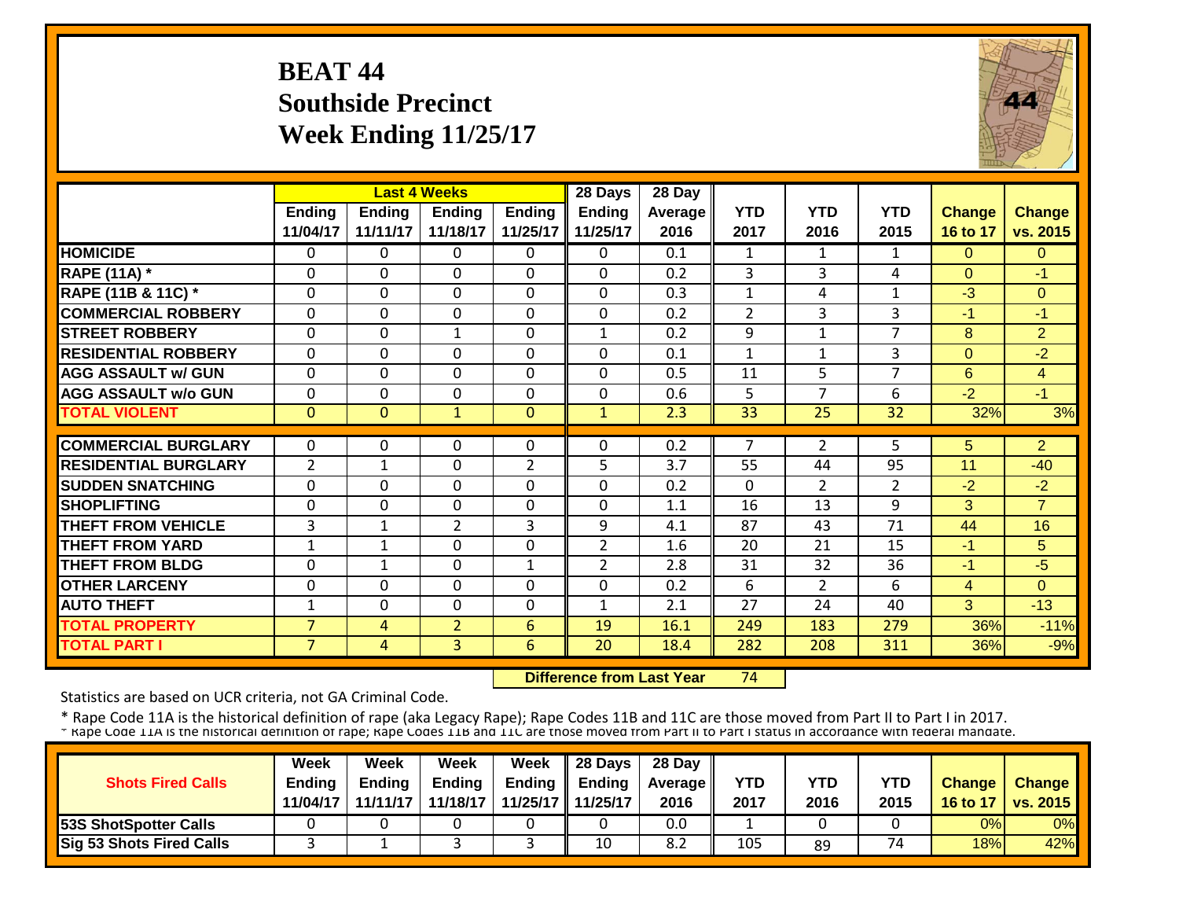# BEAT 44
## Southside Precinct
## Week Ending 11/25/17

| | Last 4 Weeks | | | | 28 Days | 28 Day | | | | | |
|---|---|---|---|---|---|---|---|---|---|---|---|
| | Ending 11/04/17 | Ending 11/11/17 | Ending 11/18/17 | Ending 11/25/17 | Ending 11/25/17 | Average 2016 | YTD 2017 | YTD 2016 | YTD 2015 | Change 16 to 17 | Change vs. 2015 |
| HOMICIDE | 0 | 0 | 0 | 0 | 0 | 0.1 | 1 | 1 | 1 | 0 | 0 |
| RAPE (11A) * | 0 | 0 | 0 | 0 | 0 | 0.2 | 3 | 3 | 4 | 0 | -1 |
| RAPE (11B & 11C) * | 0 | 0 | 0 | 0 | 0 | 0.3 | 1 | 4 | 1 | -3 | 0 |
| COMMERCIAL ROBBERY | 0 | 0 | 0 | 0 | 0 | 0.2 | 2 | 3 | 3 | -1 | -1 |
| STREET ROBBERY | 0 | 0 | 1 | 0 | 1 | 0.2 | 9 | 1 | 7 | 8 | 2 |
| RESIDENTIAL ROBBERY | 0 | 0 | 0 | 0 | 0 | 0.1 | 1 | 1 | 3 | 0 | -2 |
| AGG ASSAULT w/ GUN | 0 | 0 | 0 | 0 | 0 | 0.5 | 11 | 5 | 7 | 6 | 4 |
| AGG ASSAULT w/o GUN | 0 | 0 | 0 | 0 | 0 | 0.6 | 5 | 7 | 6 | -2 | -1 |
| TOTAL VIOLENT | 0 | 0 | 1 | 0 | 1 | 2.3 | 33 | 25 | 32 | 32% | 3% |
| COMMERCIAL BURGLARY | 0 | 0 | 0 | 0 | 0 | 0.2 | 7 | 2 | 5 | 5 | 2 |
| RESIDENTIAL BURGLARY | 2 | 1 | 0 | 2 | 5 | 3.7 | 55 | 44 | 95 | 11 | -40 |
| SUDDEN SNATCHING | 0 | 0 | 0 | 0 | 0 | 0.2 | 0 | 2 | 2 | -2 | -2 |
| SHOPLIFTING | 0 | 0 | 0 | 0 | 0 | 1.1 | 16 | 13 | 9 | 3 | 7 |
| THEFT FROM VEHICLE | 3 | 1 | 2 | 3 | 9 | 4.1 | 87 | 43 | 71 | 44 | 16 |
| THEFT FROM YARD | 1 | 1 | 0 | 0 | 2 | 1.6 | 20 | 21 | 15 | -1 | 5 |
| THEFT FROM BLDG | 0 | 1 | 0 | 1 | 2 | 2.8 | 31 | 32 | 36 | -1 | -5 |
| OTHER LARCENY | 0 | 0 | 0 | 0 | 0 | 0.2 | 6 | 2 | 6 | 4 | 0 |
| AUTO THEFT | 1 | 0 | 0 | 0 | 1 | 2.1 | 27 | 24 | 40 | 3 | -13 |
| TOTAL PROPERTY | 7 | 4 | 2 | 6 | 19 | 16.1 | 249 | 183 | 279 | 36% | -11% |
| TOTAL PART I | 7 | 4 | 3 | 6 | 20 | 18.4 | 282 | 208 | 311 | 36% | -9% |

**Difference from Last Year** 74

Statistics are based on UCR criteria, not GA Criminal Code.

* Rape Code 11A is the historical definition of rape (aka Legacy Rape); Rape Codes 11B and 11C are those moved from Part II to Part I in 2017.

| Shots Fired Calls | Week Ending 11/04/17 | Week Ending 11/11/17 | Week Ending 11/18/17 | Week Ending 11/25/17 | 28 Days Ending 11/25/17 | 28 Day Average 2016 | YTD 2017 | YTD 2016 | YTD 2015 | Change 16 to 17 | Change vs. 2015 |
|---|---|---|---|---|---|---|---|---|---|---|---|
| 53S ShotSpotter Calls | 0 | 0 | 0 | 0 | 0 | 0.0 | 1 | 0 | 0 | 0% | 0% |
| Sig 53 Shots Fired Calls | 3 | 1 | 3 | 3 | 10 | 8.2 | 105 | 89 | 74 | 18% | 42% |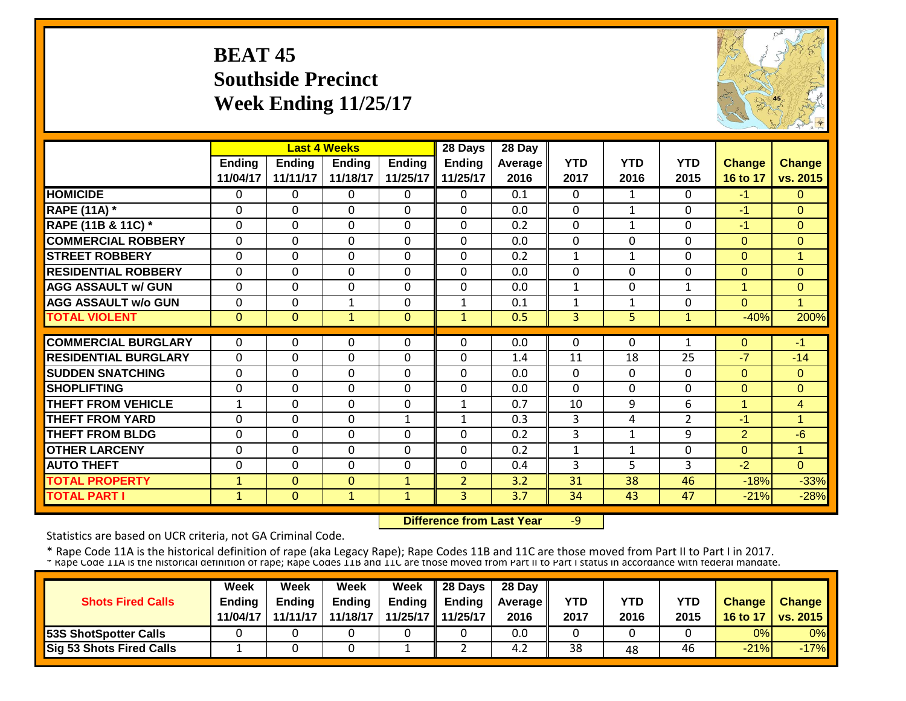# BEAT 45
## Southside Precinct
## Week Ending 11/25/17

| | Last 4 Weeks | | | | 28 Days | 28 Day | | | | | |
|---|---|---|---|---|---|---|---|---|---|---|---|
| | Ending 11/04/17 | Ending 11/11/17 | Ending 11/18/17 | Ending 11/25/17 | Ending 11/25/17 | Average 2016 | YTD 2017 | YTD 2016 | YTD 2015 | Change 16 to 17 | Change vs. 2015 |
| **HOMICIDE** | 0 | 0 | 0 | 0 | 0 | 0.1 | 0 | 1 | 0 | -1 | 0 |
| **RAPE (11A) *** | 0 | 0 | 0 | 0 | 0 | 0.0 | 0 | 1 | 0 | -1 | 0 |
| **RAPE (11B & 11C) *** | 0 | 0 | 0 | 0 | 0 | 0.2 | 0 | 1 | 0 | -1 | 0 |
| **COMMERCIAL ROBBERY** | 0 | 0 | 0 | 0 | 0 | 0.0 | 0 | 0 | 0 | 0 | 0 |
| **STREET ROBBERY** | 0 | 0 | 0 | 0 | 0 | 0.2 | 1 | 1 | 0 | 0 | 1 |
| **RESIDENTIAL ROBBERY** | 0 | 0 | 0 | 0 | 0 | 0.0 | 0 | 0 | 0 | 0 | 0 |
| **AGG ASSAULT w/ GUN** | 0 | 0 | 0 | 0 | 0 | 0.0 | 1 | 0 | 1 | 1 | 0 |
| **AGG ASSAULT w/o GUN** | 0 | 0 | 1 | 0 | 1 | 0.1 | 1 | 1 | 0 | 0 | 1 |
| **TOTAL VIOLENT** | 0 | 0 | 1 | 0 | 1 | 0.5 | 3 | 5 | 1 | -40% | 200% |
| **COMMERCIAL BURGLARY** | 0 | 0 | 0 | 0 | 0 | 0.0 | 0 | 0 | 1 | 0 | -1 |
| **RESIDENTIAL BURGLARY** | 0 | 0 | 0 | 0 | 0 | 1.4 | 11 | 18 | 25 | -7 | -14 |
| **SUDDEN SNATCHING** | 0 | 0 | 0 | 0 | 0 | 0.0 | 0 | 0 | 0 | 0 | 0 |
| **SHOPLIFTING** | 0 | 0 | 0 | 0 | 0 | 0.0 | 0 | 0 | 0 | 0 | 0 |
| **THEFT FROM VEHICLE** | 1 | 0 | 0 | 0 | 1 | 0.7 | 10 | 9 | 6 | 1 | 4 |
| **THEFT FROM YARD** | 0 | 0 | 0 | 1 | 1 | 0.3 | 3 | 4 | 2 | -1 | 1 |
| **THEFT FROM BLDG** | 0 | 0 | 0 | 0 | 0 | 0.2 | 3 | 1 | 9 | 2 | -6 |
| **OTHER LARCENY** | 0 | 0 | 0 | 0 | 0 | 0.2 | 1 | 1 | 0 | 0 | 1 |
| **AUTO THEFT** | 0 | 0 | 0 | 0 | 0 | 0.4 | 3 | 5 | 3 | -2 | 0 |
| **TOTAL PROPERTY** | 1 | 0 | 0 | 1 | 2 | 3.2 | 31 | 38 | 46 | -18% | -33% |
| **TOTAL PART I** | 1 | 0 | 1 | 1 | 3 | 3.7 | 34 | 43 | 47 | -21% | -28% |

**Difference from Last Year** -9

Statistics are based on UCR criteria, not GA Criminal Code.

* Rape Code 11A is the historical definition of rape (aka Legacy Rape); Rape Codes 11B and 11C are those moved from Part II to Part I in 2017.
* Rape Code 11A is the historical definition of rape; Rape Codes 11B and 11C are those moved from Part II to Part I status in accordance with federal mandate.

| Shots Fired Calls | Week Ending 11/04/17 | Week Ending 11/11/17 | Week Ending 11/18/17 | Week Ending 11/25/17 | 28 Days Ending 11/25/17 | 28 Day Average 2016 | YTD 2017 | YTD 2016 | YTD 2015 | Change 16 to 17 | Change vs. 2015 |
|---|---|---|---|---|---|---|---|---|---|---|---|
| **53S ShotSpotter Calls** | 0 | 0 | 0 | 0 | 0 | 0.0 | 0 | 0 | 0 | 0% | 0% |
| **Sig 53 Shots Fired Calls** | 1 | 0 | 0 | 1 | 2 | 4.2 | 38 | 48 | 46 | -21% | -17% |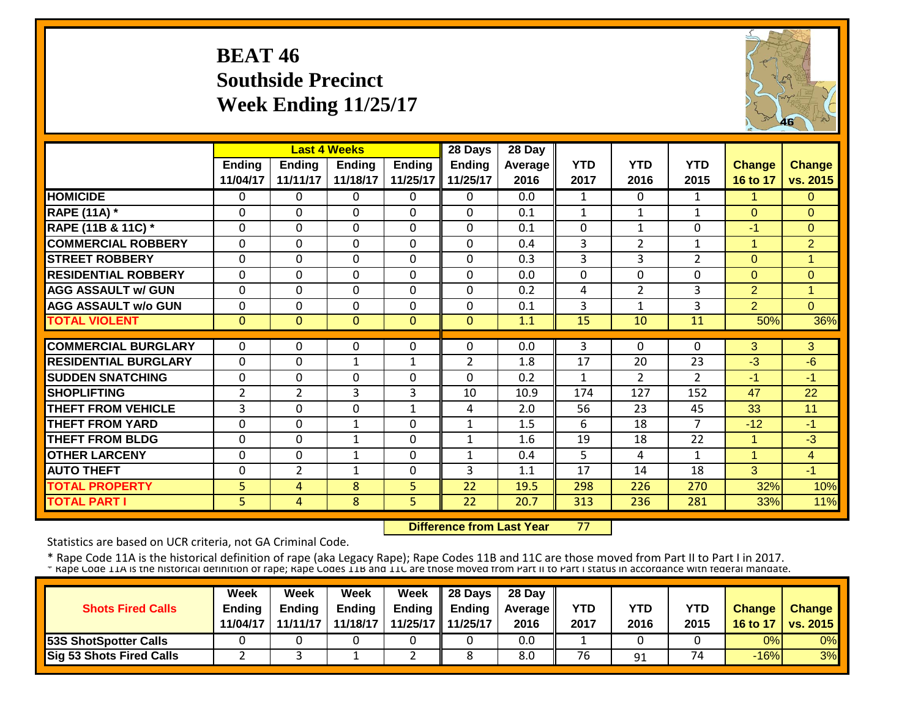# BEAT 46
## Southside Precinct
## Week Ending 11/25/17

| | Last 4 Weeks | | | | 28 Days | 28 Day | | | | | |
|---|---|---|---|---|---|---|---|---|---|---|---|
| | Ending 11/04/17 | Ending 11/11/17 | Ending 11/18/17 | Ending 11/25/17 | Ending 11/25/17 | Average 2016 | YTD 2017 | YTD 2016 | YTD 2015 | Change 16 to 17 | Change vs. 2015 |
| HOMICIDE | 0 | 0 | 0 | 0 | 0 | 0.0 | 1 | 0 | 1 | 1 | 0 |
| RAPE (11A) * | 0 | 0 | 0 | 0 | 0 | 0.1 | 1 | 1 | 1 | 0 | 0 |
| RAPE (11B & 11C) * | 0 | 0 | 0 | 0 | 0 | 0.1 | 0 | 1 | 0 | -1 | 0 |
| COMMERCIAL ROBBERY | 0 | 0 | 0 | 0 | 0 | 0.4 | 3 | 2 | 1 | 1 | 2 |
| STREET ROBBERY | 0 | 0 | 0 | 0 | 0 | 0.3 | 3 | 3 | 2 | 0 | 1 |
| RESIDENTIAL ROBBERY | 0 | 0 | 0 | 0 | 0 | 0.0 | 0 | 0 | 0 | 0 | 0 |
| AGG ASSAULT w/ GUN | 0 | 0 | 0 | 0 | 0 | 0.2 | 4 | 2 | 3 | 2 | 1 |
| AGG ASSAULT w/o GUN | 0 | 0 | 0 | 0 | 0 | 0.1 | 3 | 1 | 3 | 2 | 0 |
| TOTAL VIOLENT | 0 | 0 | 0 | 0 | 0 | 1.1 | 15 | 10 | 11 | 50% | 36% |
| COMMERCIAL BURGLARY | 0 | 0 | 0 | 0 | 0 | 0.0 | 3 | 0 | 0 | 3 | 3 |
| RESIDENTIAL BURGLARY | 0 | 0 | 1 | 1 | 2 | 1.8 | 17 | 20 | 23 | -3 | -6 |
| SUDDEN SNATCHING | 0 | 0 | 0 | 0 | 0 | 0.2 | 1 | 2 | 2 | -1 | -1 |
| SHOPLIFTING | 2 | 2 | 3 | 3 | 10 | 10.9 | 174 | 127 | 152 | 47 | 22 |
| THEFT FROM VEHICLE | 3 | 0 | 0 | 1 | 4 | 2.0 | 56 | 23 | 45 | 33 | 11 |
| THEFT FROM YARD | 0 | 0 | 1 | 0 | 1 | 1.5 | 6 | 18 | 7 | -12 | -1 |
| THEFT FROM BLDG | 0 | 0 | 1 | 0 | 1 | 1.6 | 19 | 18 | 22 | 1 | -3 |
| OTHER LARCENY | 0 | 0 | 1 | 0 | 1 | 0.4 | 5 | 4 | 1 | 1 | 4 |
| AUTO THEFT | 0 | 2 | 1 | 0 | 3 | 1.1 | 17 | 14 | 18 | 3 | -1 |
| TOTAL PROPERTY | 5 | 4 | 8 | 5 | 22 | 19.5 | 298 | 226 | 270 | 32% | 10% |
| TOTAL PART I | 5 | 4 | 8 | 5 | 22 | 20.7 | 313 | 236 | 281 | 33% | 11% |

**Difference from Last Year** 77

Statistics are based on UCR criteria, not GA Criminal Code.

* Rape Code 11A is the historical definition of rape (aka Legacy Rape); Rape Codes 11B and 11C are those moved from Part II to Part I in 2017.
* Rape Code 11A is the historical definition of rape; Rape Codes 11B and 11C are those moved from Part II to Part I status in accordance with federal mandate.

| Shots Fired Calls | Week Ending 11/04/17 | Week Ending 11/11/17 | Week Ending 11/18/17 | Week Ending 11/25/17 | 28 Days Ending 11/25/17 | 28 Day Average 2016 | YTD 2017 | YTD 2016 | YTD 2015 | Change 16 to 17 | Change vs. 2015 |
|---|---|---|---|---|---|---|---|---|---|---|---|
| 53S ShotSpotter Calls | 0 | 0 | 0 | 0 | 0 | 0.0 | 1 | 0 | 0 | 0% | 0% |
| Sig 53 Shots Fired Calls | 2 | 3 | 1 | 2 | 8 | 8.0 | 76 | 91 | 74 | -16% | 3% |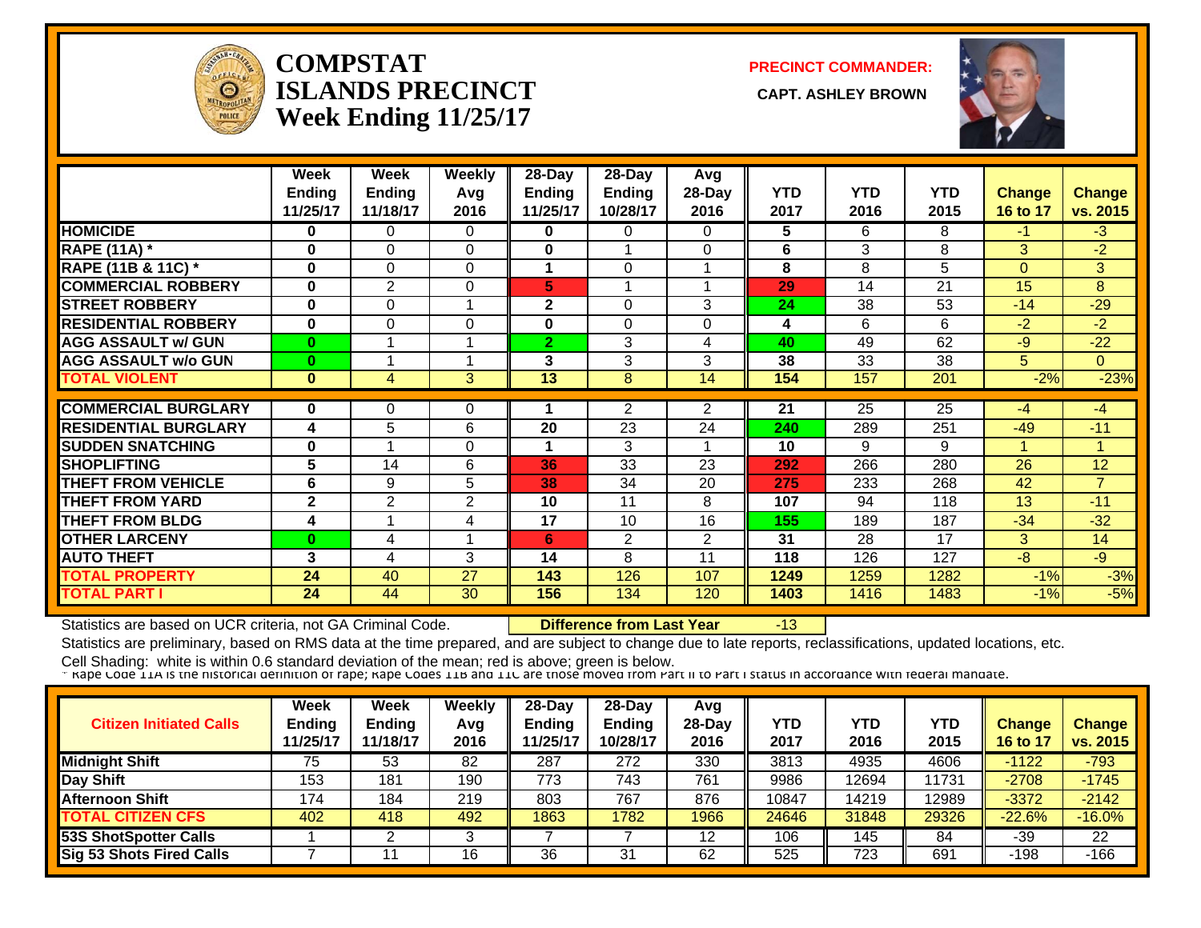# COMPSTAT ISLANDS PRECINCT
## Week Ending 11/25/17

**PRECINCT COMMANDER:**

**CAPT. ASHLEY BROWN**

| | Week Ending 11/25/17 | Week Ending 11/18/17 | Weekly Avg 2016 | 28-Day Ending 11/25/17 | 28-Day Ending 10/28/17 | Avg 28-Day 2016 | YTD 2017 | YTD 2016 | YTD 2015 | Change 16 to 17 | Change vs. 2015 |
|---|---|---|---|---|---|---|---|---|---|---|---|
| HOMICIDE | 0 | 0 | 0 | 0 | 0 | 0 | 5 | 6 | 8 | -1 | -3 |
| RAPE (11A) * | 0 | 0 | 0 | 0 | 1 | 0 | 6 | 3 | 8 | 3 | -2 |
| RAPE (11B & 11C) * | 0 | 0 | 0 | 1 | 0 | 1 | 8 | 8 | 5 | 0 | 3 |
| COMMERCIAL ROBBERY | 0 | 2 | 0 | 5 | 1 | 1 | 29 | 14 | 21 | 15 | 8 |
| STREET ROBBERY | 0 | 0 | 1 | 2 | 0 | 3 | 24 | 38 | 53 | -14 | -29 |
| RESIDENTIAL ROBBERY | 0 | 0 | 0 | 0 | 0 | 0 | 4 | 6 | 6 | -2 | -2 |
| AGG ASSAULT w/ GUN | 0 | 1 | 1 | 2 | 3 | 4 | 40 | 49 | 62 | -9 | -22 |
| AGG ASSAULT w/o GUN | 0 | 1 | 1 | 3 | 3 | 3 | 38 | 33 | 38 | 5 | 0 |
| TOTAL VIOLENT | 0 | 4 | 3 | 13 | 8 | 14 | 154 | 157 | 201 | -2% | -23% |
| COMMERCIAL BURGLARY | 0 | 0 | 0 | 1 | 2 | 2 | 21 | 25 | 25 | -4 | -4 |
| RESIDENTIAL BURGLARY | 4 | 5 | 6 | 20 | 23 | 24 | 240 | 289 | 251 | -49 | -11 |
| SUDDEN SNATCHING | 0 | 1 | 0 | 1 | 3 | 1 | 10 | 9 | 9 | 1 | 1 |
| SHOPLIFTING | 5 | 14 | 6 | 36 | 33 | 23 | 292 | 266 | 280 | 26 | 12 |
| THEFT FROM VEHICLE | 6 | 9 | 5 | 38 | 34 | 20 | 275 | 233 | 268 | 42 | 7 |
| THEFT FROM YARD | 2 | 2 | 2 | 10 | 11 | 8 | 107 | 94 | 118 | 13 | -11 |
| THEFT FROM BLDG | 4 | 1 | 4 | 17 | 10 | 16 | 155 | 189 | 187 | -34 | -32 |
| OTHER LARCENY | 0 | 4 | 1 | 6 | 2 | 2 | 31 | 28 | 17 | 3 | 14 |
| AUTO THEFT | 3 | 4 | 3 | 14 | 8 | 11 | 118 | 126 | 127 | -8 | -9 |
| TOTAL PROPERTY | 24 | 40 | 27 | 143 | 126 | 107 | 1249 | 1259 | 1282 | -1% | -3% |
| TOTAL PART I | 24 | 44 | 30 | 156 | 134 | 120 | 1403 | 1416 | 1483 | -1% | -5% |

Statistics are based on UCR criteria, not GA Criminal Code. **Difference from Last Year** -13

Statistics are preliminary, based on RMS data at the time prepared, and are subject to change due to late reports, reclassifications, updated locations, etc.

Cell Shading: white is within 0.6 standard deviation of the mean; red is above; green is below.

* Rape Code 11A is the historical definition of rape; Rape Codes 11B and 11C are those moved from Part II to Part I status in accordance with federal mandate.

| Citizen Initiated Calls | Week Ending 11/25/17 | Week Ending 11/18/17 | Weekly Avg 2016 | 28-Day Ending 11/25/17 | 28-Day Ending 10/28/17 | Avg 28-Day 2016 | YTD 2017 | YTD 2016 | YTD 2015 | Change 16 to 17 | Change vs. 2015 |
|---|---|---|---|---|---|---|---|---|---|---|---|
| Midnight Shift | 75 | 53 | 82 | 287 | 272 | 330 | 3813 | 4935 | 4606 | -1122 | -793 |
| Day Shift | 153 | 181 | 190 | 773 | 743 | 761 | 9986 | 12694 | 11731 | -2708 | -1745 |
| Afternoon Shift | 174 | 184 | 219 | 803 | 767 | 876 | 10847 | 14219 | 12989 | -3372 | -2142 |
| TOTAL CITIZEN CFS | 402 | 418 | 492 | 1863 | 1782 | 1966 | 24646 | 31848 | 29326 | -22.6% | -16.0% |
| 53S ShotSpotter Calls | 1 | 2 | 3 | 7 | 7 | 12 | 106 | 145 | 84 | -39 | 22 |
| Sig 53 Shots Fired Calls | 7 | 11 | 16 | 36 | 31 | 62 | 525 | 723 | 691 | -198 | -166 |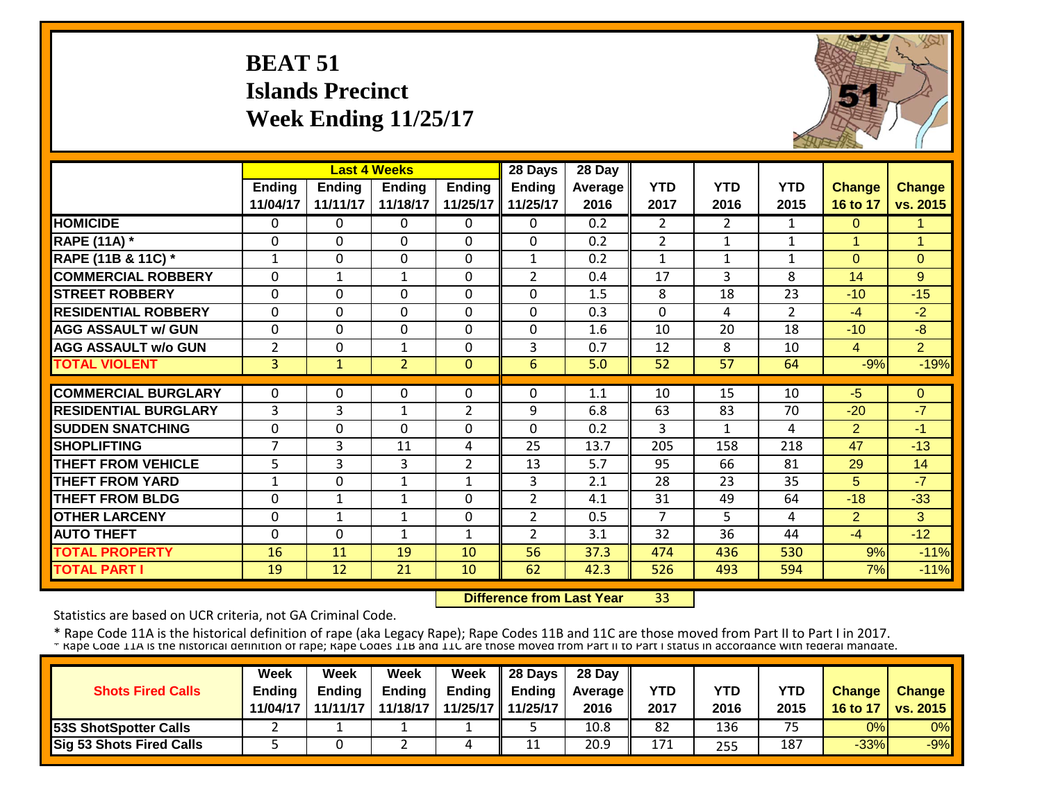# BEAT 51
## Islands Precinct
## Week Ending 11/25/17

| | Last 4 Weeks | | | | 28 Days | 28 Day | | | | | |
|---|---|---|---|---|---|---|---|---|---|---|---|
| | Ending 11/04/17 | Ending 11/11/17 | Ending 11/18/17 | Ending 11/25/17 | Ending 11/25/17 | Average 2016 | YTD 2017 | YTD 2016 | YTD 2015 | Change 16 to 17 | Change vs. 2015 |
| HOMICIDE | 0 | 0 | 0 | 0 | 0 | 0.2 | 2 | 2 | 1 | 0 | 1 |
| RAPE (11A) * | 0 | 0 | 0 | 0 | 0 | 0.2 | 2 | 1 | 1 | 1 | 1 |
| RAPE (11B & 11C) * | 1 | 0 | 0 | 0 | 1 | 0.2 | 1 | 1 | 1 | 0 | 0 |
| COMMERCIAL ROBBERY | 0 | 1 | 1 | 0 | 2 | 0.4 | 17 | 3 | 8 | 14 | 9 |
| STREET ROBBERY | 0 | 0 | 0 | 0 | 0 | 1.5 | 8 | 18 | 23 | -10 | -15 |
| RESIDENTIAL ROBBERY | 0 | 0 | 0 | 0 | 0 | 0.3 | 0 | 4 | 2 | -4 | -2 |
| AGG ASSAULT w/ GUN | 0 | 0 | 0 | 0 | 0 | 1.6 | 10 | 20 | 18 | -10 | -8 |
| AGG ASSAULT w/o GUN | 2 | 0 | 1 | 0 | 3 | 0.7 | 12 | 8 | 10 | 4 | 2 |
| TOTAL VIOLENT | 3 | 1 | 2 | 0 | 6 | 5.0 | 52 | 57 | 64 | -9% | -19% |
| COMMERCIAL BURGLARY | 0 | 0 | 0 | 0 | 0 | 1.1 | 10 | 15 | 10 | -5 | 0 |
| RESIDENTIAL BURGLARY | 3 | 3 | 1 | 2 | 9 | 6.8 | 63 | 83 | 70 | -20 | -7 |
| SUDDEN SNATCHING | 0 | 0 | 0 | 0 | 0 | 0.2 | 3 | 1 | 4 | 2 | -1 |
| SHOPLIFTING | 7 | 3 | 11 | 4 | 25 | 13.7 | 205 | 158 | 218 | 47 | -13 |
| THEFT FROM VEHICLE | 5 | 3 | 3 | 2 | 13 | 5.7 | 95 | 66 | 81 | 29 | 14 |
| THEFT FROM YARD | 1 | 0 | 1 | 1 | 3 | 2.1 | 28 | 23 | 35 | 5 | -7 |
| THEFT FROM BLDG | 0 | 1 | 1 | 0 | 2 | 4.1 | 31 | 49 | 64 | -18 | -33 |
| OTHER LARCENY | 0 | 1 | 1 | 0 | 2 | 0.5 | 7 | 5 | 4 | 2 | 3 |
| AUTO THEFT | 0 | 0 | 1 | 1 | 2 | 3.1 | 32 | 36 | 44 | -4 | -12 |
| TOTAL PROPERTY | 16 | 11 | 19 | 10 | 56 | 37.3 | 474 | 436 | 530 | 9% | -11% |
| TOTAL PART I | 19 | 12 | 21 | 10 | 62 | 42.3 | 526 | 493 | 594 | 7% | -11% |

**Difference from Last Year** 33

Statistics are based on UCR criteria, not GA Criminal Code.

* Rape Code 11A is the historical definition of rape (aka Legacy Rape); Rape Codes 11B and 11C are those moved from Part II to Part I in 2017.

* Rape Code 11A is the historical definition of rape; Rape Codes 11B and 11C are those moved from Part II to Part I status in accordance with federal mandate.

| Shots Fired Calls | Week Ending 11/04/17 | Week Ending 11/11/17 | Week Ending 11/18/17 | Week Ending 11/25/17 | 28 Days Ending 11/25/17 | 28 Day Average 2016 | YTD 2017 | YTD 2016 | YTD 2015 | Change 16 to 17 | Change vs. 2015 |
|---|---|---|---|---|---|---|---|---|---|---|---|
| 53S ShotSpotter Calls | 2 | 1 | 1 | 1 | 5 | 10.8 | 82 | 136 | 75 | 0% | 0% |
| Sig 53 Shots Fired Calls | 5 | 0 | 2 | 4 | 11 | 20.9 | 171 | 255 | 187 | -33% | -9% |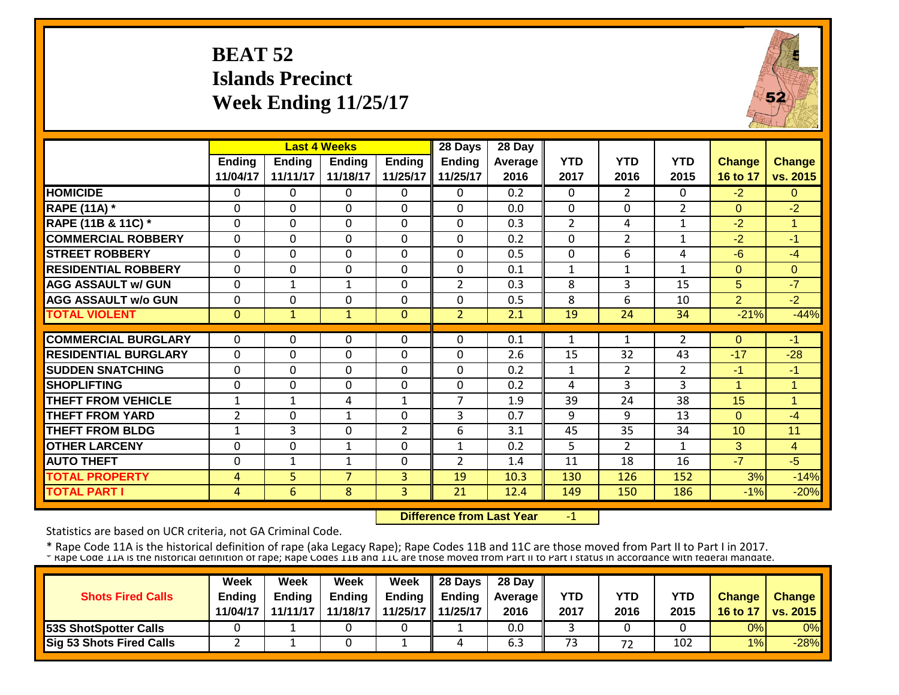# BEAT 52
## Islands Precinct
## Week Ending 11/25/17

| | Last 4 Weeks | | | | 28 Days | 28 Day | | | | | |
|---|---|---|---|---|---|---|---|---|---|---|---|
| | Ending 11/04/17 | Ending 11/11/17 | Ending 11/18/17 | Ending 11/25/17 | Ending 11/25/17 | Average 2016 | YTD 2017 | YTD 2016 | YTD 2015 | Change 16 to 17 | Change vs. 2015 |
| HOMICIDE | 0 | 0 | 0 | 0 | 0 | 0.2 | 0 | 2 | 0 | -2 | 0 |
| RAPE (11A) * | 0 | 0 | 0 | 0 | 0 | 0.0 | 0 | 0 | 2 | 0 | -2 |
| RAPE (11B & 11C) * | 0 | 0 | 0 | 0 | 0 | 0.3 | 2 | 4 | 1 | -2 | 1 |
| COMMERCIAL ROBBERY | 0 | 0 | 0 | 0 | 0 | 0.2 | 0 | 2 | 1 | -2 | -1 |
| STREET ROBBERY | 0 | 0 | 0 | 0 | 0 | 0.5 | 0 | 6 | 4 | -6 | -4 |
| RESIDENTIAL ROBBERY | 0 | 0 | 0 | 0 | 0 | 0.1 | 1 | 1 | 1 | 0 | 0 |
| AGG ASSAULT w/ GUN | 0 | 1 | 1 | 0 | 2 | 0.3 | 8 | 3 | 15 | 5 | -7 |
| AGG ASSAULT w/o GUN | 0 | 0 | 0 | 0 | 0 | 0.5 | 8 | 6 | 10 | 2 | -2 |
| TOTAL VIOLENT | 0 | 1 | 1 | 0 | 2 | 2.1 | 19 | 24 | 34 | -21% | -44% |
| COMMERCIAL BURGLARY | 0 | 0 | 0 | 0 | 0 | 0.1 | 1 | 1 | 2 | 0 | -1 |
| RESIDENTIAL BURGLARY | 0 | 0 | 0 | 0 | 0 | 2.6 | 15 | 32 | 43 | -17 | -28 |
| SUDDEN SNATCHING | 0 | 0 | 0 | 0 | 0 | 0.2 | 1 | 2 | 2 | -1 | -1 |
| SHOPLIFTING | 0 | 0 | 0 | 0 | 0 | 0.2 | 4 | 3 | 3 | 1 | 1 |
| THEFT FROM VEHICLE | 1 | 1 | 4 | 1 | 7 | 1.9 | 39 | 24 | 38 | 15 | 1 |
| THEFT FROM YARD | 2 | 0 | 1 | 0 | 3 | 0.7 | 9 | 9 | 13 | 0 | -4 |
| THEFT FROM BLDG | 1 | 3 | 0 | 2 | 6 | 3.1 | 45 | 35 | 34 | 10 | 11 |
| OTHER LARCENY | 0 | 0 | 1 | 0 | 1 | 0.2 | 5 | 2 | 1 | 3 | 4 |
| AUTO THEFT | 0 | 1 | 1 | 0 | 2 | 1.4 | 11 | 18 | 16 | -7 | -5 |
| TOTAL PROPERTY | 4 | 5 | 7 | 3 | 19 | 10.3 | 130 | 126 | 152 | 3% | -14% |
| TOTAL PART I | 4 | 6 | 8 | 3 | 21 | 12.4 | 149 | 150 | 186 | -1% | -20% |

**Difference from Last Year** -1

Statistics are based on UCR criteria, not GA Criminal Code.

* Rape Code 11A is the historical definition of rape (aka Legacy Rape); Rape Codes 11B and 11C are those moved from Part II to Part I in 2017.

* Rape Code 11A is the historical definition of rape; Rape Codes 11B and 11C are those moved from Part II to Part I status in accordance with federal mandate.

| Shots Fired Calls | Week Ending 11/04/17 | Week Ending 11/11/17 | Week Ending 11/18/17 | Week Ending 11/25/17 | 28 Days Ending 11/25/17 | 28 Day Average 2016 | YTD 2017 | YTD 2016 | YTD 2015 | Change 16 to 17 | Change vs. 2015 |
|---|---|---|---|---|---|---|---|---|---|---|---|
| 53S ShotSpotter Calls | 0 | 1 | 0 | 0 | 1 | 0.0 | 3 | 0 | 0 | 0% | 0% |
| Sig 53 Shots Fired Calls | 2 | 1 | 0 | 1 | 4 | 6.3 | 73 | 72 | 102 | 1% | -28% |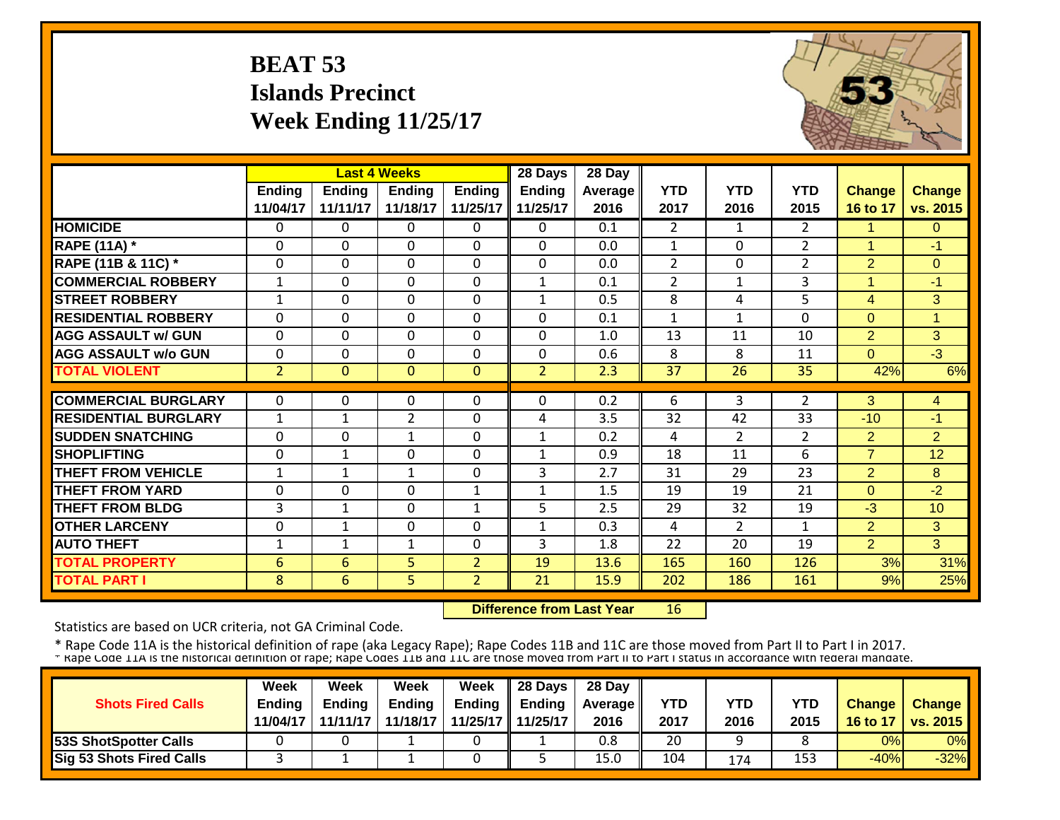# BEAT 53
## Islands Precinct
## Week Ending 11/25/17

| | Last 4 Weeks | | | | 28 Days | 28 Day | | | | | |
|---|---|---|---|---|---|---|---|---|---|---|---|
| | Ending 11/04/17 | Ending 11/11/17 | Ending 11/18/17 | Ending 11/25/17 | Ending 11/25/17 | Average 2016 | YTD 2017 | YTD 2016 | YTD 2015 | Change 16 to 17 | Change vs. 2015 |
| HOMICIDE | 0 | 0 | 0 | 0 | 0 | 0.1 | 2 | 1 | 2 | 1 | 0 |
| RAPE (11A) * | 0 | 0 | 0 | 0 | 0 | 0.0 | 1 | 0 | 2 | 1 | -1 |
| RAPE (11B & 11C) * | 0 | 0 | 0 | 0 | 0 | 0.0 | 2 | 0 | 2 | 2 | 0 |
| COMMERCIAL ROBBERY | 1 | 0 | 0 | 0 | 1 | 0.1 | 2 | 1 | 3 | 1 | -1 |
| STREET ROBBERY | 1 | 0 | 0 | 0 | 1 | 0.5 | 8 | 4 | 5 | 4 | 3 |
| RESIDENTIAL ROBBERY | 0 | 0 | 0 | 0 | 0 | 0.1 | 1 | 1 | 0 | 0 | 1 |
| AGG ASSAULT w/ GUN | 0 | 0 | 0 | 0 | 0 | 1.0 | 13 | 11 | 10 | 2 | 3 |
| AGG ASSAULT w/o GUN | 0 | 0 | 0 | 0 | 0 | 0.6 | 8 | 8 | 11 | 0 | -3 |
| TOTAL VIOLENT | 2 | 0 | 0 | 0 | 2 | 2.3 | 37 | 26 | 35 | 42% | 6% |
| COMMERCIAL BURGLARY | 0 | 0 | 0 | 0 | 0 | 0.2 | 6 | 3 | 2 | 3 | 4 |
| RESIDENTIAL BURGLARY | 1 | 1 | 2 | 0 | 4 | 3.5 | 32 | 42 | 33 | -10 | -1 |
| SUDDEN SNATCHING | 0 | 0 | 1 | 0 | 1 | 0.2 | 4 | 2 | 2 | 2 | 2 |
| SHOPLIFTING | 0 | 1 | 0 | 0 | 1 | 0.9 | 18 | 11 | 6 | 7 | 12 |
| THEFT FROM VEHICLE | 1 | 1 | 1 | 0 | 3 | 2.7 | 31 | 29 | 23 | 2 | 8 |
| THEFT FROM YARD | 0 | 0 | 0 | 1 | 1 | 1.5 | 19 | 19 | 21 | 0 | -2 |
| THEFT FROM BLDG | 3 | 1 | 0 | 1 | 5 | 2.5 | 29 | 32 | 19 | -3 | 10 |
| OTHER LARCENY | 0 | 1 | 0 | 0 | 1 | 0.3 | 4 | 2 | 1 | 2 | 3 |
| AUTO THEFT | 1 | 1 | 1 | 0 | 3 | 1.8 | 22 | 20 | 19 | 2 | 3 |
| TOTAL PROPERTY | 6 | 6 | 5 | 2 | 19 | 13.6 | 165 | 160 | 126 | 3% | 31% |
| TOTAL PART I | 8 | 6 | 5 | 2 | 21 | 15.9 | 202 | 186 | 161 | 9% | 25% |

**Difference from Last Year** 16

Statistics are based on UCR criteria, not GA Criminal Code.

* Rape Code 11A is the historical definition of rape (aka Legacy Rape); Rape Codes 11B and 11C are those moved from Part II to Part I in 2017.

| Shots Fired Calls | Week Ending 11/04/17 | Week Ending 11/11/17 | Week Ending 11/18/17 | Week Ending 11/25/17 | 28 Days Ending 11/25/17 | 28 Day Average 2016 | YTD 2017 | YTD 2016 | YTD 2015 | Change 16 to 17 | Change vs. 2015 |
|---|---|---|---|---|---|---|---|---|---|---|---|
| 53S ShotSpotter Calls | 0 | 0 | 1 | 0 | 1 | 0.8 | 20 | 9 | 8 | 0% | 0% |
| Sig 53 Shots Fired Calls | 3 | 1 | 1 | 0 | 5 | 15.0 | 104 | 174 | 153 | -40% | -32% |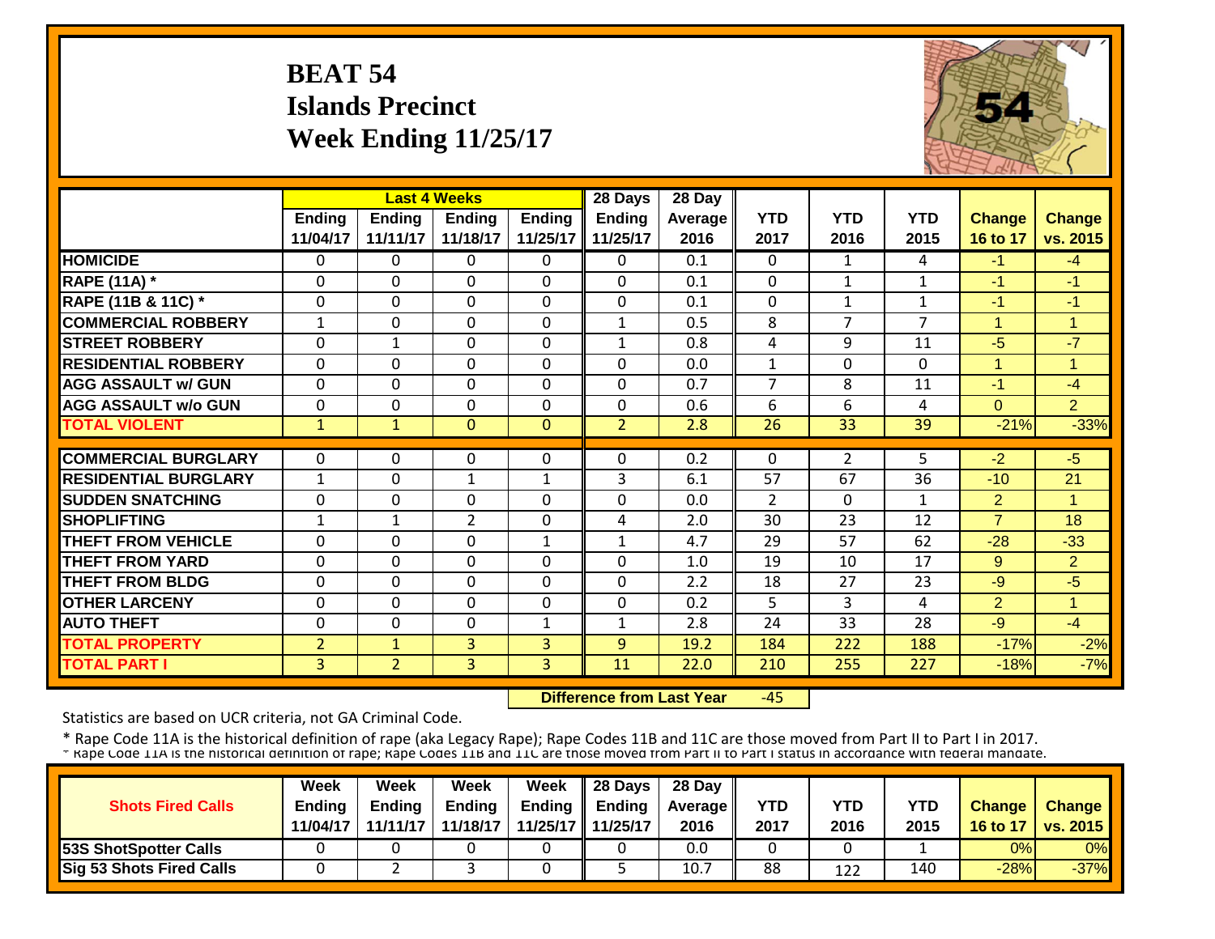# BEAT 54
# Islands Precinct
# Week Ending 11/25/17

| | Last 4 Weeks | | | | 28 Days | 28 Day | | | | | |
|---|---|---|---|---|---|---|---|---|---|---|---|
| | Ending 11/04/17 | Ending 11/11/17 | Ending 11/18/17 | Ending 11/25/17 | Ending 11/25/17 | Average 2016 | YTD 2017 | YTD 2016 | YTD 2015 | Change 16 to 17 | Change vs. 2015 |
| HOMICIDE | 0 | 0 | 0 | 0 | 0 | 0.1 | 0 | 1 | 4 | -1 | -4 |
| RAPE (11A) * | 0 | 0 | 0 | 0 | 0 | 0.1 | 0 | 1 | 1 | -1 | -1 |
| RAPE (11B & 11C) * | 0 | 0 | 0 | 0 | 0 | 0.1 | 0 | 1 | 1 | -1 | -1 |
| COMMERCIAL ROBBERY | 1 | 0 | 0 | 0 | 1 | 0.5 | 8 | 7 | 7 | 1 | 1 |
| STREET ROBBERY | 0 | 1 | 0 | 0 | 1 | 0.8 | 4 | 9 | 11 | -5 | -7 |
| RESIDENTIAL ROBBERY | 0 | 0 | 0 | 0 | 0 | 0.0 | 1 | 0 | 0 | 1 | 1 |
| AGG ASSAULT w/ GUN | 0 | 0 | 0 | 0 | 0 | 0.7 | 7 | 8 | 11 | -1 | -4 |
| AGG ASSAULT w/o GUN | 0 | 0 | 0 | 0 | 0 | 0.6 | 6 | 6 | 4 | 0 | 2 |
| TOTAL VIOLENT | 1 | 1 | 0 | 0 | 2 | 2.8 | 26 | 33 | 39 | -21% | -33% |
| COMMERCIAL BURGLARY | 0 | 0 | 0 | 0 | 0 | 0.2 | 0 | 2 | 5 | -2 | -5 |
| RESIDENTIAL BURGLARY | 1 | 0 | 1 | 1 | 3 | 6.1 | 57 | 67 | 36 | -10 | 21 |
| SUDDEN SNATCHING | 0 | 0 | 0 | 0 | 0 | 0.0 | 2 | 0 | 1 | 2 | 1 |
| SHOPLIFTING | 1 | 1 | 2 | 0 | 4 | 2.0 | 30 | 23 | 12 | 7 | 18 |
| THEFT FROM VEHICLE | 0 | 0 | 0 | 1 | 1 | 4.7 | 29 | 57 | 62 | -28 | -33 |
| THEFT FROM YARD | 0 | 0 | 0 | 0 | 0 | 1.0 | 19 | 10 | 17 | 9 | 2 |
| THEFT FROM BLDG | 0 | 0 | 0 | 0 | 0 | 2.2 | 18 | 27 | 23 | -9 | -5 |
| OTHER LARCENY | 0 | 0 | 0 | 0 | 0 | 0.2 | 5 | 3 | 4 | 2 | 1 |
| AUTO THEFT | 0 | 0 | 0 | 1 | 1 | 2.8 | 24 | 33 | 28 | -9 | -4 |
| TOTAL PROPERTY | 2 | 1 | 3 | 3 | 9 | 19.2 | 184 | 222 | 188 | -17% | -2% |
| TOTAL PART I | 3 | 2 | 3 | 3 | 11 | 22.0 | 210 | 255 | 227 | -18% | -7% |

**Difference from Last Year** -45

Statistics are based on UCR criteria, not GA Criminal Code.

* Rape Code 11A is the historical definition of rape (aka Legacy Rape); Rape Codes 11B and 11C are those moved from Part II to Part I in 2017.

* Rape Code 11A is the historical definition of rape; Rape Codes 11B and 11C are those moved from Part II to Part I status in accordance with federal mandate.

| Shots Fired Calls | Week Ending 11/04/17 | Week Ending 11/11/17 | Week Ending 11/18/17 | Week Ending 11/25/17 | 28 Days Ending 11/25/17 | 28 Day Average 2016 | YTD 2017 | YTD 2016 | YTD 2015 | Change 16 to 17 | Change vs. 2015 |
|---|---|---|---|---|---|---|---|---|---|---|---|
| 53S ShotSpotter Calls | 0 | 0 | 0 | 0 | 0 | 0.0 | 0 | 0 | 1 | 0% | 0% |
| Sig 53 Shots Fired Calls | 0 | 2 | 3 | 0 | 5 | 10.7 | 88 | 122 | 140 | -28% | -37% |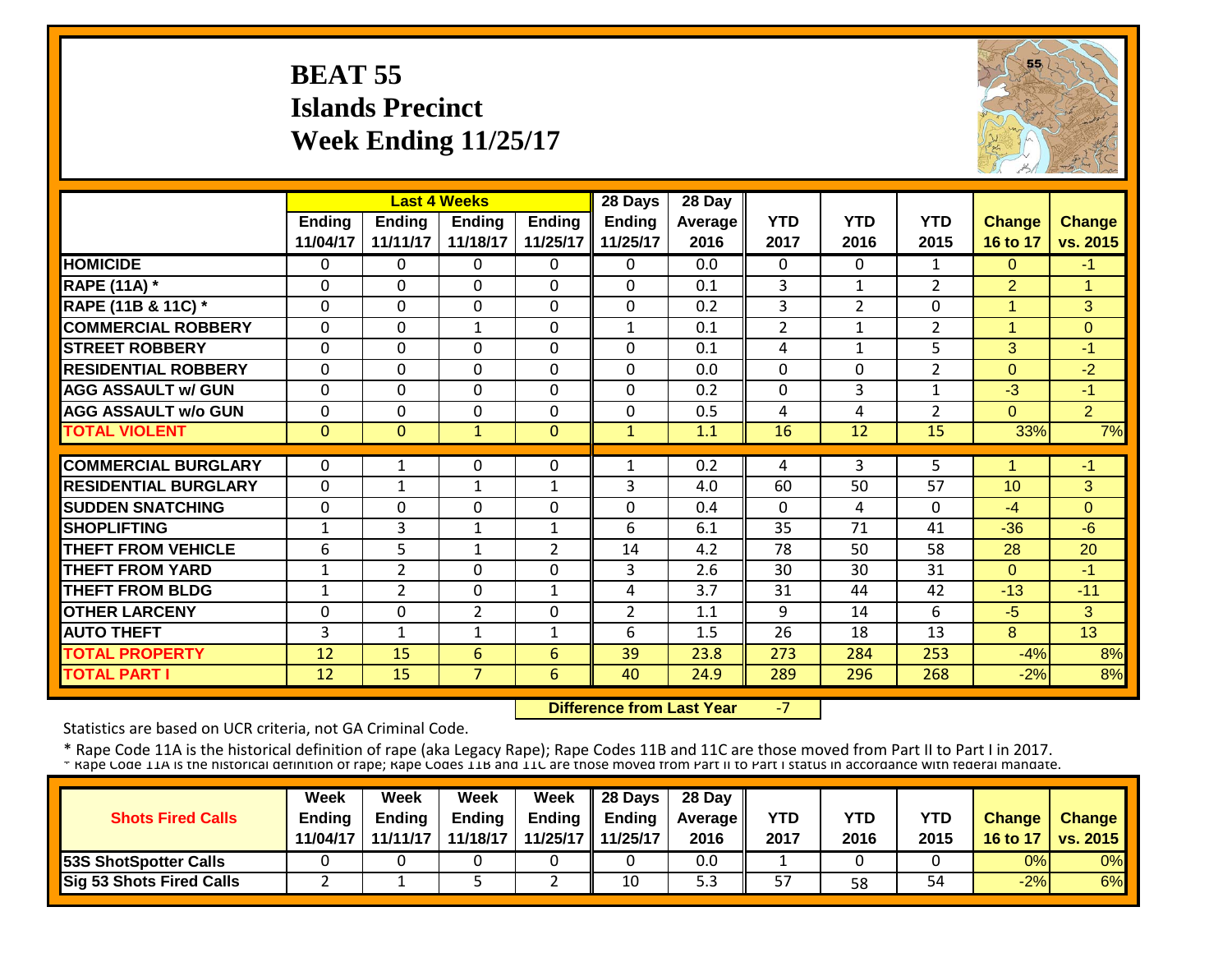# BEAT 55
## Islands Precinct
## Week Ending 11/25/17

| | Last 4 Weeks | | | | 28 Days | 28 Day | | | | | |
|---|---|---|---|---|---|---|---|---|---|---|---|
| | Ending 11/04/17 | Ending 11/11/17 | Ending 11/18/17 | Ending 11/25/17 | Ending 11/25/17 | Average 2016 | YTD 2017 | YTD 2016 | YTD 2015 | Change 16 to 17 | Change vs. 2015 |
| **HOMICIDE** | 0 | 0 | 0 | 0 | 0 | 0.0 | 0 | 0 | 1 | 0 | -1 |
| **RAPE (11A) *** | 0 | 0 | 0 | 0 | 0 | 0.1 | 3 | 1 | 2 | 2 | 1 |
| **RAPE (11B & 11C) *** | 0 | 0 | 0 | 0 | 0 | 0.2 | 3 | 2 | 0 | 1 | 3 |
| **COMMERCIAL ROBBERY** | 0 | 0 | 1 | 0 | 1 | 0.1 | 2 | 1 | 2 | 1 | 0 |
| **STREET ROBBERY** | 0 | 0 | 0 | 0 | 0 | 0.1 | 4 | 1 | 5 | 3 | -1 |
| **RESIDENTIAL ROBBERY** | 0 | 0 | 0 | 0 | 0 | 0.0 | 0 | 0 | 2 | 0 | -2 |
| **AGG ASSAULT w/ GUN** | 0 | 0 | 0 | 0 | 0 | 0.2 | 0 | 3 | 1 | -3 | -1 |
| **AGG ASSAULT w/o GUN** | 0 | 0 | 0 | 0 | 0 | 0.5 | 4 | 4 | 2 | 0 | 2 |
| **TOTAL VIOLENT** | 0 | 0 | 1 | 0 | 1 | 1.1 | 16 | 12 | 15 | 33% | 7% |
| **COMMERCIAL BURGLARY** | 0 | 1 | 0 | 0 | 1 | 0.2 | 4 | 3 | 5 | 1 | -1 |
| **RESIDENTIAL BURGLARY** | 0 | 1 | 1 | 1 | 3 | 4.0 | 60 | 50 | 57 | 10 | 3 |
| **SUDDEN SNATCHING** | 0 | 0 | 0 | 0 | 0 | 0.4 | 0 | 4 | 0 | -4 | 0 |
| **SHOPLIFTING** | 1 | 3 | 1 | 1 | 6 | 6.1 | 35 | 71 | 41 | -36 | -6 |
| **THEFT FROM VEHICLE** | 6 | 5 | 1 | 2 | 14 | 4.2 | 78 | 50 | 58 | 28 | 20 |
| **THEFT FROM YARD** | 1 | 2 | 0 | 0 | 3 | 2.6 | 30 | 30 | 31 | 0 | -1 |
| **THEFT FROM BLDG** | 1 | 2 | 0 | 1 | 4 | 3.7 | 31 | 44 | 42 | -13 | -11 |
| **OTHER LARCENY** | 0 | 0 | 2 | 0 | 2 | 1.1 | 9 | 14 | 6 | -5 | 3 |
| **AUTO THEFT** | 3 | 1 | 1 | 1 | 6 | 1.5 | 26 | 18 | 13 | 8 | 13 |
| **TOTAL PROPERTY** | 12 | 15 | 6 | 6 | 39 | 23.8 | 273 | 284 | 253 | -4% | 8% |
| **TOTAL PART I** | 12 | 15 | 7 | 6 | 40 | 24.9 | 289 | 296 | 268 | -2% | 8% |

**Difference from Last Year** -7

Statistics are based on UCR criteria, not GA Criminal Code.

* Rape Code 11A is the historical definition of rape (aka Legacy Rape); Rape Codes 11B and 11C are those moved from Part II to Part I in 2017.

| Shots Fired Calls | Week Ending 11/04/17 | Week Ending 11/11/17 | Week Ending 11/18/17 | Week Ending 11/25/17 | 28 Days Ending 11/25/17 | 28 Day Average 2016 | YTD 2017 | YTD 2016 | YTD 2015 | Change 16 to 17 | Change vs. 2015 |
|---|---|---|---|---|---|---|---|---|---|---|---|
| **53S ShotSpotter Calls** | 0 | 0 | 0 | 0 | 0 | 0.0 | 1 | 0 | 0 | 0% | 0% |
| **Sig 53 Shots Fired Calls** | 2 | 1 | 5 | 2 | 10 | 5.3 | 57 | 58 | 54 | -2% | 6% |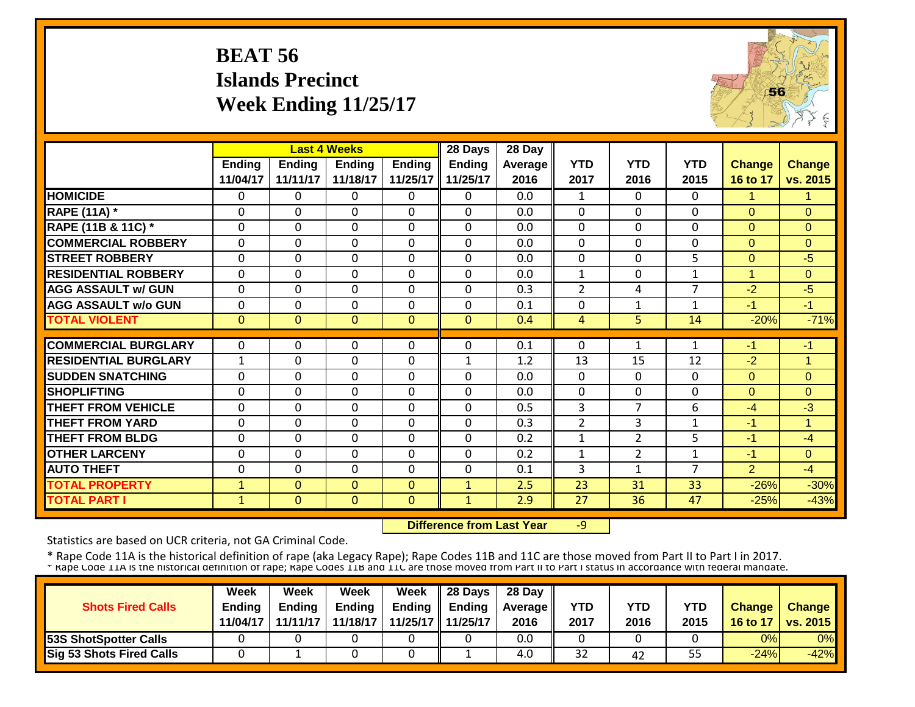# BEAT 56
## Islands Precinct
## Week Ending 11/25/17

| | Last 4 Weeks | | | | 28 Days | 28 Day | | | | | |
|---|---|---|---|---|---|---|---|---|---|---|---|
| | Ending 11/04/17 | Ending 11/11/17 | Ending 11/18/17 | Ending 11/25/17 | Ending 11/25/17 | Average 2016 | YTD 2017 | YTD 2016 | YTD 2015 | Change 16 to 17 | Change vs. 2015 |
| HOMICIDE | 0 | 0 | 0 | 0 | 0 | 0.0 | 1 | 0 | 0 | 1 | 1 |
| RAPE (11A) * | 0 | 0 | 0 | 0 | 0 | 0.0 | 0 | 0 | 0 | 0 | 0 |
| RAPE (11B & 11C) * | 0 | 0 | 0 | 0 | 0 | 0.0 | 0 | 0 | 0 | 0 | 0 |
| COMMERCIAL ROBBERY | 0 | 0 | 0 | 0 | 0 | 0.0 | 0 | 0 | 0 | 0 | 0 |
| STREET ROBBERY | 0 | 0 | 0 | 0 | 0 | 0.0 | 0 | 0 | 5 | 0 | -5 |
| RESIDENTIAL ROBBERY | 0 | 0 | 0 | 0 | 0 | 0.0 | 1 | 0 | 1 | 1 | 0 |
| AGG ASSAULT w/ GUN | 0 | 0 | 0 | 0 | 0 | 0.3 | 2 | 4 | 7 | -2 | -5 |
| AGG ASSAULT w/o GUN | 0 | 0 | 0 | 0 | 0 | 0.1 | 0 | 1 | 1 | -1 | -1 |
| TOTAL VIOLENT | 0 | 0 | 0 | 0 | 0 | 0.4 | 4 | 5 | 14 | -20% | -71% |
| COMMERCIAL BURGLARY | 0 | 0 | 0 | 0 | 0 | 0.1 | 0 | 1 | 1 | -1 | -1 |
| RESIDENTIAL BURGLARY | 1 | 0 | 0 | 0 | 1 | 1.2 | 13 | 15 | 12 | -2 | 1 |
| SUDDEN SNATCHING | 0 | 0 | 0 | 0 | 0 | 0.0 | 0 | 0 | 0 | 0 | 0 |
| SHOPLIFTING | 0 | 0 | 0 | 0 | 0 | 0.0 | 0 | 0 | 0 | 0 | 0 |
| THEFT FROM VEHICLE | 0 | 0 | 0 | 0 | 0 | 0.5 | 3 | 7 | 6 | -4 | -3 |
| THEFT FROM YARD | 0 | 0 | 0 | 0 | 0 | 0.3 | 2 | 3 | 1 | -1 | 1 |
| THEFT FROM BLDG | 0 | 0 | 0 | 0 | 0 | 0.2 | 1 | 2 | 5 | -1 | -4 |
| OTHER LARCENY | 0 | 0 | 0 | 0 | 0 | 0.2 | 1 | 2 | 1 | -1 | 0 |
| AUTO THEFT | 0 | 0 | 0 | 0 | 0 | 0.1 | 3 | 1 | 7 | 2 | -4 |
| TOTAL PROPERTY | 1 | 0 | 0 | 0 | 1 | 2.5 | 23 | 31 | 33 | -26% | -30% |
| TOTAL PART I | 1 | 0 | 0 | 0 | 1 | 2.9 | 27 | 36 | 47 | -25% | -43% |

**Difference from Last Year** -9

Statistics are based on UCR criteria, not GA Criminal Code.

* Rape Code 11A is the historical definition of rape (aka Legacy Rape); Rape Codes 11B and 11C are those moved from Part II to Part I in 2017.

| Shots Fired Calls | Week Ending 11/04/17 | Week Ending 11/11/17 | Week Ending 11/18/17 | Week Ending 11/25/17 | 28 Days Ending 11/25/17 | 28 Day Average 2016 | YTD 2017 | YTD 2016 | YTD 2015 | Change 16 to 17 | Change vs. 2015 |
|---|---|---|---|---|---|---|---|---|---|---|---|
| 53S ShotSpotter Calls | 0 | 0 | 0 | 0 | 0 | 0.0 | 0 | 0 | 0 | 0% | 0% |
| Sig 53 Shots Fired Calls | 0 | 1 | 0 | 0 | 1 | 4.0 | 32 | 42 | 55 | -24% | -42% |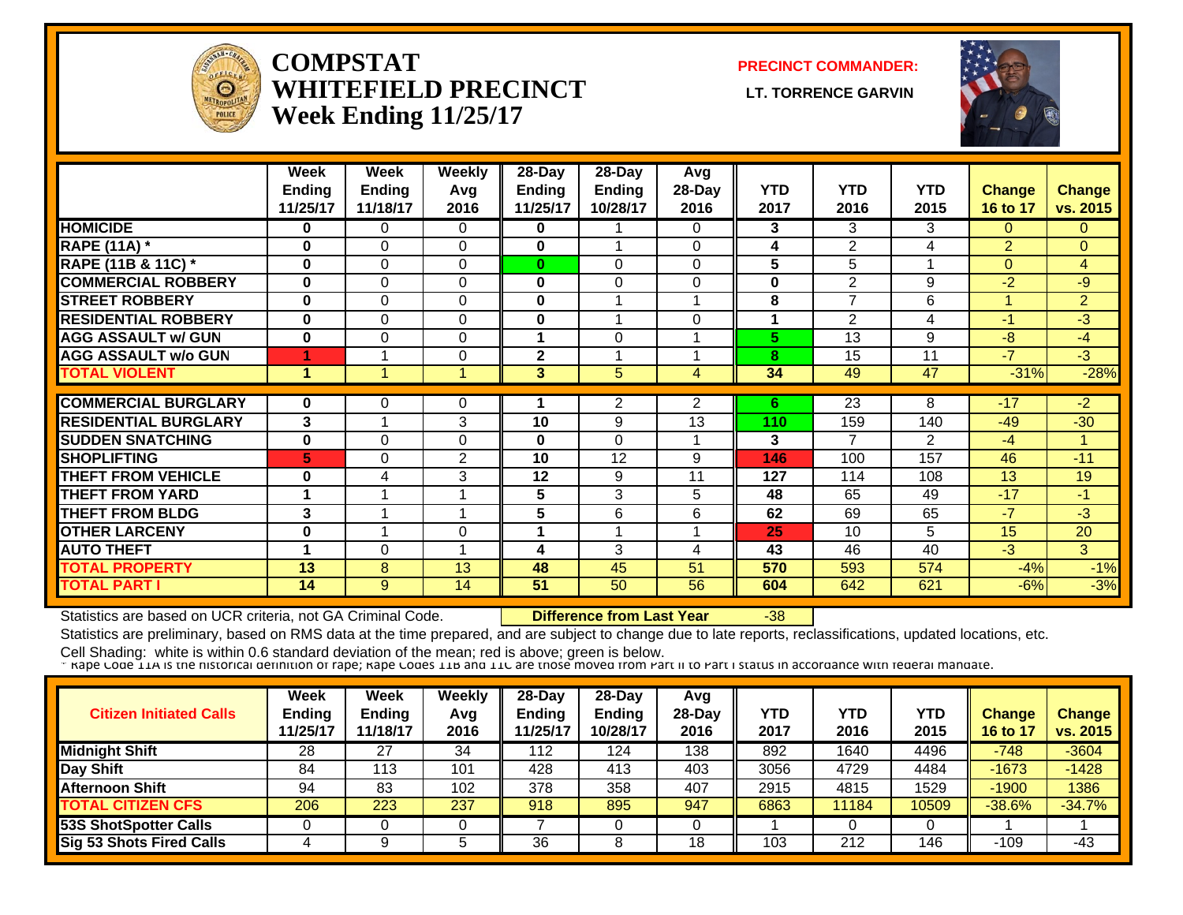# COMPSTAT WHITEFIELD PRECINCT Week Ending 11/25/17

**PRECINCT COMMANDER:** LT. TORRENCE GARVIN

| | Week Ending 11/25/17 | Week Ending 11/18/17 | Weekly Avg 2016 | 28-Day Ending 11/25/17 | 28-Day Ending 10/28/17 | Avg 28-Day 2016 | YTD 2017 | YTD 2016 | YTD 2015 | Change 16 to 17 | Change vs. 2015 |
|---|---|---|---|---|---|---|---|---|---|---|---|
| HOMICIDE | 0 | 0 | 0 | 0 | 1 | 0 | 3 | 3 | 3 | 0 | 0 |
| RAPE (11A) * | 0 | 0 | 0 | 0 | 1 | 0 | 4 | 2 | 4 | 2 | 0 |
| RAPE (11B & 11C) * | 0 | 0 | 0 | 0 | 0 | 0 | 5 | 5 | 1 | 0 | 4 |
| COMMERCIAL ROBBERY | 0 | 0 | 0 | 0 | 0 | 0 | 0 | 2 | 9 | -2 | -9 |
| STREET ROBBERY | 0 | 0 | 0 | 0 | 1 | 1 | 8 | 7 | 6 | 1 | 2 |
| RESIDENTIAL ROBBERY | 0 | 0 | 0 | 0 | 1 | 0 | 1 | 2 | 4 | -1 | -3 |
| AGG ASSAULT w/ GUN | 0 | 0 | 0 | 1 | 0 | 1 | 5 | 13 | 9 | -8 | -4 |
| AGG ASSAULT w/o GUN | 1 | 1 | 0 | 2 | 1 | 1 | 8 | 15 | 11 | -7 | -3 |
| TOTAL VIOLENT | 1 | 1 | 1 | 3 | 5 | 4 | 34 | 49 | 47 | -31% | -28% |
| COMMERCIAL BURGLARY | 0 | 0 | 0 | 1 | 2 | 2 | 6 | 23 | 8 | -17 | -2 |
| RESIDENTIAL BURGLARY | 3 | 1 | 3 | 10 | 9 | 13 | 110 | 159 | 140 | -49 | -30 |
| SUDDEN SNATCHING | 0 | 0 | 0 | 0 | 0 | 1 | 3 | 7 | 2 | -4 | 1 |
| SHOPLIFTING | 5 | 0 | 2 | 10 | 12 | 9 | 146 | 100 | 157 | 46 | -11 |
| THEFT FROM VEHICLE | 0 | 4 | 3 | 12 | 9 | 11 | 127 | 114 | 108 | 13 | 19 |
| THEFT FROM YARD | 1 | 1 | 1 | 5 | 3 | 5 | 48 | 65 | 49 | -17 | -1 |
| THEFT FROM BLDG | 3 | 1 | 1 | 5 | 6 | 6 | 62 | 69 | 65 | -7 | -3 |
| OTHER LARCENY | 0 | 1 | 0 | 1 | 1 | 1 | 25 | 10 | 5 | 15 | 20 |
| AUTO THEFT | 1 | 0 | 1 | 4 | 3 | 4 | 43 | 46 | 40 | -3 | 3 |
| TOTAL PROPERTY | 13 | 8 | 13 | 48 | 45 | 51 | 570 | 593 | 574 | -4% | -1% |
| TOTAL PART I | 14 | 9 | 14 | 51 | 50 | 56 | 604 | 642 | 621 | -6% | -3% |

Statistics are based on UCR criteria, not GA Criminal Code. **Difference from Last Year** -38

Statistics are preliminary, based on RMS data at the time prepared, and are subject to change due to late reports, reclassifications, updated locations, etc.

Cell Shading: white is within 0.6 standard deviation of the mean; red is above; green is below.

* Rape Code 11A is the historical definition of rape; Rape Codes 11B and 11C are those moved from Part II to Part I status in accordance with federal mandate.

| Citizen Initiated Calls | Week Ending 11/25/17 | Week Ending 11/18/17 | Weekly Avg 2016 | 28-Day Ending 11/25/17 | 28-Day Ending 10/28/17 | Avg 28-Day 2016 | YTD 2017 | YTD 2016 | YTD 2015 | Change 16 to 17 | Change vs. 2015 |
|---|---|---|---|---|---|---|---|---|---|---|---|
| Midnight Shift | 28 | 27 | 34 | 112 | 124 | 138 | 892 | 1640 | 4496 | -748 | -3604 |
| Day Shift | 84 | 113 | 101 | 428 | 413 | 403 | 3056 | 4729 | 4484 | -1673 | -1428 |
| Afternoon Shift | 94 | 83 | 102 | 378 | 358 | 407 | 2915 | 4815 | 1529 | -1900 | 1386 |
| TOTAL CITIZEN CFS | 206 | 223 | 237 | 918 | 895 | 947 | 6863 | 11184 | 10509 | -38.6% | -34.7% |
| 53S ShotSpotter Calls | 0 | 0 | 0 | 7 | 0 | 0 | 1 | 0 | 0 | 1 | 1 |
| Sig 53 Shots Fired Calls | 4 | 9 | 5 | 36 | 8 | 18 | 103 | 212 | 146 | -109 | -43 |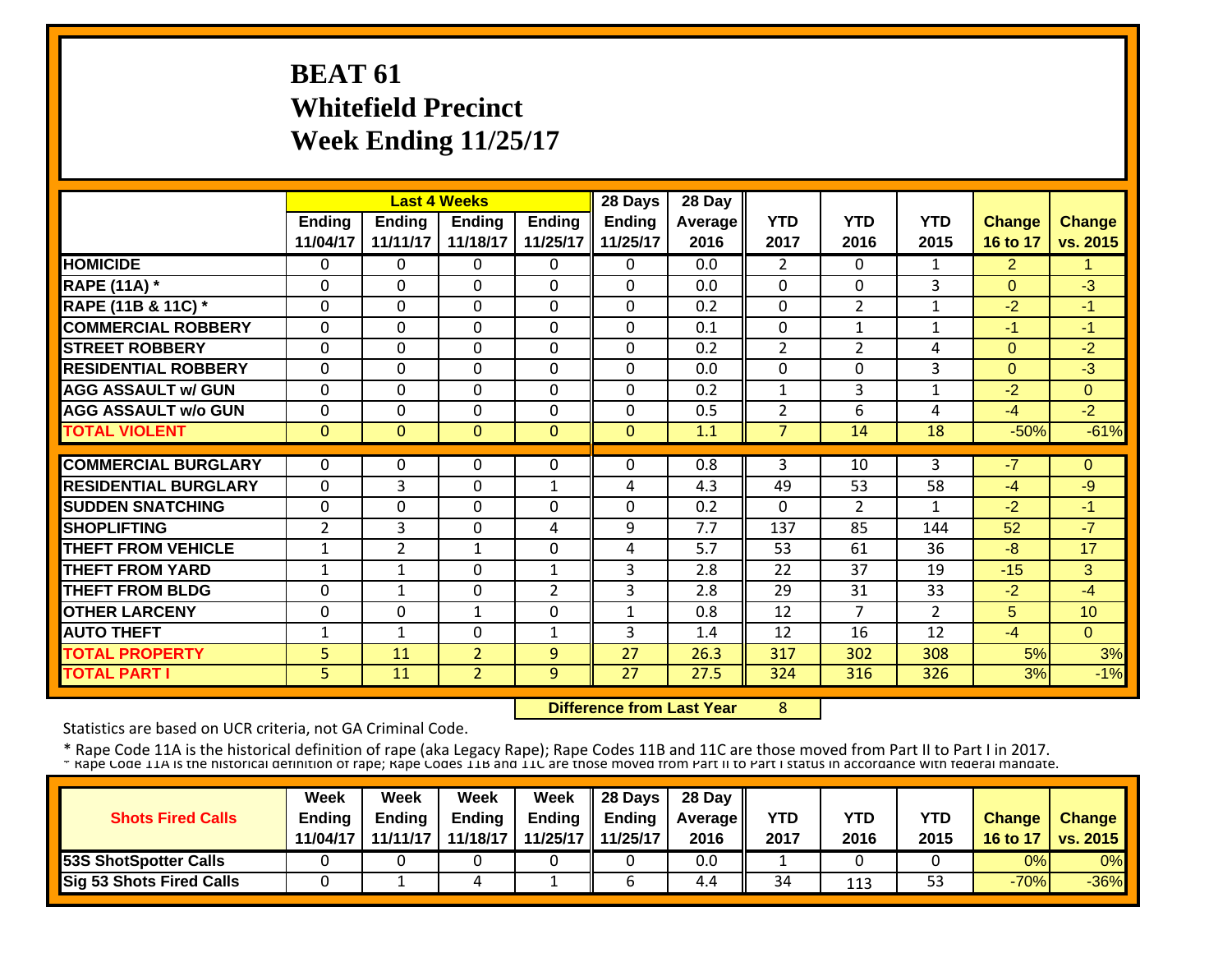# BEAT 61
## Whitefield Precinct
## Week Ending 11/25/17

| | Last 4 Weeks | | | | 28 Days | 28 Day | | | | | |
|---|---|---|---|---|---|---|---|---|---|---|---|
| | Ending 11/04/17 | Ending 11/11/17 | Ending 11/18/17 | Ending 11/25/17 | Ending 11/25/17 | Average 2016 | YTD 2017 | YTD 2016 | YTD 2015 | Change 16 to 17 | Change vs. 2015 |
| HOMICIDE | 0 | 0 | 0 | 0 | 0 | 0.0 | 2 | 0 | 1 | 2 | 1 |
| RAPE (11A) * | 0 | 0 | 0 | 0 | 0 | 0.0 | 0 | 0 | 3 | 0 | -3 |
| RAPE (11B & 11C) * | 0 | 0 | 0 | 0 | 0 | 0.2 | 0 | 2 | 1 | -2 | -1 |
| COMMERCIAL ROBBERY | 0 | 0 | 0 | 0 | 0 | 0.1 | 0 | 1 | 1 | -1 | -1 |
| STREET ROBBERY | 0 | 0 | 0 | 0 | 0 | 0.2 | 2 | 2 | 4 | 0 | -2 |
| RESIDENTIAL ROBBERY | 0 | 0 | 0 | 0 | 0 | 0.0 | 0 | 0 | 3 | 0 | -3 |
| AGG ASSAULT w/ GUN | 0 | 0 | 0 | 0 | 0 | 0.2 | 1 | 3 | 1 | -2 | 0 |
| AGG ASSAULT w/o GUN | 0 | 0 | 0 | 0 | 0 | 0.5 | 2 | 6 | 4 | -4 | -2 |
| TOTAL VIOLENT | 0 | 0 | 0 | 0 | 0 | 1.1 | 7 | 14 | 18 | -50% | -61% |
| COMMERCIAL BURGLARY | 0 | 0 | 0 | 0 | 0 | 0.8 | 3 | 10 | 3 | -7 | 0 |
| RESIDENTIAL BURGLARY | 0 | 3 | 0 | 1 | 4 | 4.3 | 49 | 53 | 58 | -4 | -9 |
| SUDDEN SNATCHING | 0 | 0 | 0 | 0 | 0 | 0.2 | 0 | 2 | 1 | -2 | -1 |
| SHOPLIFTING | 2 | 3 | 0 | 4 | 9 | 7.7 | 137 | 85 | 144 | 52 | -7 |
| THEFT FROM VEHICLE | 1 | 2 | 1 | 0 | 4 | 5.7 | 53 | 61 | 36 | -8 | 17 |
| THEFT FROM YARD | 1 | 1 | 0 | 1 | 3 | 2.8 | 22 | 37 | 19 | -15 | 3 |
| THEFT FROM BLDG | 0 | 1 | 0 | 2 | 3 | 2.8 | 29 | 31 | 33 | -2 | -4 |
| OTHER LARCENY | 0 | 0 | 1 | 0 | 1 | 0.8 | 12 | 7 | 2 | 5 | 10 |
| AUTO THEFT | 1 | 1 | 0 | 1 | 3 | 1.4 | 12 | 16 | 12 | -4 | 0 |
| TOTAL PROPERTY | 5 | 11 | 2 | 9 | 27 | 26.3 | 317 | 302 | 308 | 5% | 3% |
| TOTAL PART I | 5 | 11 | 2 | 9 | 27 | 27.5 | 324 | 316 | 326 | 3% | -1% |

**Difference from Last Year** 8

Statistics are based on UCR criteria, not GA Criminal Code.

* Rape Code 11A is the historical definition of rape (aka Legacy Rape); Rape Codes 11B and 11C are those moved from Part II to Part I in 2017.
* Rape Code 11A is the historical definition of rape; Rape Codes 11B and 11C are those moved from Part II to Part I status in accordance with federal mandate.

| Shots Fired Calls | Week Ending 11/04/17 | Week Ending 11/11/17 | Week Ending 11/18/17 | Week Ending 11/25/17 | 28 Days Ending 11/25/17 | 28 Day Average 2016 | YTD 2017 | YTD 2016 | YTD 2015 | Change 16 to 17 | Change vs. 2015 |
|---|---|---|---|---|---|---|---|---|---|---|---|
| 53S ShotSpotter Calls | 0 | 0 | 0 | 0 | 0 | 0.0 | 1 | 0 | 0 | 0% | 0% |
| Sig 53 Shots Fired Calls | 0 | 1 | 4 | 1 | 6 | 4.4 | 34 | 113 | 53 | -70% | -36% |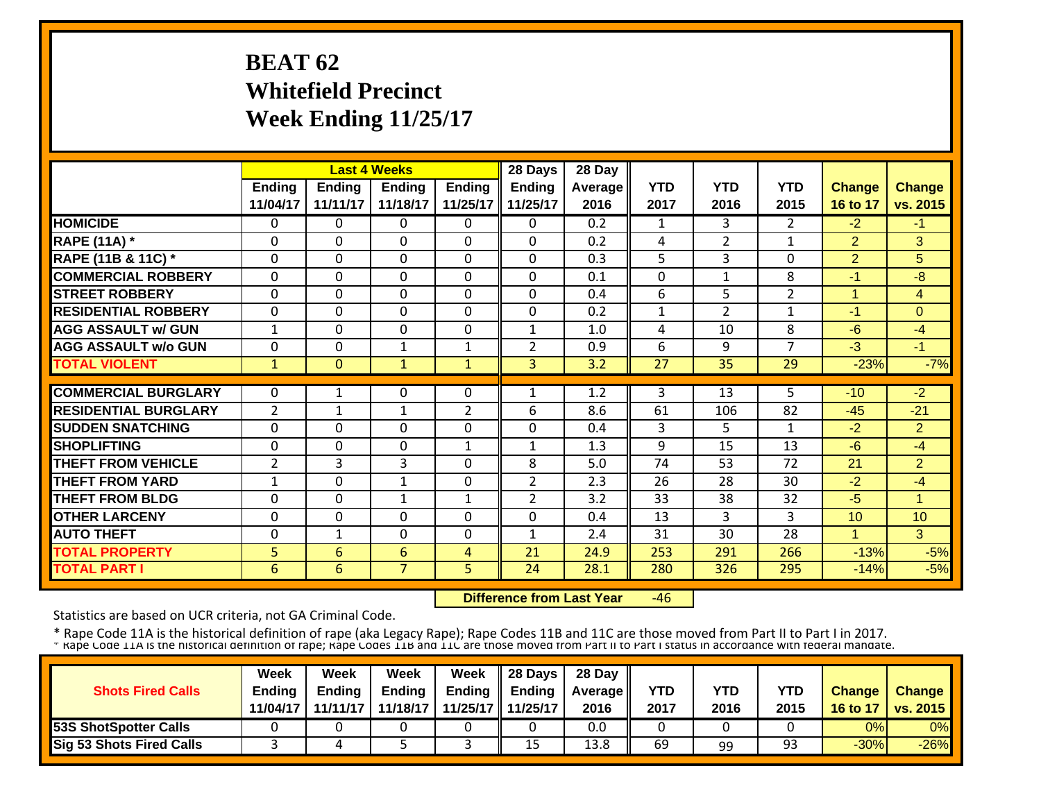# BEAT 62
# Whitefield Precinct
# Week Ending 11/25/17

| | Last 4 Weeks | | | | 28 Days | 28 Day | | | | | |
|---|---|---|---|---|---|---|---|---|---|---|---|
| | Ending 11/04/17 | Ending 11/11/17 | Ending 11/18/17 | Ending 11/25/17 | Ending 11/25/17 | Average 2016 | YTD 2017 | YTD 2016 | YTD 2015 | Change 16 to 17 | Change vs. 2015 |
| **HOMICIDE** | 0 | 0 | 0 | 0 | 0 | 0.2 | 1 | 3 | 2 | -2 | -1 |
| **RAPE (11A) *** | 0 | 0 | 0 | 0 | 0 | 0.2 | 4 | 2 | 1 | 2 | 3 |
| **RAPE (11B & 11C) *** | 0 | 0 | 0 | 0 | 0 | 0.3 | 5 | 3 | 0 | 2 | 5 |
| **COMMERCIAL ROBBERY** | 0 | 0 | 0 | 0 | 0 | 0.1 | 0 | 1 | 8 | -1 | -8 |
| **STREET ROBBERY** | 0 | 0 | 0 | 0 | 0 | 0.4 | 6 | 5 | 2 | 1 | 4 |
| **RESIDENTIAL ROBBERY** | 0 | 0 | 0 | 0 | 0 | 0.2 | 1 | 2 | 1 | -1 | 0 |
| **AGG ASSAULT w/ GUN** | 1 | 0 | 0 | 0 | 1 | 1.0 | 4 | 10 | 8 | -6 | -4 |
| **AGG ASSAULT w/o GUN** | 0 | 0 | 1 | 1 | 2 | 0.9 | 6 | 9 | 7 | -3 | -1 |
| **TOTAL VIOLENT** | 1 | 0 | 1 | 1 | 3 | 3.2 | 27 | 35 | 29 | -23% | -7% |
| **COMMERCIAL BURGLARY** | 0 | 1 | 0 | 0 | 1 | 1.2 | 3 | 13 | 5 | -10 | -2 |
| **RESIDENTIAL BURGLARY** | 2 | 1 | 1 | 2 | 6 | 8.6 | 61 | 106 | 82 | -45 | -21 |
| **SUDDEN SNATCHING** | 0 | 0 | 0 | 0 | 0 | 0.4 | 3 | 5 | 1 | -2 | 2 |
| **SHOPLIFTING** | 0 | 0 | 0 | 1 | 1 | 1.3 | 9 | 15 | 13 | -6 | -4 |
| **THEFT FROM VEHICLE** | 2 | 3 | 3 | 0 | 8 | 5.0 | 74 | 53 | 72 | 21 | 2 |
| **THEFT FROM YARD** | 1 | 0 | 1 | 0 | 2 | 2.3 | 26 | 28 | 30 | -2 | -4 |
| **THEFT FROM BLDG** | 0 | 0 | 1 | 1 | 2 | 3.2 | 33 | 38 | 32 | -5 | 1 |
| **OTHER LARCENY** | 0 | 0 | 0 | 0 | 0 | 0.4 | 13 | 3 | 3 | 10 | 10 |
| **AUTO THEFT** | 0 | 1 | 0 | 0 | 1 | 2.4 | 31 | 30 | 28 | 1 | 3 |
| **TOTAL PROPERTY** | 5 | 6 | 6 | 4 | 21 | 24.9 | 253 | 291 | 266 | -13% | -5% |
| **TOTAL PART I** | 6 | 6 | 7 | 5 | 24 | 28.1 | 280 | 326 | 295 | -14% | -5% |

**Difference from Last Year** -46

Statistics are based on UCR criteria, not GA Criminal Code.

* Rape Code 11A is the historical definition of rape (aka Legacy Rape); Rape Codes 11B and 11C are those moved from Part II to Part I in 2017.
* Rape Code 11A is the historical definition of rape; Rape Codes 11B and 11C are those moved from Part II to Part I status in accordance with federal mandate.

| Shots Fired Calls | Week Ending 11/04/17 | Week Ending 11/11/17 | Week Ending 11/18/17 | Week Ending 11/25/17 | 28 Days Ending 11/25/17 | 28 Day Average 2016 | YTD 2017 | YTD 2016 | YTD 2015 | Change 16 to 17 | Change vs. 2015 |
|---|---|---|---|---|---|---|---|---|---|---|---|
| **53S ShotSpotter Calls** | 0 | 0 | 0 | 0 | 0 | 0.0 | 0 | 0 | 0 | 0% | 0% |
| **Sig 53 Shots Fired Calls** | 3 | 4 | 5 | 3 | 15 | 13.8 | 69 | 99 | 93 | -30% | -26% |